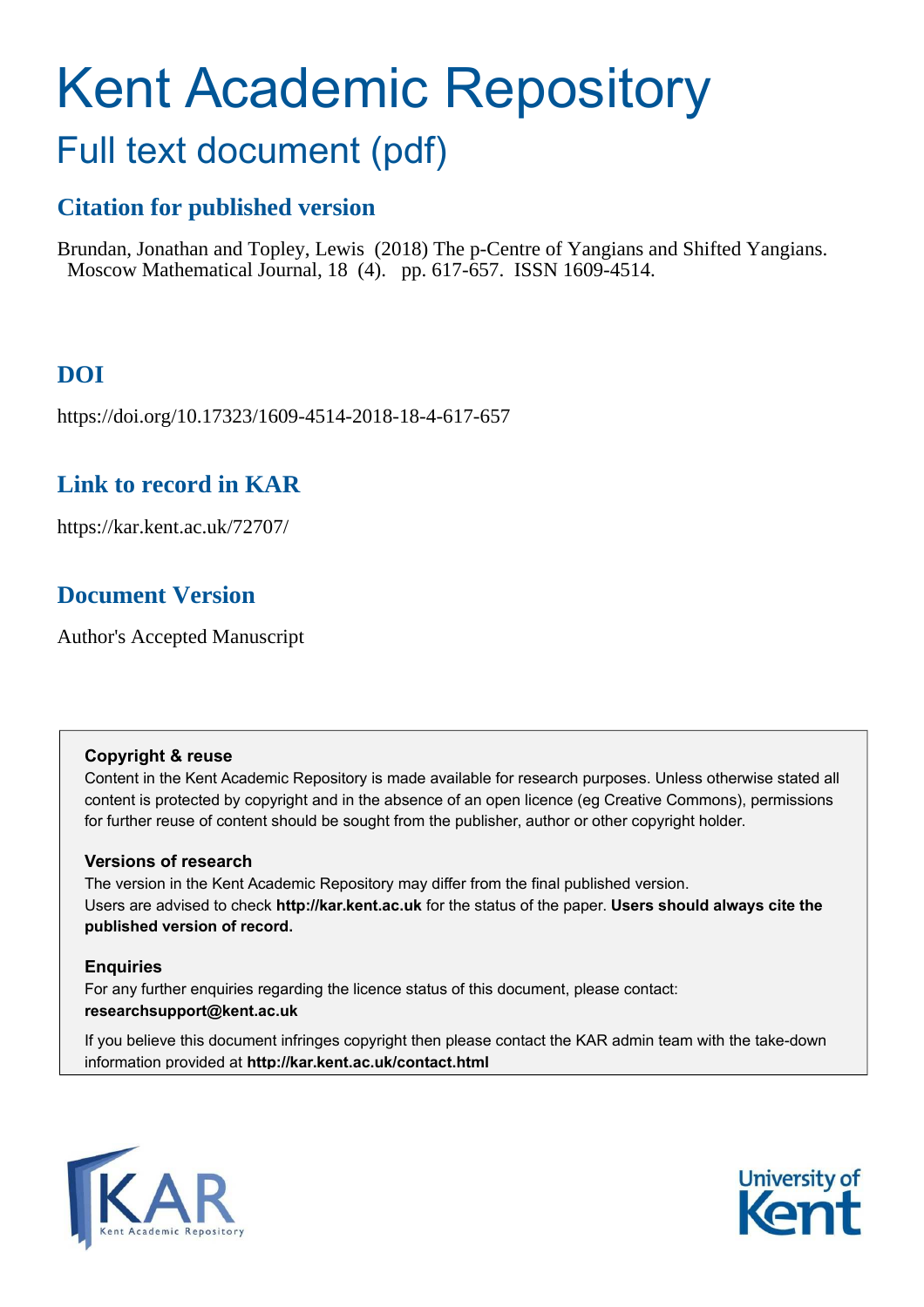# Kent Academic Repository

## Full text document (pdf)

### Citation for published version

Brundan, Jonathan and Topley, Lewis (2018) The p-Centre of Yangians and Shifted Yangians. Moscow Mathematical Journal, 18 (4). pp. 617-657. ISSN 1609-4514.

### DOI

https://doi.org/10.17323/1609-4514-2018-18-4-617-657

### Link to record in KAR

https://kar.kent.ac.uk/72707/

### Document Version

Author's Accepted Manuscript

**Copyright & reuse**

Content in the Kent Academic Repository is made available for research purposes. Unless otherwise stated all content is protected by copyright and in the absence of an open licence (eg Creative Commons), permissions for further reuse of content should be sought from the publisher, author or other copyright holder.

**Versions of research**

The version in the Kent Academic Repository may differ from the final published version.
Users are advised to check **http://kar.kent.ac.uk** for the status of the paper. **Users should always cite the published version of record.**

**Enquiries**

For any further enquiries regarding the licence status of this document, please contact:
**researchsupport@kent.ac.uk**

If you believe this document infringes copyright then please contact the KAR admin team with the take-down information provided at **http://kar.kent.ac.uk/contact.html**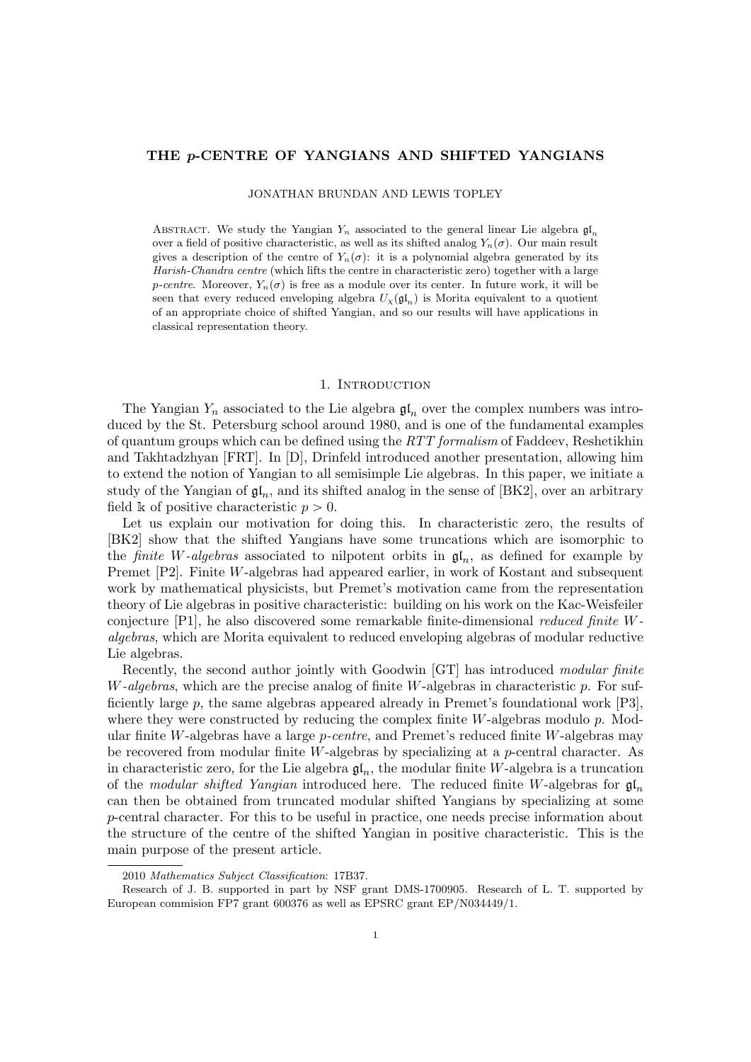# THE $p$-CENTRE OF YANGIANS AND SHIFTED YANGIANS

JONATHAN BRUNDAN AND LEWIS TOPLEY

Abstract. We study the Yangian $Y_n$ associated to the general linear Lie algebra $\mathfrak{gl}_n$ over a field of positive characteristic, as well as its shifted analog $Y_n(\sigma)$. Our main result gives a description of the centre of $Y_n(\sigma)$: it is a polynomial algebra generated by its *Harish-Chandra centre* (which lifts the centre in characteristic zero) together with a large *p-centre*. Moreover, $Y_n(\sigma)$ is free as a module over its center. In future work, it will be seen that every reduced enveloping algebra $U_\chi(\mathfrak{gl}_n)$ is Morita equivalent to a quotient of an appropriate choice of shifted Yangian, and so our results will have applications in classical representation theory.

## 1. Introduction

The Yangian $Y_n$ associated to the Lie algebra $\mathfrak{gl}_n$ over the complex numbers was introduced by the St. Petersburg school around 1980, and is one of the fundamental examples of quantum groups which can be defined using the *RTT formalism* of Faddeev, Reshetikhin and Takhtadzhyan [FRT]. In [D], Drinfeld introduced another presentation, allowing him to extend the notion of Yangian to all semisimple Lie algebras. In this paper, we initiate a study of the Yangian of $\mathfrak{gl}_n$, and its shifted analog in the sense of [BK2], over an arbitrary field $\mathbb{k}$ of positive characteristic $p > 0$.

Let us explain our motivation for doing this. In characteristic zero, the results of [BK2] show that the shifted Yangians have some truncations which are isomorphic to the *finite W-algebras* associated to nilpotent orbits in $\mathfrak{gl}_n$, as defined for example by Premet [P2]. Finite $W$-algebras had appeared earlier, in work of Kostant and subsequent work by mathematical physicists, but Premet's motivation came from the representation theory of Lie algebras in positive characteristic: building on his work on the Kac-Weisfeiler conjecture [P1], he also discovered some remarkable finite-dimensional *reduced finite W-algebras*, which are Morita equivalent to reduced enveloping algebras of modular reductive Lie algebras.

Recently, the second author jointly with Goodwin [GT] has introduced *modular finite W-algebras*, which are the precise analog of finite W-algebras in characteristic $p$. For sufficiently large $p$, the same algebras appeared already in Premet's foundational work [P3], where they were constructed by reducing the complex finite $W$-algebras modulo $p$. Modular finite $W$-algebras have a large $p$-centre, and Premet's reduced finite $W$-algebras may be recovered from modular finite $W$-algebras by specializing at a $p$-central character. As in characteristic zero, for the Lie algebra $\mathfrak{gl}_n$, the modular finite $W$-algebra is a truncation of the *modular shifted Yangian* introduced here. The reduced finite $W$-algebras for $\mathfrak{gl}_n$ can then be obtained from truncated modular shifted Yangians by specializing at some $p$-central character. For this to be useful in practice, one needs precise information about the structure of the centre of the shifted Yangian in positive characteristic. This is the main purpose of the present article.

---

2010 *Mathematics Subject Classification*: 17B37.

Research of J. B. supported in part by NSF grant DMS-1700905. Research of L. T. supported by European commision FP7 grant 600376 as well as EPSRC grant EP/N034449/1.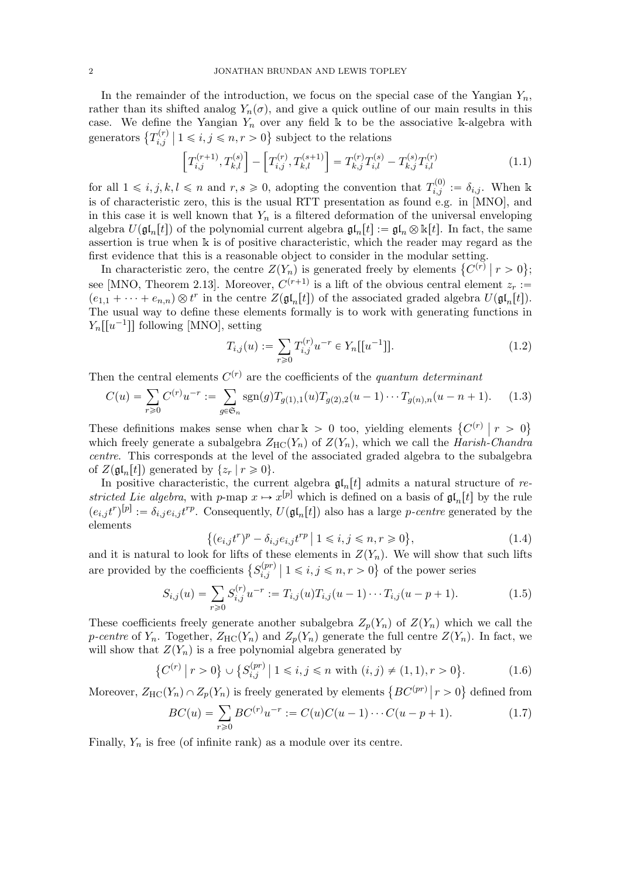In the remainder of the introduction, we focus on the special case of the Yangian $Y_n$, rather than its shifted analog $Y_n(\sigma)$, and give a quick outline of our main results in this case. We define the Yangian $Y_n$ over any field $\mathbb{k}$ to be the associative $\mathbb{k}$-algebra with generators $\{T_{i,j}^{(r)} \mid 1 \leqslant i,j \leqslant n, r > 0\}$ subject to the relations

$$\left[T_{i,j}^{(r+1)}, T_{k,l}^{(s)}\right] - \left[T_{i,j}^{(r)}, T_{k,l}^{(s+1)}\right] = T_{k,j}^{(r)} T_{i,l}^{(s)} - T_{k,j}^{(s)} T_{i,l}^{(r)} \tag{1.1}$$

for all $1 \leqslant i,j,k,l \leqslant n$ and $r, s \geqslant 0$, adopting the convention that $T_{i,j}^{(0)} := \delta_{i,j}$. When $\mathbb{k}$ is of characteristic zero, this is the usual RTT presentation as found e.g. in [MNO], and in this case it is well known that $Y_n$ is a filtered deformation of the universal enveloping algebra $U(\mathfrak{gl}_n[t])$ of the polynomial current algebra $\mathfrak{gl}_n[t] := \mathfrak{gl}_n \otimes \mathbb{k}[t]$. In fact, the same assertion is true when $\mathbb{k}$ is of positive characteristic, which the reader may regard as the first evidence that this is a reasonable object to consider in the modular setting.

In characteristic zero, the centre $Z(Y_n)$ is generated freely by elements $\{C^{(r)} \mid r > 0\}$; see [MNO, Theorem 2.13]. Moreover, $C^{(r+1)}$ is a lift of the obvious central element $z_r := (e_{1,1} + \cdots + e_{n,n}) \otimes t^r$ in the centre $Z(\mathfrak{gl}_n[t])$ of the associated graded algebra $U(\mathfrak{gl}_n[t])$. The usual way to define these elements formally is to work with generating functions in $Y_n[[u^{-1}]]$ following [MNO], setting

$$T_{i,j}(u) := \sum_{r \geqslant 0} T_{i,j}^{(r)} u^{-r} \in Y_n[[u^{-1}]]. \tag{1.2}$$

Then the central elements $C^{(r)}$ are the coefficients of the *quantum determinant*

$$C(u) = \sum_{r \geqslant 0} C^{(r)} u^{-r} := \sum_{g \in \mathfrak{S}_n} \operatorname{sgn}(g) T_{g(1),1}(u) T_{g(2),2}(u-1) \cdots T_{g(n),n}(u-n+1). \tag{1.3}$$

These definitions makes sense when $\operatorname{char} \mathbb{k} > 0$ too, yielding elements $\{C^{(r)} \mid r > 0\}$ which freely generate a subalgebra $Z_{\mathrm{HC}}(Y_n)$ of $Z(Y_n)$, which we call the *Harish-Chandra centre*. This corresponds at the level of the associated graded algebra to the subalgebra of $Z(\mathfrak{gl}_n[t])$ generated by $\{z_r \mid r \geqslant 0\}$.

In positive characteristic, the current algebra $\mathfrak{gl}_n[t]$ admits a natural structure of *restricted Lie algebra*, with $p$-map $x \mapsto x^{[p]}$ which is defined on a basis of $\mathfrak{gl}_n[t]$ by the rule $(e_{i,j}t^r)^{[p]} := \delta_{i,j} e_{i,j} t^{rp}$. Consequently, $U(\mathfrak{gl}_n[t])$ also has a large *p-centre* generated by the elements

$$\left\{(e_{i,j}t^r)^p - \delta_{i,j} e_{i,j} t^{rp} \mid 1 \leqslant i,j \leqslant n, r \geqslant 0\right\}, \tag{1.4}$$

and it is natural to look for lifts of these elements in $Z(Y_n)$. We will show that such lifts are provided by the coefficients $\{S_{i,j}^{(pr)} \mid 1 \leqslant i,j \leqslant n, r > 0\}$ of the power series

$$S_{i,j}(u) = \sum_{r \geqslant 0} S_{i,j}^{(r)} u^{-r} := T_{i,j}(u) T_{i,j}(u-1) \cdots T_{i,j}(u-p+1). \tag{1.5}$$

These coefficients freely generate another subalgebra $Z_p(Y_n)$ of $Z(Y_n)$ which we call the *p-centre* of $Y_n$. Together, $Z_{\mathrm{HC}}(Y_n)$ and $Z_p(Y_n)$ generate the full centre $Z(Y_n)$. In fact, we will show that $Z(Y_n)$ is a free polynomial algebra generated by

$$\{C^{(r)} \mid r > 0\} \cup \{S_{i,j}^{(pr)} \mid 1 \leqslant i,j \leqslant n \text{ with } (i,j) \neq (1,1), r > 0\}. \tag{1.6}$$

Moreover, $Z_{\mathrm{HC}}(Y_n) \cap Z_p(Y_n)$ is freely generated by elements $\{BC^{(pr)} \mid r > 0\}$ defined from

$$BC(u) = \sum_{r \geqslant 0} BC^{(r)} u^{-r} := C(u) C(u-1) \cdots C(u-p+1). \tag{1.7}$$

Finally, $Y_n$ is free (of infinite rank) as a module over its centre.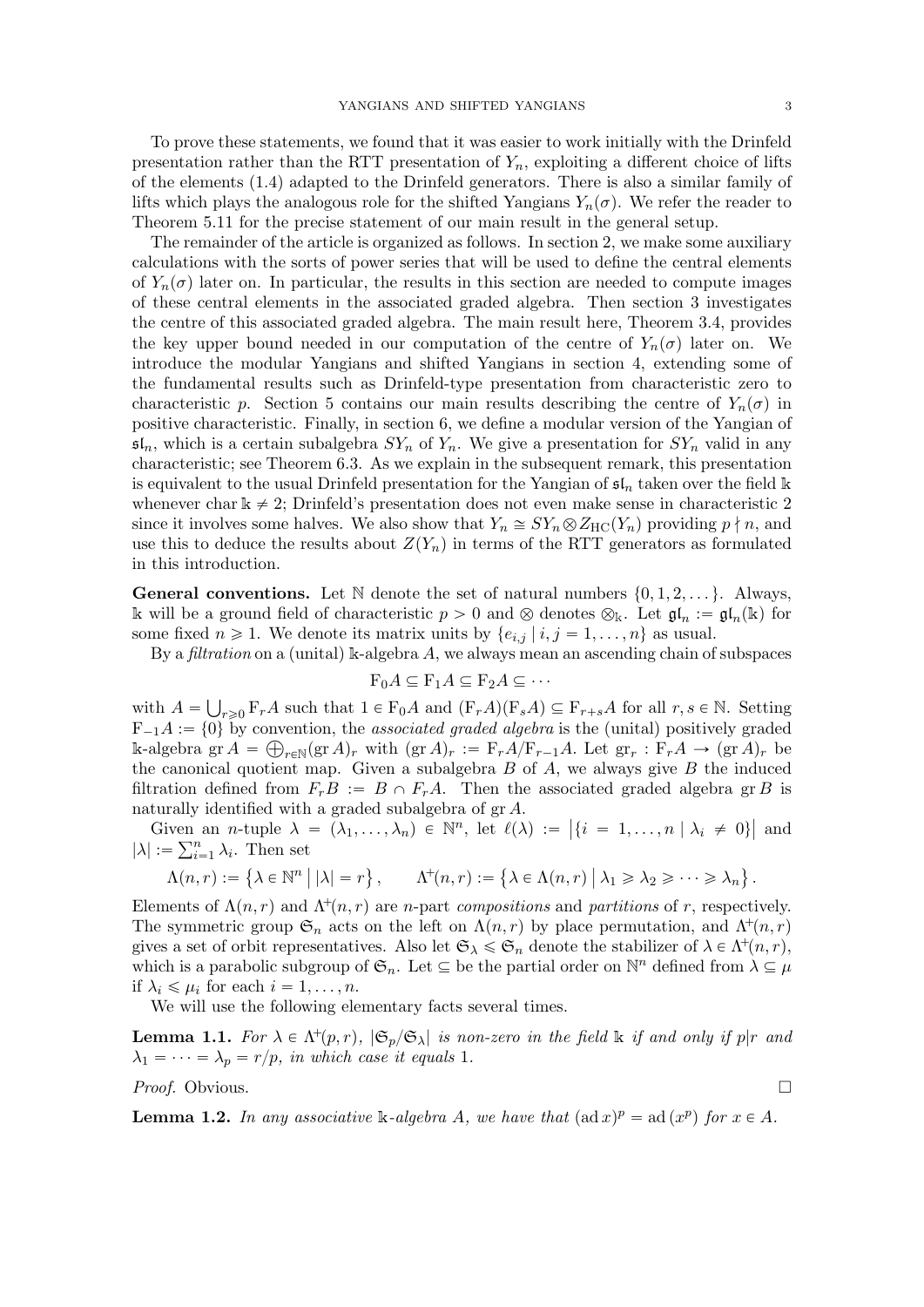To prove these statements, we found that it was easier to work initially with the Drinfeld presentation rather than the RTT presentation of $Y_n$, exploiting a different choice of lifts of the elements (1.4) adapted to the Drinfeld generators. There is also a similar family of lifts which plays the analogous role for the shifted Yangians $Y_n(\sigma)$. We refer the reader to Theorem 5.11 for the precise statement of our main result in the general setup.

The remainder of the article is organized as follows. In section 2, we make some auxiliary calculations with the sorts of power series that will be used to define the central elements of $Y_n(\sigma)$ later on. In particular, the results in this section are needed to compute images of these central elements in the associated graded algebra. Then section 3 investigates the centre of this associated graded algebra. The main result here, Theorem 3.4, provides the key upper bound needed in our computation of the centre of $Y_n(\sigma)$ later on. We introduce the modular Yangians and shifted Yangians in section 4, extending some of the fundamental results such as Drinfeld-type presentation from characteristic zero to characteristic $p$. Section 5 contains our main results describing the centre of $Y_n(\sigma)$ in positive characteristic. Finally, in section 6, we define a modular version of the Yangian of $\mathfrak{sl}_n$, which is a certain subalgebra $SY_n$ of $Y_n$. We give a presentation for $SY_n$ valid in any characteristic; see Theorem 6.3. As we explain in the subsequent remark, this presentation is equivalent to the usual Drinfeld presentation for the Yangian of $\mathfrak{sl}_n$ taken over the field $\Bbbk$ whenever char $\Bbbk \neq 2$; Drinfeld's presentation does not even make sense in characteristic 2 since it involves some halves. We also show that $Y_n \cong SY_n \otimes Z_{\mathrm{HC}}(Y_n)$ providing $p \nmid n$, and use this to deduce the results about $Z(Y_n)$ in terms of the RTT generators as formulated in this introduction.

**General conventions.** Let $\mathbb{N}$ denote the set of natural numbers $\{0, 1, 2, \dots\}$. Always, $\Bbbk$ will be a ground field of characteristic $p > 0$ and $\otimes$ denotes $\otimes_\Bbbk$. Let $\mathfrak{gl}_n := \mathfrak{gl}_n(\Bbbk)$ for some fixed $n \geqslant 1$. We denote its matrix units by $\{e_{i,j} \mid i, j = 1, \dots, n\}$ as usual.

By a *filtration* on a (unital) $\Bbbk$-algebra $A$, we always mean an ascending chain of subspaces

$$\mathrm{F}_0 A \subseteq \mathrm{F}_1 A \subseteq \mathrm{F}_2 A \subseteq \cdots$$

with $A = \bigcup_{r \geqslant 0} \mathrm{F}_r A$ such that $1 \in \mathrm{F}_0 A$ and $(\mathrm{F}_r A)(\mathrm{F}_s A) \subseteq \mathrm{F}_{r+s} A$ for all $r, s \in \mathbb{N}$. Setting $\mathrm{F}_{-1} A := \{0\}$ by convention, the *associated graded algebra* is the (unital) positively graded $\Bbbk$-algebra $\operatorname{gr} A = \bigoplus_{r \in \mathbb{N}} (\operatorname{gr} A)_r$ with $(\operatorname{gr} A)_r := \mathrm{F}_r A / \mathrm{F}_{r-1} A$. Let $\operatorname{gr}_r : \mathrm{F}_r A \to (\operatorname{gr} A)_r$ be the canonical quotient map. Given a subalgebra $B$ of $A$, we always give $B$ the induced filtration defined from $F_r B := B \cap F_r A$. Then the associated graded algebra $\operatorname{gr} B$ is naturally identified with a graded subalgebra of $\operatorname{gr} A$.

Given an $n$-tuple $\lambda = (\lambda_1, \dots, \lambda_n) \in \mathbb{N}^n$, let $\ell(\lambda) := \left|\{i = 1, \dots, n \mid \lambda_i \neq 0\}\right|$ and $|\lambda| := \sum_{i=1}^n \lambda_i$. Then set

$$\Lambda(n, r) := \left\{\lambda \in \mathbb{N}^n \,\middle|\, |\lambda| = r\right\}, \qquad \Lambda^+(n, r) := \left\{\lambda \in \Lambda(n, r) \,\middle|\, \lambda_1 \geqslant \lambda_2 \geqslant \cdots \geqslant \lambda_n\right\}.$$

Elements of $\Lambda(n, r)$ and $\Lambda^+(n, r)$ are $n$-part *compositions* and *partitions* of $r$, respectively. The symmetric group $\mathfrak{S}_n$ acts on the left on $\Lambda(n, r)$ by place permutation, and $\Lambda^+(n, r)$ gives a set of orbit representatives. Also let $\mathfrak{S}_\lambda \leqslant \mathfrak{S}_n$ denote the stabilizer of $\lambda \in \Lambda^+(n, r)$, which is a parabolic subgroup of $\mathfrak{S}_n$. Let $\subseteq$ be the partial order on $\mathbb{N}^n$ defined from $\lambda \subseteq \mu$ if $\lambda_i \leqslant \mu_i$ for each $i = 1, \dots, n$.

We will use the following elementary facts several times.

**Lemma 1.1.** *For $\lambda \in \Lambda^+(p, r)$, $|\mathfrak{S}_p / \mathfrak{S}_\lambda|$ is non-zero in the field $\Bbbk$ if and only if $p | r$ and $\lambda_1 = \cdots = \lambda_p = r/p$, in which case it equals 1.*

*Proof.* Obvious. □

**Lemma 1.2.** *In any associative $\Bbbk$-algebra $A$, we have that $(\operatorname{ad} x)^p = \operatorname{ad}(x^p)$ for $x \in A$.*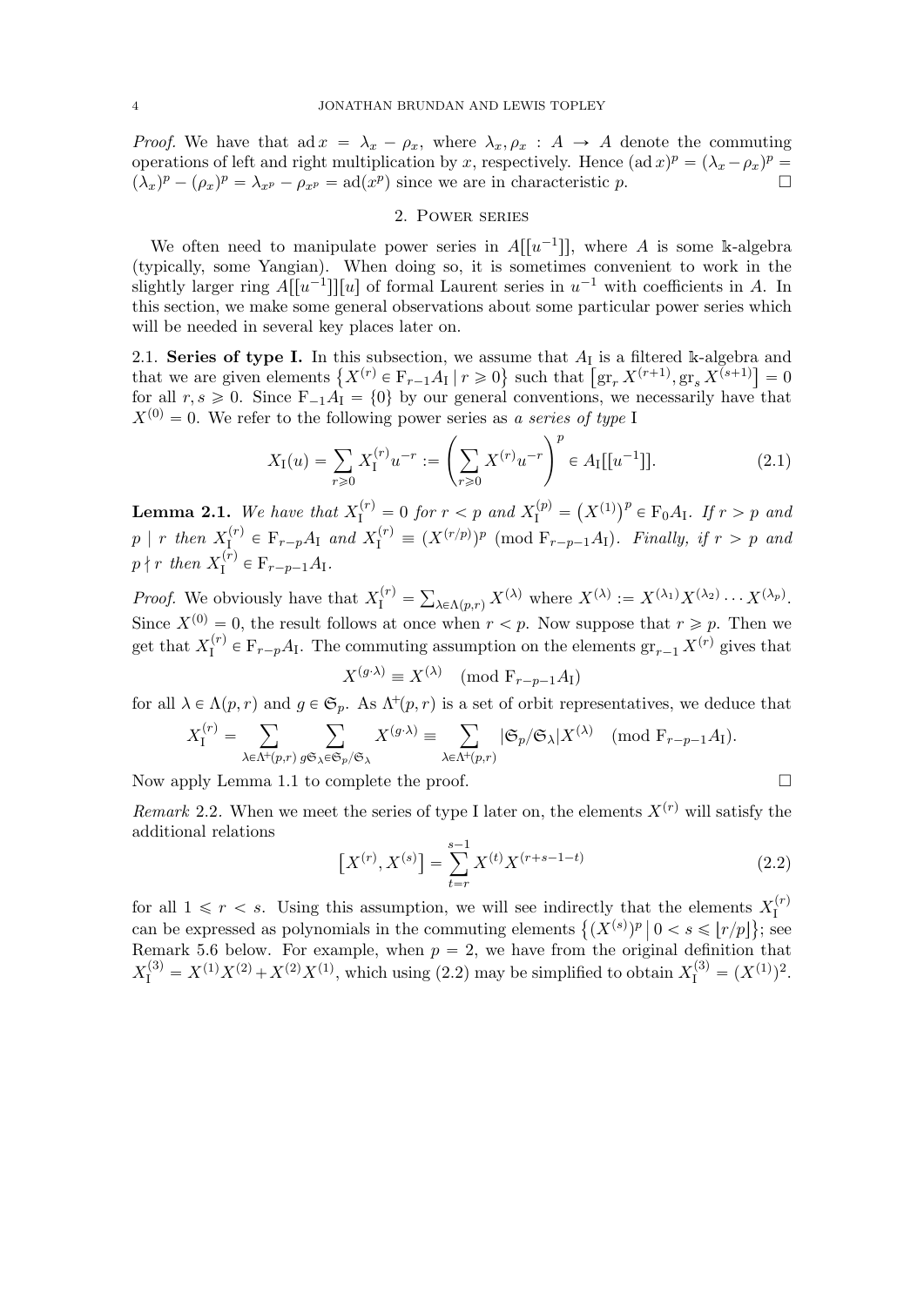*Proof.* We have that $\operatorname{ad} x = \lambda_x - \rho_x$, where $\lambda_x, \rho_x : A \to A$ denote the commuting operations of left and right multiplication by $x$, respectively. Hence $(\operatorname{ad} x)^p = (\lambda_x - \rho_x)^p = (\lambda_x)^p - (\rho_x)^p = \lambda_{x^p} - \rho_{x^p} = \operatorname{ad}(x^p)$ since we are in characteristic $p$. □

## 2. Power series

We often need to manipulate power series in $A[[u^{-1}]]$, where $A$ is some $\Bbbk$-algebra (typically, some Yangian). When doing so, it is sometimes convenient to work in the slightly larger ring $A[[u^{-1}]][u]$ of formal Laurent series in $u^{-1}$ with coefficients in $A$. In this section, we make some general observations about some particular power series which will be needed in several key places later on.

**2.1. Series of type I.** In this subsection, we assume that $A_{\mathrm{I}}$ is a filtered $\Bbbk$-algebra and that we are given elements $\{X^{(r)} \in \mathrm{F}_{r-1} A_{\mathrm{I}} \mid r \geqslant 0\}$ such that $[\operatorname{gr}_r X^{(r+1)}, \operatorname{gr}_s X^{(s+1)}] = 0$ for all $r, s \geqslant 0$. Since $\mathrm{F}_{-1} A_{\mathrm{I}} = \{0\}$ by our general conventions, we necessarily have that $X^{(0)} = 0$. We refer to the following power series as *a series of type* I

$$X_{\mathrm{I}}(u) = \sum_{r \geqslant 0} X_{\mathrm{I}}^{(r)} u^{-r} := \left( \sum_{r \geqslant 0} X^{(r)} u^{-r} \right)^p \in A_{\mathrm{I}}[[u^{-1}]]. \tag{2.1}$$

**Lemma 2.1.** *We have that $X_{\mathrm{I}}^{(r)} = 0$ for $r < p$ and $X_{\mathrm{I}}^{(p)} = (X^{(1)})^p \in \mathrm{F}_0 A_{\mathrm{I}}$. If $r > p$ and $p \mid r$ then $X_{\mathrm{I}}^{(r)} \in \mathrm{F}_{r-p} A_{\mathrm{I}}$ and $X_{\mathrm{I}}^{(r)} \equiv (X^{(r/p)})^p \pmod{\mathrm{F}_{r-p-1} A_{\mathrm{I}}}$. Finally, if $r > p$ and $p \nmid r$ then $X_{\mathrm{I}}^{(r)} \in \mathrm{F}_{r-p-1} A_{\mathrm{I}}$.*

*Proof.* We obviously have that $X_{\mathrm{I}}^{(r)} = \sum_{\lambda \in \Lambda(p,r)} X^{(\lambda)}$ where $X^{(\lambda)} := X^{(\lambda_1)} X^{(\lambda_2)} \cdots X^{(\lambda_p)}$. Since $X^{(0)} = 0$, the result follows at once when $r < p$. Now suppose that $r \geqslant p$. Then we get that $X_{\mathrm{I}}^{(r)} \in \mathrm{F}_{r-p} A_{\mathrm{I}}$. The commuting assumption on the elements $\operatorname{gr}_{r-1} X^{(r)}$ gives that

$$X^{(g \cdot \lambda)} \equiv X^{(\lambda)} \pmod{\mathrm{F}_{r-p-1} A_{\mathrm{I}}}$$

for all $\lambda \in \Lambda(p,r)$ and $g \in \mathfrak{S}_p$. As $\Lambda^+(p,r)$ is a set of orbit representatives, we deduce that

$$X_{\mathrm{I}}^{(r)} = \sum_{\lambda \in \Lambda^+(p,r)} \sum_{g \mathfrak{S}_\lambda \in \mathfrak{S}_p / \mathfrak{S}_\lambda} X^{(g \cdot \lambda)} \equiv \sum_{\lambda \in \Lambda^+(p,r)} |\mathfrak{S}_p / \mathfrak{S}_\lambda| X^{(\lambda)} \pmod{\mathrm{F}_{r-p-1} A_{\mathrm{I}}}.$$

Now apply Lemma 1.1 to complete the proof. □

*Remark* 2.2. When we meet the series of type I later on, the elements $X^{(r)}$ will satisfy the additional relations

$$[X^{(r)}, X^{(s)}] = \sum_{t=r}^{s-1} X^{(t)} X^{(r+s-1-t)} \tag{2.2}$$

for all $1 \leqslant r < s$. Using this assumption, we will see indirectly that the elements $X_{\mathrm{I}}^{(r)}$ can be expressed as polynomials in the commuting elements $\{(X^{(s)})^p \mid 0 < s \leqslant \lfloor r/p \rfloor\}$; see Remark 5.6 below. For example, when $p = 2$, we have from the original definition that $X_{\mathrm{I}}^{(3)} = X^{(1)} X^{(2)} + X^{(2)} X^{(1)}$, which using (2.2) may be simplified to obtain $X_{\mathrm{I}}^{(3)} = (X^{(1)})^2$.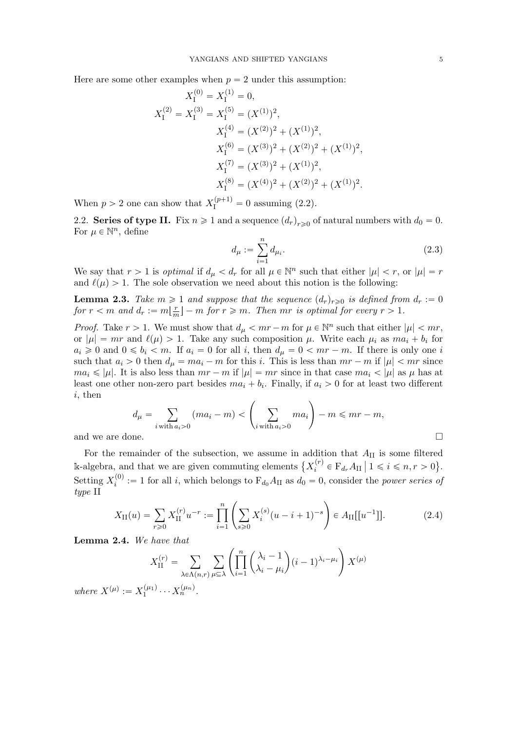Here are some other examples when $p = 2$ under this assumption:

$$
\begin{aligned}
X_{\mathrm{I}}^{(0)} &= X_{\mathrm{I}}^{(1)} = 0, \\
X_{\mathrm{I}}^{(2)} = X_{\mathrm{I}}^{(3)} &= X_{\mathrm{I}}^{(5)} = (X^{(1)})^2, \\
X_{\mathrm{I}}^{(4)} &= (X^{(2)})^2 + (X^{(1)})^2, \\
X_{\mathrm{I}}^{(6)} &= (X^{(3)})^2 + (X^{(2)})^2 + (X^{(1)})^2, \\
X_{\mathrm{I}}^{(7)} &= (X^{(3)})^2 + (X^{(1)})^2, \\
X_{\mathrm{I}}^{(8)} &= (X^{(4)})^2 + (X^{(2)})^2 + (X^{(1)})^2.
\end{aligned}
$$

When $p > 2$ one can show that $X_{\mathrm{I}}^{(p+1)} = 0$ assuming (2.2).

## 2.2. Series of type II.

Fix $n \geqslant 1$ and a sequence $(d_r)_{r \geqslant 0}$ of natural numbers with $d_0 = 0$. For $\mu \in \mathbb{N}^n$, define

$$
d_\mu := \sum_{i=1}^{n} d_{\mu_i}. \tag{2.3}
$$

We say that $r > 1$ is *optimal* if $d_\mu < d_r$ for all $\mu \in \mathbb{N}^n$ such that either $|\mu| < r$, or $|\mu| = r$ and $\ell(\mu) > 1$. The sole observation we need about this notion is the following:

**Lemma 2.3.** *Take $m \geqslant 1$ and suppose that the sequence $(d_r)_{r \geqslant 0}$ is defined from $d_r := 0$ for $r < m$ and $d_r := m\lfloor \frac{r}{m} \rfloor - m$ for $r \geqslant m$. Then $mr$ is optimal for every $r > 1$.*

*Proof.* Take $r > 1$. We must show that $d_\mu < mr - m$ for $\mu \in \mathbb{N}^n$ such that either $|\mu| < mr$, or $|\mu| = mr$ and $\ell(\mu) > 1$. Take any such composition $\mu$. Write each $\mu_i$ as $ma_i + b_i$ for $a_i \geqslant 0$ and $0 \leqslant b_i < m$. If $a_i = 0$ for all $i$, then $d_\mu = 0 < mr - m$. If there is only one $i$ such that $a_i > 0$ then $d_\mu = ma_i - m$ for this $i$. This is less than $mr - m$ if $|\mu| < mr$ since $ma_i \leqslant |\mu|$. It is also less than $mr - m$ if $|\mu| = mr$ since in that case $ma_i < |\mu|$ as $\mu$ has at least one other non-zero part besides $ma_i + b_i$. Finally, if $a_i > 0$ for at least two different $i$, then

$$
d_\mu = \sum_{i \text{ with } a_i > 0} (ma_i - m) < \left( \sum_{i \text{ with } a_i > 0} ma_i \right) - m \leqslant mr - m,
$$

and we are done. $\square$

For the remainder of the subsection, we assume in addition that $A_{\mathrm{II}}$ is some filtered $\Bbbk$-algebra, and that we are given commuting elements $\{X_i^{(r)} \in \mathrm{F}_{d_r} A_{\mathrm{II}} \mid 1 \leqslant i \leqslant n, r > 0\}$. Setting $X_i^{(0)} := 1$ for all $i$, which belongs to $\mathrm{F}_{d_0} A_{\mathrm{II}}$ as $d_0 = 0$, consider the *power series of type* II

$$
X_{\mathrm{II}}(u) = \sum_{r \geqslant 0} X_{\mathrm{II}}^{(r)} u^{-r} := \prod_{i=1}^{n} \left( \sum_{s \geqslant 0} X_i^{(s)} (u - i + 1)^{-s} \right) \in A_{\mathrm{II}}[[u^{-1}]]. \tag{2.4}
$$

**Lemma 2.4.** *We have that*

$$
X_{\mathrm{II}}^{(r)} = \sum_{\lambda \in \Lambda(n,r)} \sum_{\mu \subseteq \lambda} \left( \prod_{i=1}^{n} \binom{\lambda_i - 1}{\lambda_i - \mu_i} (i-1)^{\lambda_i - \mu_i} \right) X^{(\mu)}
$$

*where $X^{(\mu)} := X_1^{(\mu_1)} \cdots X_n^{(\mu_n)}$.*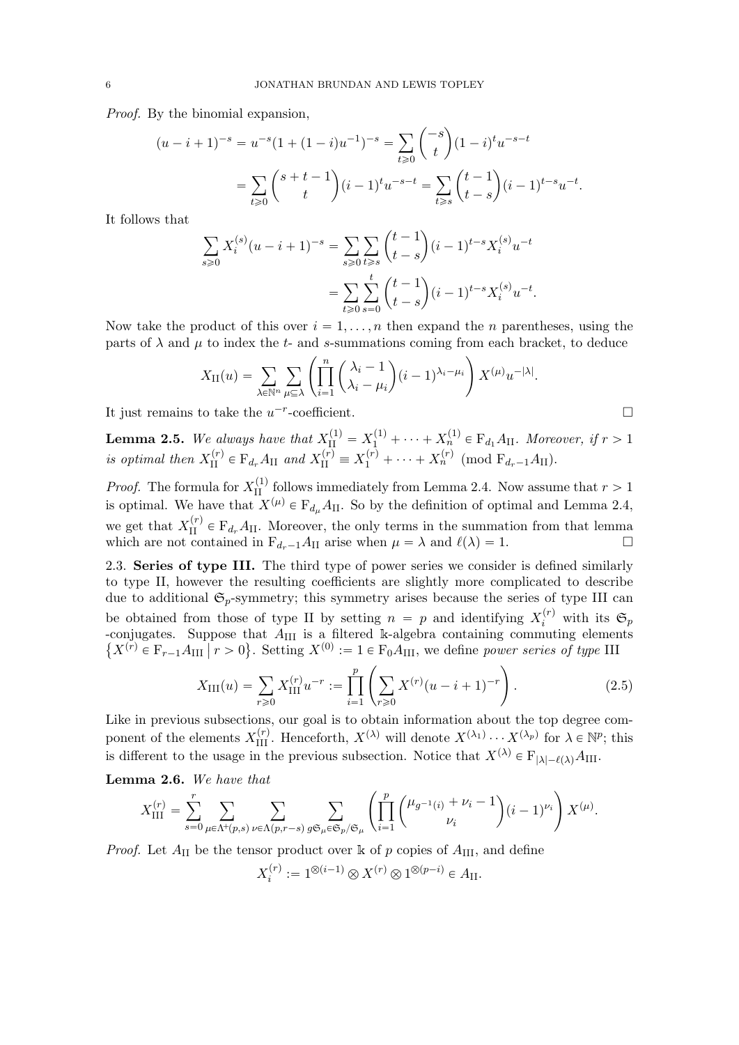*Proof.* By the binomial expansion,

$$(u-i+1)^{-s} = u^{-s}(1+(1-i)u^{-1})^{-s} = \sum_{t\geqslant 0}\binom{-s}{t}(1-i)^t u^{-s-t}$$
$$= \sum_{t\geqslant 0}\binom{s+t-1}{t}(i-1)^t u^{-s-t} = \sum_{t\geqslant s}\binom{t-1}{t-s}(i-1)^{t-s}u^{-t}.$$

It follows that

$$\sum_{s\geqslant 0} X_i^{(s)}(u-i+1)^{-s} = \sum_{s\geqslant 0}\sum_{t\geqslant s}\binom{t-1}{t-s}(i-1)^{t-s}X_i^{(s)}u^{-t}$$
$$= \sum_{t\geqslant 0}\sum_{s=0}^{t}\binom{t-1}{t-s}(i-1)^{t-s}X_i^{(s)}u^{-t}.$$

Now take the product of this over $i=1,\dots,n$ then expand the $n$ parentheses, using the parts of $\lambda$ and $\mu$ to index the $t$- and $s$-summations coming from each bracket, to deduce

$$X_{\mathrm{II}}(u) = \sum_{\lambda\in\mathbb{N}^n}\sum_{\mu\subseteq\lambda}\left(\prod_{i=1}^n\binom{\lambda_i-1}{\lambda_i-\mu_i}(i-1)^{\lambda_i-\mu_i}\right)X^{(\mu)}u^{-|\lambda|}.$$

It just remains to take the $u^{-r}$-coefficient. $\square$

**Lemma 2.5.** *We always have that $X_{\mathrm{II}}^{(1)} = X_1^{(1)}+\cdots+X_n^{(1)}\in \mathrm{F}_{d_1}A_{\mathrm{II}}$. Moreover, if $r>1$ is optimal then $X_{\mathrm{II}}^{(r)}\in \mathrm{F}_{d_r}A_{\mathrm{II}}$ and $X_{\mathrm{II}}^{(r)}\equiv X_1^{(r)}+\cdots+X_n^{(r)} \pmod{\mathrm{F}_{d_r-1}A_{\mathrm{II}}}$.*

*Proof.* The formula for $X_{\mathrm{II}}^{(1)}$ follows immediately from Lemma 2.4. Now assume that $r>1$ is optimal. We have that $X^{(\mu)}\in \mathrm{F}_{d_\mu}A_{\mathrm{II}}$. So by the definition of optimal and Lemma 2.4, we get that $X_{\mathrm{II}}^{(r)}\in\mathrm{F}_{d_r}A_{\mathrm{II}}$. Moreover, the only terms in the summation from that lemma which are not contained in $\mathrm{F}_{d_r-1}A_{\mathrm{II}}$ arise when $\mu=\lambda$ and $\ell(\lambda)=1$. $\square$

**2.3. Series of type III.** The third type of power series we consider is defined similarly to type II, however the resulting coefficients are slightly more complicated to describe due to additional $\mathfrak{S}_p$-symmetry; this symmetry arises because the series of type III can be obtained from those of type II by setting $n=p$ and identifying $X_i^{(r)}$ with its $\mathfrak{S}_p$ -conjugates. Suppose that $A_{\mathrm{III}}$ is a filtered $\Bbbk$-algebra containing commuting elements $\{X^{(r)}\in\mathrm{F}_{r-1}A_{\mathrm{III}}\mid r>0\}$. Setting $X^{(0)}:=1\in\mathrm{F}_0A_{\mathrm{III}}$, we define *power series of type* III

$$X_{\mathrm{III}}(u) = \sum_{r\geqslant 0}X_{\mathrm{III}}^{(r)}u^{-r} := \prod_{i=1}^p\left(\sum_{r\geqslant 0}X^{(r)}(u-i+1)^{-r}\right). \tag{2.5}$$

Like in previous subsections, our goal is to obtain information about the top degree component of the elements $X_{\mathrm{III}}^{(r)}$. Henceforth, $X^{(\lambda)}$ will denote $X^{(\lambda_1)}\cdots X^{(\lambda_p)}$ for $\lambda\in\mathbb{N}^p$; this is different to the usage in the previous subsection. Notice that $X^{(\lambda)}\in\mathrm{F}_{|\lambda|-\ell(\lambda)}A_{\mathrm{III}}$.

**Lemma 2.6.** *We have that*

$$X_{\mathrm{III}}^{(r)} = \sum_{s=0}^{r}\sum_{\mu\in\Lambda^+(p,s)}\sum_{\nu\in\Lambda(p,r-s)}\sum_{g\mathfrak{S}_\mu\in\mathfrak{S}_p/\mathfrak{S}_\mu}\left(\prod_{i=1}^p\binom{\mu_{g^{-1}(i)}+\nu_i-1}{\nu_i}(i-1)^{\nu_i}\right)X^{(\mu)}.$$

*Proof.* Let $A_{\mathrm{II}}$ be the tensor product over $\Bbbk$ of $p$ copies of $A_{\mathrm{III}}$, and define

$$X_i^{(r)} := 1^{\otimes(i-1)}\otimes X^{(r)}\otimes 1^{\otimes(p-i)}\in A_{\mathrm{II}}.$$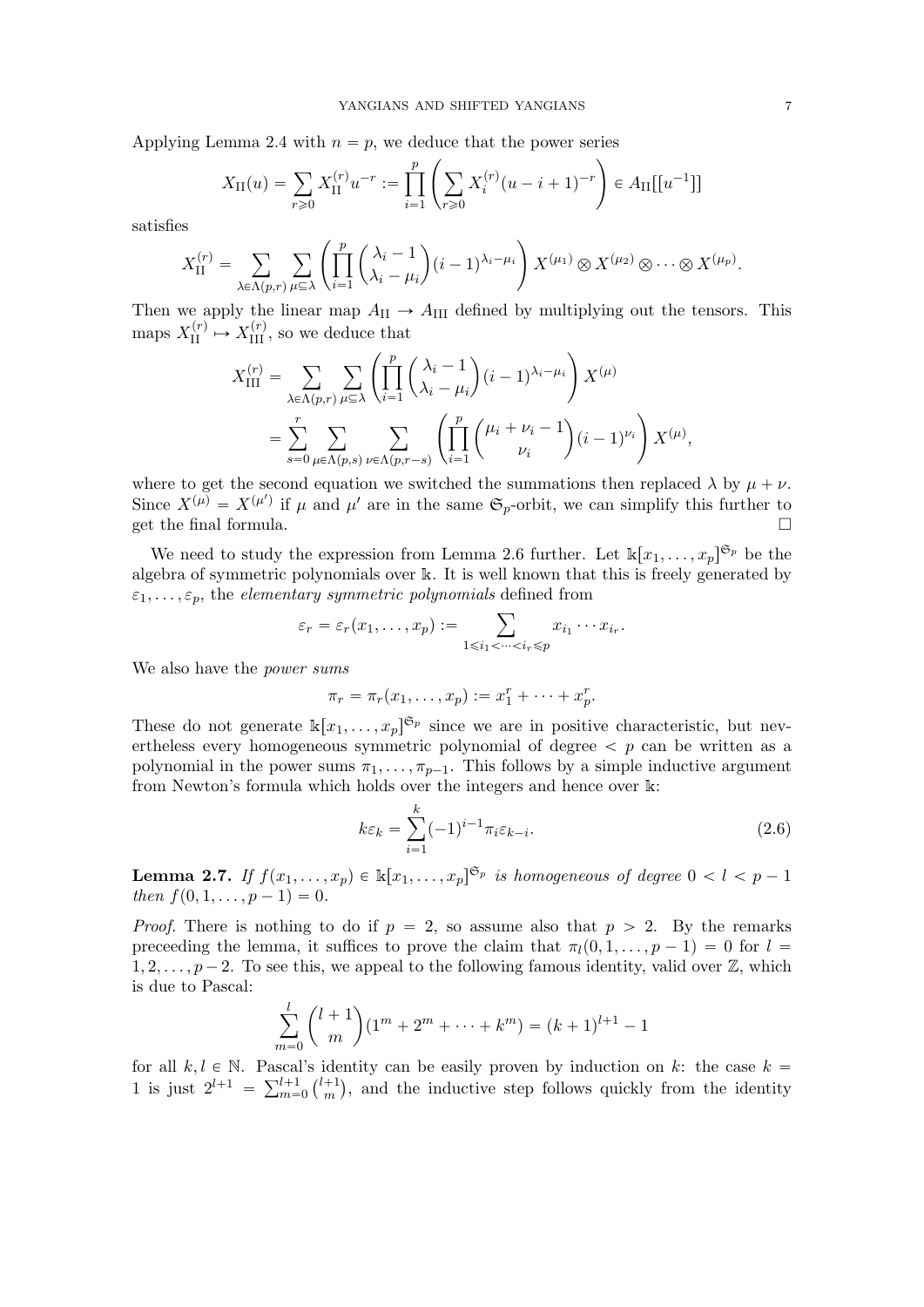Applying Lemma 2.4 with $n = p$, we deduce that the power series

$$X_{\mathrm{II}}(u) = \sum_{r\geqslant 0} X_{\mathrm{II}}^{(r)} u^{-r} := \prod_{i=1}^{p} \left( \sum_{r\geqslant 0} X_i^{(r)} (u - i + 1)^{-r} \right) \in A_{\mathrm{II}}[[u^{-1}]]$$

satisfies

$$X_{\mathrm{II}}^{(r)} = \sum_{\lambda \in \Lambda(p,r)} \sum_{\mu \subseteq \lambda} \left( \prod_{i=1}^{p} \binom{\lambda_i - 1}{\lambda_i - \mu_i} (i-1)^{\lambda_i - \mu_i} \right) X^{(\mu_1)} \otimes X^{(\mu_2)} \otimes \cdots \otimes X^{(\mu_p)}.$$

Then we apply the linear map $A_{\mathrm{II}} \to A_{\mathrm{III}}$ defined by multiplying out the tensors. This maps $X_{\mathrm{II}}^{(r)} \mapsto X_{\mathrm{III}}^{(r)}$, so we deduce that

$$\begin{aligned} X_{\mathrm{III}}^{(r)} &= \sum_{\lambda \in \Lambda(p,r)} \sum_{\mu \subseteq \lambda} \left( \prod_{i=1}^{p} \binom{\lambda_i - 1}{\lambda_i - \mu_i} (i-1)^{\lambda_i - \mu_i} \right) X^{(\mu)} \\ &= \sum_{s=0}^{r} \sum_{\mu \in \Lambda(p,s)} \sum_{\nu \in \Lambda(p,r-s)} \left( \prod_{i=1}^{p} \binom{\mu_i + \nu_i - 1}{\nu_i} (i-1)^{\nu_i} \right) X^{(\mu)}, \end{aligned}$$

where to get the second equation we switched the summations then replaced $\lambda$ by $\mu + \nu$. Since $X^{(\mu)} = X^{(\mu')}$ if $\mu$ and $\mu'$ are in the same $\mathfrak{S}_p$-orbit, we can simplify this further to get the final formula. $\square$

We need to study the expression from Lemma 2.6 further. Let $\mathbb{k}[x_1, \ldots, x_p]^{\mathfrak{S}_p}$ be the algebra of symmetric polynomials over $\mathbb{k}$. It is well known that this is freely generated by $\varepsilon_1, \ldots, \varepsilon_p$, the *elementary symmetric polynomials* defined from

$$\varepsilon_r = \varepsilon_r(x_1, \ldots, x_p) := \sum_{1 \leqslant i_1 < \cdots < i_r \leqslant p} x_{i_1} \cdots x_{i_r}.$$

We also have the *power sums*

$$\pi_r = \pi_r(x_1, \ldots, x_p) := x_1^r + \cdots + x_p^r.$$

These do not generate $\mathbb{k}[x_1, \ldots, x_p]^{\mathfrak{S}_p}$ since we are in positive characteristic, but nevertheless every homogeneous symmetric polynomial of degree $< p$ can be written as a polynomial in the power sums $\pi_1, \ldots, \pi_{p-1}$. This follows by a simple inductive argument from Newton's formula which holds over the integers and hence over $\mathbb{k}$:

$$k\varepsilon_k = \sum_{i=1}^{k} (-1)^{i-1} \pi_i \varepsilon_{k-i}. \tag{2.6}$$

**Lemma 2.7.** *If $f(x_1, \ldots, x_p) \in \mathbb{k}[x_1, \ldots, x_p]^{\mathfrak{S}_p}$ is homogeneous of degree $0 < l < p-1$ then $f(0, 1, \ldots, p-1) = 0$.*

*Proof.* There is nothing to do if $p = 2$, so assume also that $p > 2$. By the remarks preceeding the lemma, it suffices to prove the claim that $\pi_l(0, 1, \ldots, p-1) = 0$ for $l = 1, 2, \ldots, p-2$. To see this, we appeal to the following famous identity, valid over $\mathbb{Z}$, which is due to Pascal:

$$\sum_{m=0}^{l} \binom{l+1}{m} (1^m + 2^m + \cdots + k^m) = (k+1)^{l+1} - 1$$

for all $k, l \in \mathbb{N}$. Pascal's identity can be easily proven by induction on $k$: the case $k = 1$ is just $2^{l+1} = \sum_{m=0}^{l+1} \binom{l+1}{m}$, and the inductive step follows quickly from the identity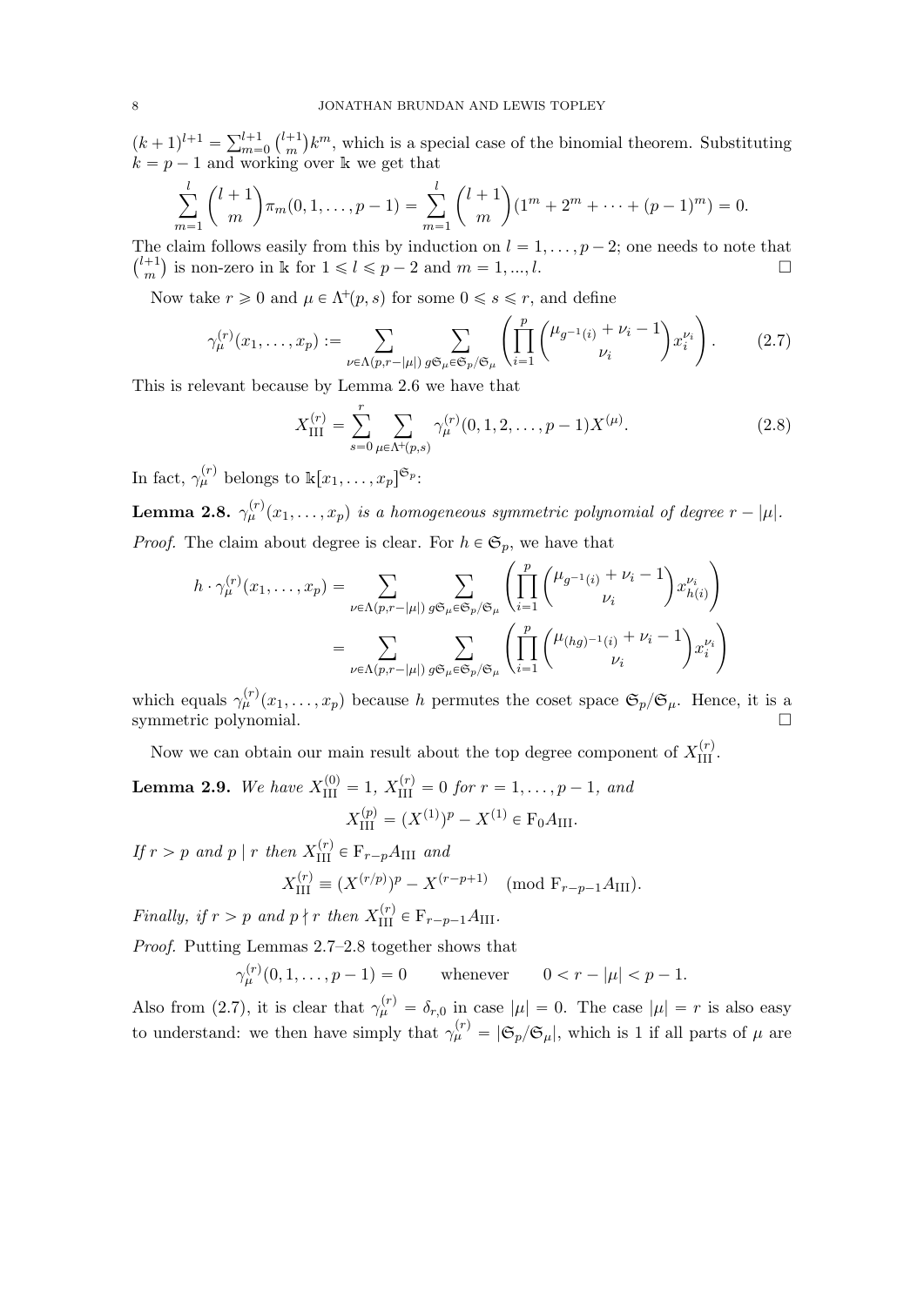$(k+1)^{l+1} = \sum_{m=0}^{l+1} \binom{l+1}{m} k^m$, which is a special case of the binomial theorem. Substituting $k = p-1$ and working over $\Bbbk$ we get that

$$\sum_{m=1}^{l} \binom{l+1}{m} \pi_m(0,1,\dots,p-1) = \sum_{m=1}^{l} \binom{l+1}{m} (1^m + 2^m + \cdots + (p-1)^m) = 0.$$

The claim follows easily from this by induction on $l = 1,\dots,p-2$; one needs to note that $\binom{l+1}{m}$ is non-zero in $\Bbbk$ for $1 \leqslant l \leqslant p-2$ and $m = 1,\dots,l$. $\square$

Now take $r \geqslant 0$ and $\mu \in \Lambda^+(p,s)$ for some $0 \leqslant s \leqslant r$, and define

$$\gamma_\mu^{(r)}(x_1,\dots,x_p) := \sum_{\nu \in \Lambda(p, r-|\mu|)} \sum_{g\mathfrak{S}_\mu \in \mathfrak{S}_p/\mathfrak{S}_\mu} \left( \prod_{i=1}^{p} \binom{\mu_{g^{-1}(i)} + \nu_i - 1}{\nu_i} x_i^{\nu_i} \right). \tag{2.7}$$

This is relevant because by Lemma 2.6 we have that

$$X_{\mathrm{III}}^{(r)} = \sum_{s=0}^{r} \sum_{\mu \in \Lambda^+(p,s)} \gamma_\mu^{(r)}(0,1,2,\dots,p-1) X^{(\mu)}. \tag{2.8}$$

In fact, $\gamma_\mu^{(r)}$ belongs to $\Bbbk[x_1,\dots,x_p]^{\mathfrak{S}_p}$:

**Lemma 2.8.** *$\gamma_\mu^{(r)}(x_1,\dots,x_p)$ is a homogeneous symmetric polynomial of degree $r - |\mu|$.*

*Proof.* The claim about degree is clear. For $h \in \mathfrak{S}_p$, we have that

$$\begin{aligned} h \cdot \gamma_\mu^{(r)}(x_1,\dots,x_p) &= \sum_{\nu \in \Lambda(p, r-|\mu|)} \sum_{g\mathfrak{S}_\mu \in \mathfrak{S}_p/\mathfrak{S}_\mu} \left( \prod_{i=1}^{p} \binom{\mu_{g^{-1}(i)} + \nu_i - 1}{\nu_i} x_{h(i)}^{\nu_i} \right) \\ &= \sum_{\nu \in \Lambda(p, r-|\mu|)} \sum_{g\mathfrak{S}_\mu \in \mathfrak{S}_p/\mathfrak{S}_\mu} \left( \prod_{i=1}^{p} \binom{\mu_{(hg)^{-1}(i)} + \nu_i - 1}{\nu_i} x_i^{\nu_i} \right) \end{aligned}$$

which equals $\gamma_\mu^{(r)}(x_1,\dots,x_p)$ because $h$ permutes the coset space $\mathfrak{S}_p/\mathfrak{S}_\mu$. Hence, it is a symmetric polynomial. $\square$

Now we can obtain our main result about the top degree component of $X_{\mathrm{III}}^{(r)}$.

**Lemma 2.9.** *We have $X_{\mathrm{III}}^{(0)} = 1$, $X_{\mathrm{III}}^{(r)} = 0$ for $r = 1,\dots,p-1$, and*

$$X_{\mathrm{III}}^{(p)} = (X^{(1)})^p - X^{(1)} \in \mathrm{F}_0 A_{\mathrm{III}}.$$

*If $r > p$ and $p \mid r$ then $X_{\mathrm{III}}^{(r)} \in \mathrm{F}_{r-p} A_{\mathrm{III}}$ and*

$$X_{\mathrm{III}}^{(r)} \equiv (X^{(r/p)})^p - X^{(r-p+1)} \pmod{\mathrm{F}_{r-p-1} A_{\mathrm{III}}}.$$

*Finally, if $r > p$ and $p \nmid r$ then $X_{\mathrm{III}}^{(r)} \in \mathrm{F}_{r-p-1} A_{\mathrm{III}}$.*

*Proof.* Putting Lemmas 2.7–2.8 together shows that

$$\gamma_\mu^{(r)}(0,1,\dots,p-1) = 0 \qquad \text{whenever} \qquad 0 < r - |\mu| < p-1.$$

Also from (2.7), it is clear that $\gamma_\mu^{(r)} = \delta_{r,0}$ in case $|\mu| = 0$. The case $|\mu| = r$ is also easy to understand: we then have simply that $\gamma_\mu^{(r)} = |\mathfrak{S}_p/\mathfrak{S}_\mu|$, which is 1 if all parts of $\mu$ are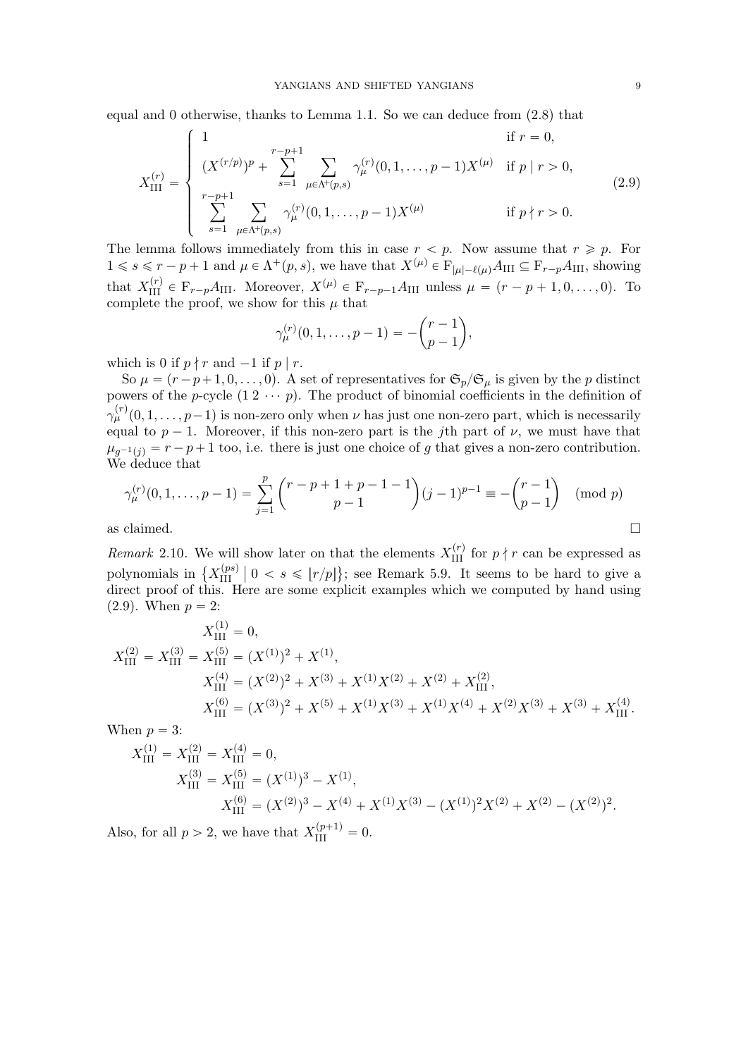equal and 0 otherwise, thanks to Lemma 1.1. So we can deduce from (2.8) that

$$X_{\mathrm{III}}^{(r)} = \begin{cases} 1 & \text{if } r = 0, \\ (X^{(r/p)})^p + \displaystyle\sum_{s=1}^{r-p+1} \sum_{\mu \in \Lambda^+(p,s)} \gamma_\mu^{(r)}(0, 1, \ldots, p-1) X^{(\mu)} & \text{if } p \mid r > 0, \\ \displaystyle\sum_{s=1}^{r-p+1} \sum_{\mu \in \Lambda^+(p,s)} \gamma_\mu^{(r)}(0, 1, \ldots, p-1) X^{(\mu)} & \text{if } p \nmid r > 0. \end{cases} \tag{2.9}$$

The lemma follows immediately from this in case $r < p$. Now assume that $r \geqslant p$. For $1 \leqslant s \leqslant r - p + 1$ and $\mu \in \Lambda^+(p, s)$, we have that $X^{(\mu)} \in \mathrm{F}_{|\mu| - \ell(\mu)} A_{\mathrm{III}} \subseteq \mathrm{F}_{r-p} A_{\mathrm{III}}$, showing that $X_{\mathrm{III}}^{(r)} \in \mathrm{F}_{r-p} A_{\mathrm{III}}$. Moreover, $X^{(\mu)} \in \mathrm{F}_{r-p-1} A_{\mathrm{III}}$ unless $\mu = (r - p + 1, 0, \ldots, 0)$. To complete the proof, we show for this $\mu$ that

$$\gamma_\mu^{(r)}(0, 1, \ldots, p-1) = -\binom{r-1}{p-1},$$

which is 0 if $p \nmid r$ and $-1$ if $p \mid r$.

So $\mu = (r - p + 1, 0, \ldots, 0)$. A set of representatives for $\mathfrak{S}_p / \mathfrak{S}_\mu$ is given by the $p$ distinct powers of the $p$-cycle $(1\,2\,\cdots\,p)$. The product of binomial coefficients in the definition of $\gamma_\mu^{(r)}(0, 1, \ldots, p-1)$ is non-zero only when $\nu$ has just one non-zero part, which is necessarily equal to $p - 1$. Moreover, if this non-zero part is the $j$th part of $\nu$, we must have that $\mu_{g^{-1}(j)} = r - p + 1$ too, i.e. there is just one choice of $g$ that gives a non-zero contribution. We deduce that

$$\gamma_\mu^{(r)}(0, 1, \ldots, p-1) = \sum_{j=1}^{p} \binom{r - p + 1 + p - 1 - 1}{p-1} (j-1)^{p-1} \equiv -\binom{r-1}{p-1} \pmod{p}$$

as claimed. $\square$

*Remark* 2.10. We will show later on that the elements $X_{\mathrm{III}}^{(r)}$ for $p \nmid r$ can be expressed as polynomials in $\{X_{\mathrm{III}}^{(ps)} \mid 0 < s \leqslant \lfloor r/p \rfloor\}$; see Remark 5.9. It seems to be hard to give a direct proof of this. Here are some explicit examples which we computed by hand using (2.9). When $p = 2$:

$$\begin{aligned} X_{\mathrm{III}}^{(1)} &= 0, \\ X_{\mathrm{III}}^{(2)} = X_{\mathrm{III}}^{(3)} = X_{\mathrm{III}}^{(5)} &= (X^{(1)})^2 + X^{(1)}, \\ X_{\mathrm{III}}^{(4)} &= (X^{(2)})^2 + X^{(3)} + X^{(1)} X^{(2)} + X^{(2)} + X_{\mathrm{III}}^{(2)}, \\ X_{\mathrm{III}}^{(6)} &= (X^{(3)})^2 + X^{(5)} + X^{(1)} X^{(3)} + X^{(1)} X^{(4)} + X^{(2)} X^{(3)} + X^{(3)} + X_{\mathrm{III}}^{(4)}. \end{aligned}$$

When $p = 3$:

$$\begin{aligned} X_{\mathrm{III}}^{(1)} = X_{\mathrm{III}}^{(2)} = X_{\mathrm{III}}^{(4)} &= 0, \\ X_{\mathrm{III}}^{(3)} = X_{\mathrm{III}}^{(5)} &= (X^{(1)})^3 - X^{(1)}, \\ X_{\mathrm{III}}^{(6)} &= (X^{(2)})^3 - X^{(4)} + X^{(1)} X^{(3)} - (X^{(1)})^2 X^{(2)} + X^{(2)} - (X^{(2)})^2. \end{aligned}$$

Also, for all $p > 2$, we have that $X_{\mathrm{III}}^{(p+1)} = 0$.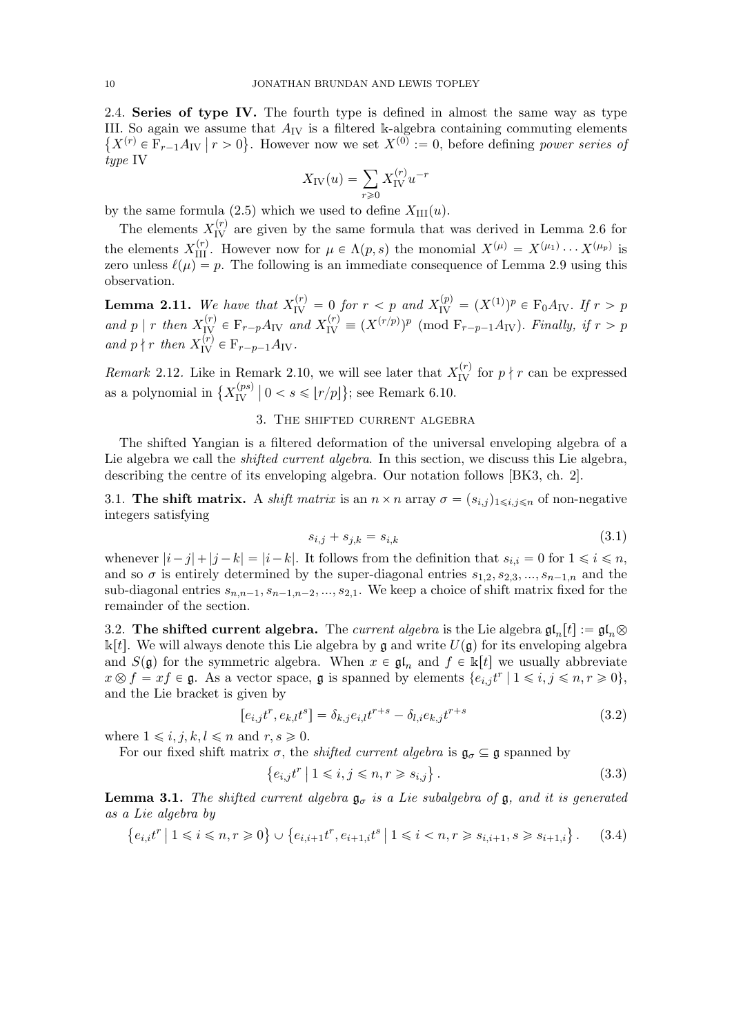2.4. **Series of type IV.** The fourth type is defined in almost the same way as type III. So again we assume that $A_{\mathrm{IV}}$ is a filtered $\Bbbk$-algebra containing commuting elements $\{X^{(r)} \in \mathrm{F}_{r-1}A_{\mathrm{IV}} \mid r > 0\}$. However now we set $X^{(0)} := 0$, before defining *power series of type* IV

$$X_{\mathrm{IV}}(u) = \sum_{r \geqslant 0} X_{\mathrm{IV}}^{(r)} u^{-r}$$

by the same formula (2.5) which we used to define $X_{\mathrm{III}}(u)$.

The elements $X_{\mathrm{IV}}^{(r)}$ are given by the same formula that was derived in Lemma 2.6 for the elements $X_{\mathrm{III}}^{(r)}$. However now for $\mu \in \Lambda(p,s)$ the monomial $X^{(\mu)} = X^{(\mu_1)} \cdots X^{(\mu_p)}$ is zero unless $\ell(\mu) = p$. The following is an immediate consequence of Lemma 2.9 using this observation.

**Lemma 2.11.** *We have that $X_{\mathrm{IV}}^{(r)} = 0$ for $r < p$ and $X_{\mathrm{IV}}^{(p)} = (X^{(1)})^p \in \mathrm{F}_0 A_{\mathrm{IV}}$. If $r > p$ and $p \mid r$ then $X_{\mathrm{IV}}^{(r)} \in \mathrm{F}_{r-p}A_{\mathrm{IV}}$ and $X_{\mathrm{IV}}^{(r)} \equiv (X^{(r/p)})^p \pmod{\mathrm{F}_{r-p-1}A_{\mathrm{IV}}}$. Finally, if $r > p$ and $p \nmid r$ then $X_{\mathrm{IV}}^{(r)} \in \mathrm{F}_{r-p-1}A_{\mathrm{IV}}$.*

*Remark* 2.12. Like in Remark 2.10, we will see later that $X_{\mathrm{IV}}^{(r)}$ for $p \nmid r$ can be expressed as a polynomial in $\{X_{\mathrm{IV}}^{(ps)} \mid 0 < s \leqslant \lfloor r/p \rfloor\}$; see Remark 6.10.

## 3. The shifted current algebra

The shifted Yangian is a filtered deformation of the universal enveloping algebra of a Lie algebra we call the *shifted current algebra*. In this section, we discuss this Lie algebra, describing the centre of its enveloping algebra. Our notation follows [BK3, ch. 2].

3.1. **The shift matrix.** A *shift matrix* is an $n \times n$ array $\sigma = (s_{i,j})_{1 \leqslant i,j \leqslant n}$ of non-negative integers satisfying

$$s_{i,j} + s_{j,k} = s_{i,k} \tag{3.1}$$

whenever $|i-j| + |j-k| = |i-k|$. It follows from the definition that $s_{i,i} = 0$ for $1 \leqslant i \leqslant n$, and so $\sigma$ is entirely determined by the super-diagonal entries $s_{1,2}, s_{2,3}, \dots, s_{n-1,n}$ and the sub-diagonal entries $s_{n,n-1}, s_{n-1,n-2}, \dots, s_{2,1}$. We keep a choice of shift matrix fixed for the remainder of the section.

3.2. **The shifted current algebra.** The *current algebra* is the Lie algebra $\mathfrak{gl}_n[t] := \mathfrak{gl}_n \otimes \Bbbk[t]$. We will always denote this Lie algebra by $\mathfrak{g}$ and write $U(\mathfrak{g})$ for its enveloping algebra and $S(\mathfrak{g})$ for the symmetric algebra. When $x \in \mathfrak{gl}_n$ and $f \in \Bbbk[t]$ we usually abbreviate $x \otimes f = xf \in \mathfrak{g}$. As a vector space, $\mathfrak{g}$ is spanned by elements $\{e_{i,j}t^r \mid 1 \leqslant i,j \leqslant n, r \geqslant 0\}$, and the Lie bracket is given by

$$[e_{i,j}t^r, e_{k,l}t^s] = \delta_{k,j} e_{i,l} t^{r+s} - \delta_{l,i} e_{k,j} t^{r+s} \tag{3.2}$$

where $1 \leqslant i,j,k,l \leqslant n$ and $r,s \geqslant 0$.

For our fixed shift matrix $\sigma$, the *shifted current algebra* is $\mathfrak{g}_\sigma \subseteq \mathfrak{g}$ spanned by

$$\left\{ e_{i,j}t^r \mid 1 \leqslant i,j \leqslant n, r \geqslant s_{i,j} \right\}. \tag{3.3}$$

**Lemma 3.1.** *The shifted current algebra $\mathfrak{g}_\sigma$ is a Lie subalgebra of $\mathfrak{g}$, and it is generated as a Lie algebra by*

$$\left\{ e_{i,i}t^r \mid 1 \leqslant i \leqslant n, r \geqslant 0 \right\} \cup \left\{ e_{i,i+1}t^r, e_{i+1,i}t^s \mid 1 \leqslant i < n, r \geqslant s_{i,i+1}, s \geqslant s_{i+1,i} \right\}. \tag{3.4}$$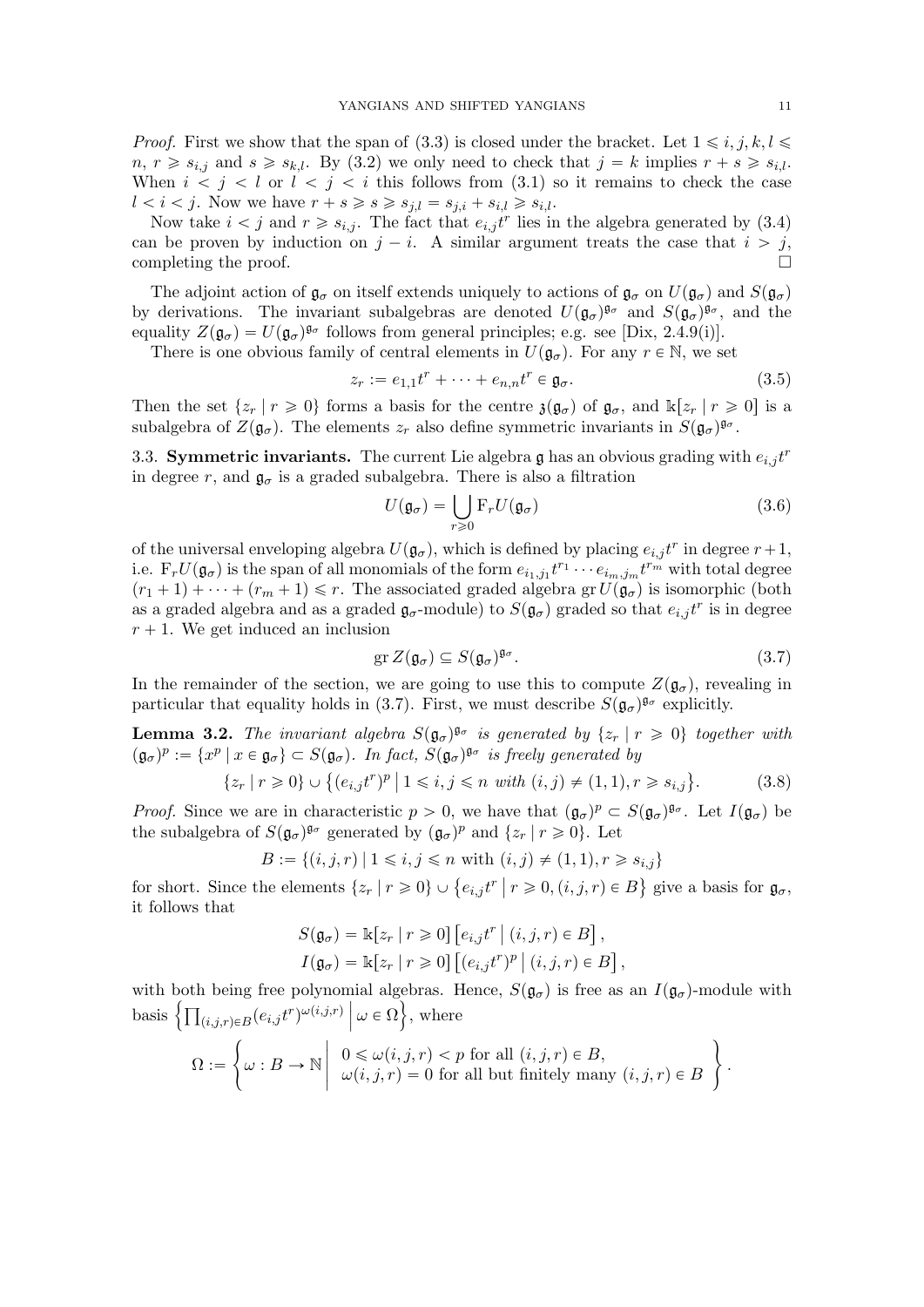*Proof.* First we show that the span of (3.3) is closed under the bracket. Let $1 \leqslant i, j, k, l \leqslant n$, $r \geqslant s_{i,j}$ and $s \geqslant s_{k,l}$. By (3.2) we only need to check that $j = k$ implies $r + s \geqslant s_{i,l}$. When $i < j < l$ or $l < j < i$ this follows from (3.1) so it remains to check the case $l < i < j$. Now we have $r + s \geqslant s \geqslant s_{j,l} = s_{j,i} + s_{i,l} \geqslant s_{i,l}$.

Now take $i < j$ and $r \geqslant s_{i,j}$. The fact that $e_{i,j}t^r$ lies in the algebra generated by (3.4) can be proven by induction on $j - i$. A similar argument treats the case that $i > j$, completing the proof. $\square$

The adjoint action of $\mathfrak{g}_\sigma$ on itself extends uniquely to actions of $\mathfrak{g}_\sigma$ on $U(\mathfrak{g}_\sigma)$ and $S(\mathfrak{g}_\sigma)$ by derivations. The invariant subalgebras are denoted $U(\mathfrak{g}_\sigma)^{\mathfrak{g}_\sigma}$ and $S(\mathfrak{g}_\sigma)^{\mathfrak{g}_\sigma}$, and the equality $Z(\mathfrak{g}_\sigma) = U(\mathfrak{g}_\sigma)^{\mathfrak{g}_\sigma}$ follows from general principles; e.g. see [Dix, 2.4.9(i)].

There is one obvious family of central elements in $U(\mathfrak{g}_\sigma)$. For any $r \in \mathbb{N}$, we set

$$z_r := e_{1,1}t^r + \cdots + e_{n,n}t^r \in \mathfrak{g}_\sigma. \tag{3.5}$$

Then the set $\{z_r \mid r \geqslant 0\}$ forms a basis for the centre $\mathfrak{z}(\mathfrak{g}_\sigma)$ of $\mathfrak{g}_\sigma$, and $\mathbb{k}[z_r \mid r \geqslant 0]$ is a subalgebra of $Z(\mathfrak{g}_\sigma)$. The elements $z_r$ also define symmetric invariants in $S(\mathfrak{g}_\sigma)^{\mathfrak{g}_\sigma}$.

## 3.3. Symmetric invariants.

The current Lie algebra $\mathfrak{g}$ has an obvious grading with $e_{i,j}t^r$ in degree $r$, and $\mathfrak{g}_\sigma$ is a graded subalgebra. There is also a filtration

$$U(\mathfrak{g}_\sigma) = \bigcup_{r \geqslant 0} \mathrm{F}_r U(\mathfrak{g}_\sigma) \tag{3.6}$$

of the universal enveloping algebra $U(\mathfrak{g}_\sigma)$, which is defined by placing $e_{i,j}t^r$ in degree $r+1$, i.e. $\mathrm{F}_r U(\mathfrak{g}_\sigma)$ is the span of all monomials of the form $e_{i_1,j_1}t^{r_1} \cdots e_{i_m,j_m}t^{r_m}$ with total degree $(r_1 + 1) + \cdots + (r_m + 1) \leqslant r$. The associated graded algebra $\operatorname{gr} U(\mathfrak{g}_\sigma)$ is isomorphic (both as a graded algebra and as a graded $\mathfrak{g}_\sigma$-module) to $S(\mathfrak{g}_\sigma)$ graded so that $e_{i,j}t^r$ is in degree $r + 1$. We get induced an inclusion

$$\operatorname{gr} Z(\mathfrak{g}_\sigma) \subseteq S(\mathfrak{g}_\sigma)^{\mathfrak{g}_\sigma}. \tag{3.7}$$

In the remainder of the section, we are going to use this to compute $Z(\mathfrak{g}_\sigma)$, revealing in particular that equality holds in (3.7). First, we must describe $S(\mathfrak{g}_\sigma)^{\mathfrak{g}_\sigma}$ explicitly.

**Lemma 3.2.** *The invariant algebra $S(\mathfrak{g}_\sigma)^{\mathfrak{g}_\sigma}$ is generated by $\{z_r \mid r \geqslant 0\}$ together with $(\mathfrak{g}_\sigma)^p := \{x^p \mid x \in \mathfrak{g}_\sigma\} \subset S(\mathfrak{g}_\sigma)$. In fact, $S(\mathfrak{g}_\sigma)^{\mathfrak{g}_\sigma}$ is freely generated by*

$$\{z_r \mid r \geqslant 0\} \cup \left\{(e_{i,j}t^r)^p \;\middle|\; 1 \leqslant i, j \leqslant n \text{ with } (i,j) \neq (1,1), r \geqslant s_{i,j}\right\}. \tag{3.8}$$

*Proof.* Since we are in characteristic $p > 0$, we have that $(\mathfrak{g}_\sigma)^p \subset S(\mathfrak{g}_\sigma)^{\mathfrak{g}_\sigma}$. Let $I(\mathfrak{g}_\sigma)$ be the subalgebra of $S(\mathfrak{g}_\sigma)^{\mathfrak{g}_\sigma}$ generated by $(\mathfrak{g}_\sigma)^p$ and $\{z_r \mid r \geqslant 0\}$. Let

$$B := \{(i,j,r) \mid 1 \leqslant i, j \leqslant n \text{ with } (i,j) \neq (1,1), r \geqslant s_{i,j}\}$$

for short. Since the elements $\{z_r \mid r \geqslant 0\} \cup \left\{e_{i,j}t^r \;\middle|\; r \geqslant 0, (i,j,r) \in B\right\}$ give a basis for $\mathfrak{g}_\sigma$, it follows that

$$S(\mathfrak{g}_\sigma) = \mathbb{k}[z_r \mid r \geqslant 0]\left[e_{i,j}t^r \;\middle|\; (i,j,r) \in B\right],$$
$$I(\mathfrak{g}_\sigma) = \mathbb{k}[z_r \mid r \geqslant 0]\left[(e_{i,j}t^r)^p \;\middle|\; (i,j,r) \in B\right],$$

with both being free polynomial algebras. Hence, $S(\mathfrak{g}_\sigma)$ is free as an $I(\mathfrak{g}_\sigma)$-module with basis $\left\{\prod_{(i,j,r)\in B}(e_{i,j}t^r)^{\omega(i,j,r)} \;\middle|\; \omega \in \Omega\right\}$, where

$$\Omega := \left\{\omega : B \to \mathbb{N} \;\middle|\; \begin{array}{l} 0 \leqslant \omega(i,j,r) < p \text{ for all } (i,j,r) \in B, \\ \omega(i,j,r) = 0 \text{ for all but finitely many } (i,j,r) \in B \end{array}\right\}.$$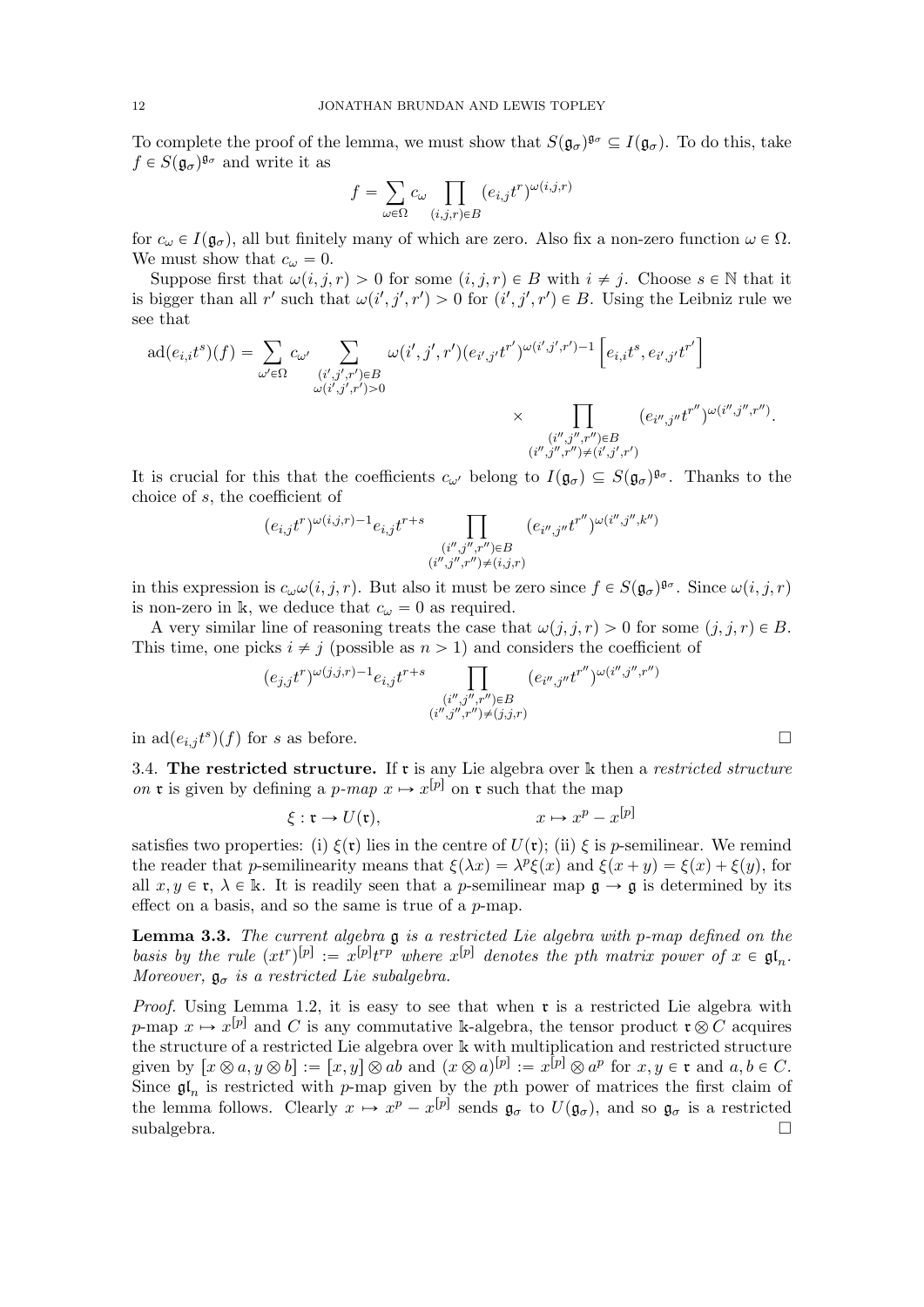To complete the proof of the lemma, we must show that $S(\mathfrak{g}_\sigma)^{\mathfrak{g}_\sigma} \subseteq I(\mathfrak{g}_\sigma)$. To do this, take $f \in S(\mathfrak{g}_\sigma)^{\mathfrak{g}_\sigma}$ and write it as

$$f = \sum_{\omega \in \Omega} c_\omega \prod_{(i,j,r) \in B} (e_{i,j}t^r)^{\omega(i,j,r)}$$

for $c_\omega \in I(\mathfrak{g}_\sigma)$, all but finitely many of which are zero. Also fix a non-zero function $\omega \in \Omega$. We must show that $c_\omega = 0$.

Suppose first that $\omega(i,j,r) > 0$ for some $(i,j,r) \in B$ with $i \neq j$. Choose $s \in \mathbb{N}$ that it is bigger than all $r'$ such that $\omega(i',j',r') > 0$ for $(i',j',r') \in B$. Using the Leibniz rule we see that

$$\operatorname{ad}(e_{i,i}t^s)(f) = \sum_{\omega' \in \Omega} c_{\omega'} \sum_{\substack{(i',j',r') \in B \\ \omega(i',j',r') > 0}} \omega(i',j',r')(e_{i',j'}t^{r'})^{\omega(i',j',r')-1} \left[ e_{i,i}t^s, e_{i',j'}t^{r'} \right]$$
$$\times \prod_{\substack{(i'',j'',r'') \in B \\ (i'',j'',r'') \neq (i',j',r')}} (e_{i'',j''}t^{r''})^{\omega(i'',j'',r'')}.$$

It is crucial for this that the coefficients $c_{\omega'}$ belong to $I(\mathfrak{g}_\sigma) \subseteq S(\mathfrak{g}_\sigma)^{\mathfrak{g}_\sigma}$. Thanks to the choice of $s$, the coefficient of

$$(e_{i,j}t^r)^{\omega(i,j,r)-1} e_{i,j}t^{r+s} \prod_{\substack{(i'',j'',r'') \in B \\ (i'',j'',r'') \neq (i,j,r)}} (e_{i'',j''}t^{r''})^{\omega(i'',j'',k'')}$$

in this expression is $c_\omega \omega(i,j,r)$. But also it must be zero since $f \in S(\mathfrak{g}_\sigma)^{\mathfrak{g}_\sigma}$. Since $\omega(i,j,r)$ is non-zero in $\mathbb{k}$, we deduce that $c_\omega = 0$ as required.

A very similar line of reasoning treats the case that $\omega(j,j,r) > 0$ for some $(j,j,r) \in B$. This time, one picks $i \neq j$ (possible as $n > 1$) and considers the coefficient of

$$(e_{j,j}t^r)^{\omega(j,j,r)-1} e_{i,j}t^{r+s} \prod_{\substack{(i'',j'',r'') \in B \\ (i'',j'',r'') \neq (j,j,r)}} (e_{i'',j''}t^{r''})^{\omega(i'',j'',r'')}$$

in $\operatorname{ad}(e_{i,j}t^s)(f)$ for $s$ as before. $\square$

3.4. **The restricted structure.** If $\mathfrak{r}$ is any Lie algebra over $\mathbb{k}$ then a *restricted structure on* $\mathfrak{r}$ is given by defining a *p-map* $x \mapsto x^{[p]}$ on $\mathfrak{r}$ such that the map

$$\xi : \mathfrak{r} \to U(\mathfrak{r}), \qquad\qquad x \mapsto x^p - x^{[p]}$$

satisfies two properties: (i) $\xi(\mathfrak{r})$ lies in the centre of $U(\mathfrak{r})$; (ii) $\xi$ is $p$-semilinear. We remind the reader that $p$-semilinearity means that $\xi(\lambda x) = \lambda^p \xi(x)$ and $\xi(x+y) = \xi(x) + \xi(y)$, for all $x, y \in \mathfrak{r}$, $\lambda \in \mathbb{k}$. It is readily seen that a $p$-semilinear map $\mathfrak{g} \to \mathfrak{g}$ is determined by its effect on a basis, and so the same is true of a $p$-map.

**Lemma 3.3.** *The current algebra $\mathfrak{g}$ is a restricted Lie algebra with p-map defined on the basis by the rule $(xt^r)^{[p]} := x^{[p]}t^{rp}$ where $x^{[p]}$ denotes the pth matrix power of $x \in \mathfrak{gl}_n$. Moreover, $\mathfrak{g}_\sigma$ is a restricted Lie subalgebra.*

*Proof.* Using Lemma 1.2, it is easy to see that when $\mathfrak{r}$ is a restricted Lie algebra with $p$-map $x \mapsto x^{[p]}$ and $C$ is any commutative $\mathbb{k}$-algebra, the tensor product $\mathfrak{r} \otimes C$ acquires the structure of a restricted Lie algebra over $\mathbb{k}$ with multiplication and restricted structure given by $[x \otimes a, y \otimes b] := [x,y] \otimes ab$ and $(x \otimes a)^{[p]} := x^{[p]} \otimes a^p$ for $x, y \in \mathfrak{r}$ and $a, b \in C$. Since $\mathfrak{gl}_n$ is restricted with $p$-map given by the $p$th power of matrices the first claim of the lemma follows. Clearly $x \mapsto x^p - x^{[p]}$ sends $\mathfrak{g}_\sigma$ to $U(\mathfrak{g}_\sigma)$, and so $\mathfrak{g}_\sigma$ is a restricted subalgebra. $\square$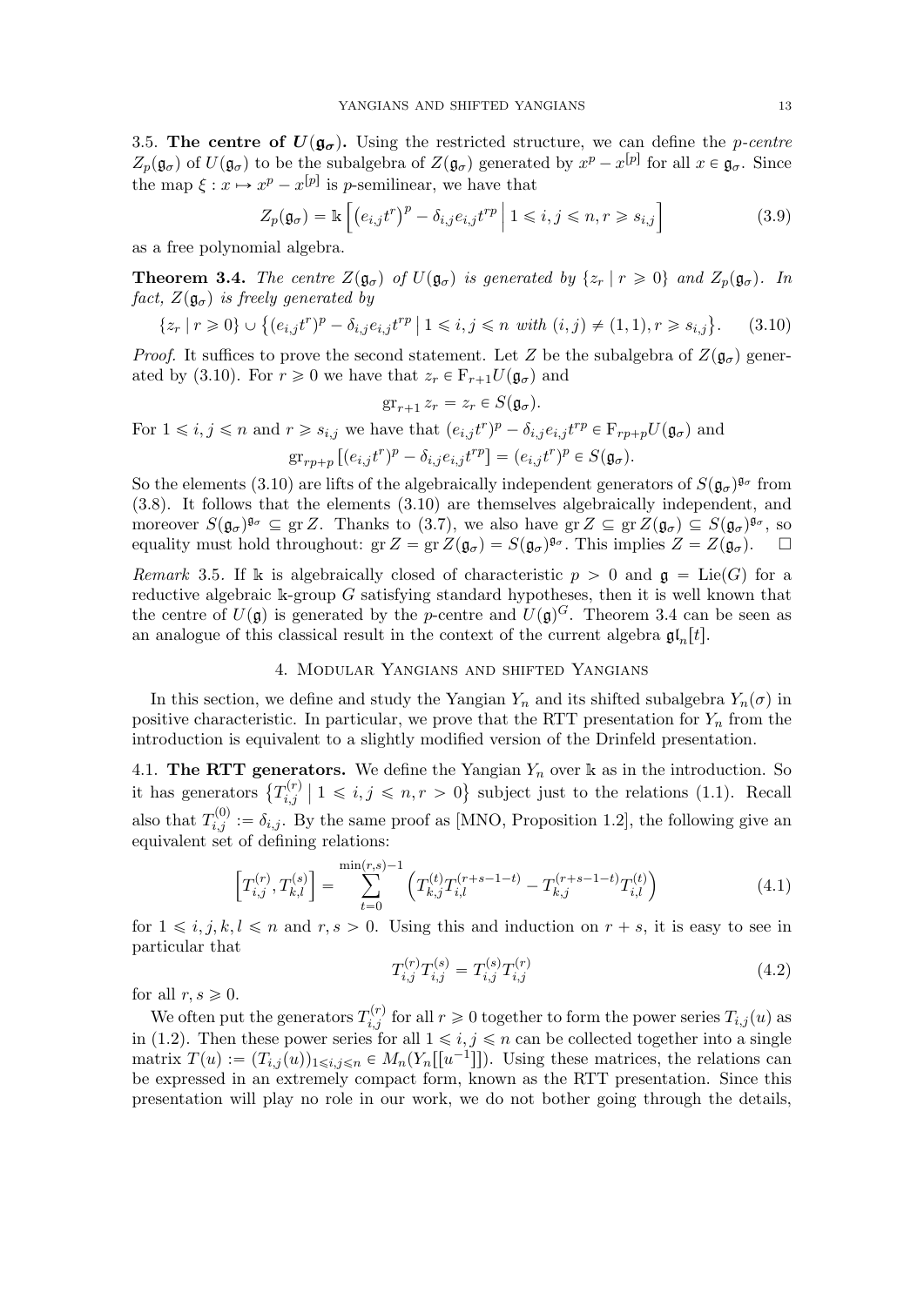3.5. **The centre of $U(\mathfrak{g}_\sigma)$.** Using the restricted structure, we can define the *p-centre* $Z_p(\mathfrak{g}_\sigma)$ of $U(\mathfrak{g}_\sigma)$ to be the subalgebra of $Z(\mathfrak{g}_\sigma)$ generated by $x^p - x^{[p]}$ for all $x \in \mathfrak{g}_\sigma$. Since the map $\xi : x \mapsto x^p - x^{[p]}$ is $p$-semilinear, we have that

$$Z_p(\mathfrak{g}_\sigma) = \mathbb{k}\left[\left(e_{i,j}t^r\right)^p - \delta_{i,j}e_{i,j}t^{rp} \,\middle|\, 1 \leqslant i,j \leqslant n, r \geqslant s_{i,j}\right] \tag{3.9}$$

as a free polynomial algebra.

**Theorem 3.4.** *The centre $Z(\mathfrak{g}_\sigma)$ of $U(\mathfrak{g}_\sigma)$ is generated by $\{z_r \mid r \geqslant 0\}$ and $Z_p(\mathfrak{g}_\sigma)$. In fact, $Z(\mathfrak{g}_\sigma)$ is freely generated by*

$$\{z_r \mid r \geqslant 0\} \cup \left\{(e_{i,j}t^r)^p - \delta_{i,j}e_{i,j}t^{rp} \,\middle|\, 1 \leqslant i,j \leqslant n \text{ with } (i,j) \neq (1,1), r \geqslant s_{i,j}\right\}. \tag{3.10}$$

*Proof.* It suffices to prove the second statement. Let $Z$ be the subalgebra of $Z(\mathfrak{g}_\sigma)$ generated by (3.10). For $r \geqslant 0$ we have that $z_r \in \mathrm{F}_{r+1}U(\mathfrak{g}_\sigma)$ and

$$\mathrm{gr}_{r+1} z_r = z_r \in S(\mathfrak{g}_\sigma).$$

For $1 \leqslant i,j \leqslant n$ and $r \geqslant s_{i,j}$ we have that $(e_{i,j}t^r)^p - \delta_{i,j}e_{i,j}t^{rp} \in \mathrm{F}_{rp+p}U(\mathfrak{g}_\sigma)$ and

$$\mathrm{gr}_{rp+p}\left[(e_{i,j}t^r)^p - \delta_{i,j}e_{i,j}t^{rp}\right] = (e_{i,j}t^r)^p \in S(\mathfrak{g}_\sigma).$$

So the elements (3.10) are lifts of the algebraically independent generators of $S(\mathfrak{g}_\sigma)^{\mathfrak{g}_\sigma}$ from (3.8). It follows that the elements (3.10) are themselves algebraically independent, and moreover $S(\mathfrak{g}_\sigma)^{\mathfrak{g}_\sigma} \subseteq \mathrm{gr}\, Z$. Thanks to (3.7), we also have $\mathrm{gr}\, Z \subseteq \mathrm{gr}\, Z(\mathfrak{g}_\sigma) \subseteq S(\mathfrak{g}_\sigma)^{\mathfrak{g}_\sigma}$, so equality must hold throughout: $\mathrm{gr}\, Z = \mathrm{gr}\, Z(\mathfrak{g}_\sigma) = S(\mathfrak{g}_\sigma)^{\mathfrak{g}_\sigma}$. This implies $Z = Z(\mathfrak{g}_\sigma)$. □

*Remark* 3.5. If $\mathbb{k}$ is algebraically closed of characteristic $p > 0$ and $\mathfrak{g} = \mathrm{Lie}(G)$ for a reductive algebraic $\mathbb{k}$-group $G$ satisfying standard hypotheses, then it is well known that the centre of $U(\mathfrak{g})$ is generated by the $p$-centre and $U(\mathfrak{g})^G$. Theorem 3.4 can be seen as an analogue of this classical result in the context of the current algebra $\mathfrak{gl}_n[t]$.

## 4. Modular Yangians and shifted Yangians

In this section, we define and study the Yangian $Y_n$ and its shifted subalgebra $Y_n(\sigma)$ in positive characteristic. In particular, we prove that the RTT presentation for $Y_n$ from the introduction is equivalent to a slightly modified version of the Drinfeld presentation.

4.1. **The RTT generators.** We define the Yangian $Y_n$ over $\mathbb{k}$ as in the introduction. So it has generators $\{T_{i,j}^{(r)} \mid 1 \leqslant i,j \leqslant n, r > 0\}$ subject just to the relations (1.1). Recall also that $T_{i,j}^{(0)} := \delta_{i,j}$. By the same proof as [MNO, Proposition 1.2], the following give an equivalent set of defining relations:

$$\left[T_{i,j}^{(r)}, T_{k,l}^{(s)}\right] = \sum_{t=0}^{\min(r,s)-1} \left(T_{k,j}^{(t)}T_{i,l}^{(r+s-1-t)} - T_{k,j}^{(r+s-1-t)}T_{i,l}^{(t)}\right) \tag{4.1}$$

for $1 \leqslant i,j,k,l \leqslant n$ and $r,s > 0$. Using this and induction on $r+s$, it is easy to see in particular that

$$T_{i,j}^{(r)}T_{i,j}^{(s)} = T_{i,j}^{(s)}T_{i,j}^{(r)} \tag{4.2}$$

for all $r,s \geqslant 0$.

We often put the generators $T_{i,j}^{(r)}$ for all $r \geqslant 0$ together to form the power series $T_{i,j}(u)$ as in (1.2). Then these power series for all $1 \leqslant i,j \leqslant n$ can be collected together into a single matrix $T(u) := (T_{i,j}(u))_{1 \leqslant i,j \leqslant n} \in M_n(Y_n[[u^{-1}]])$. Using these matrices, the relations can be expressed in an extremely compact form, known as the RTT presentation. Since this presentation will play no role in our work, we do not bother going through the details,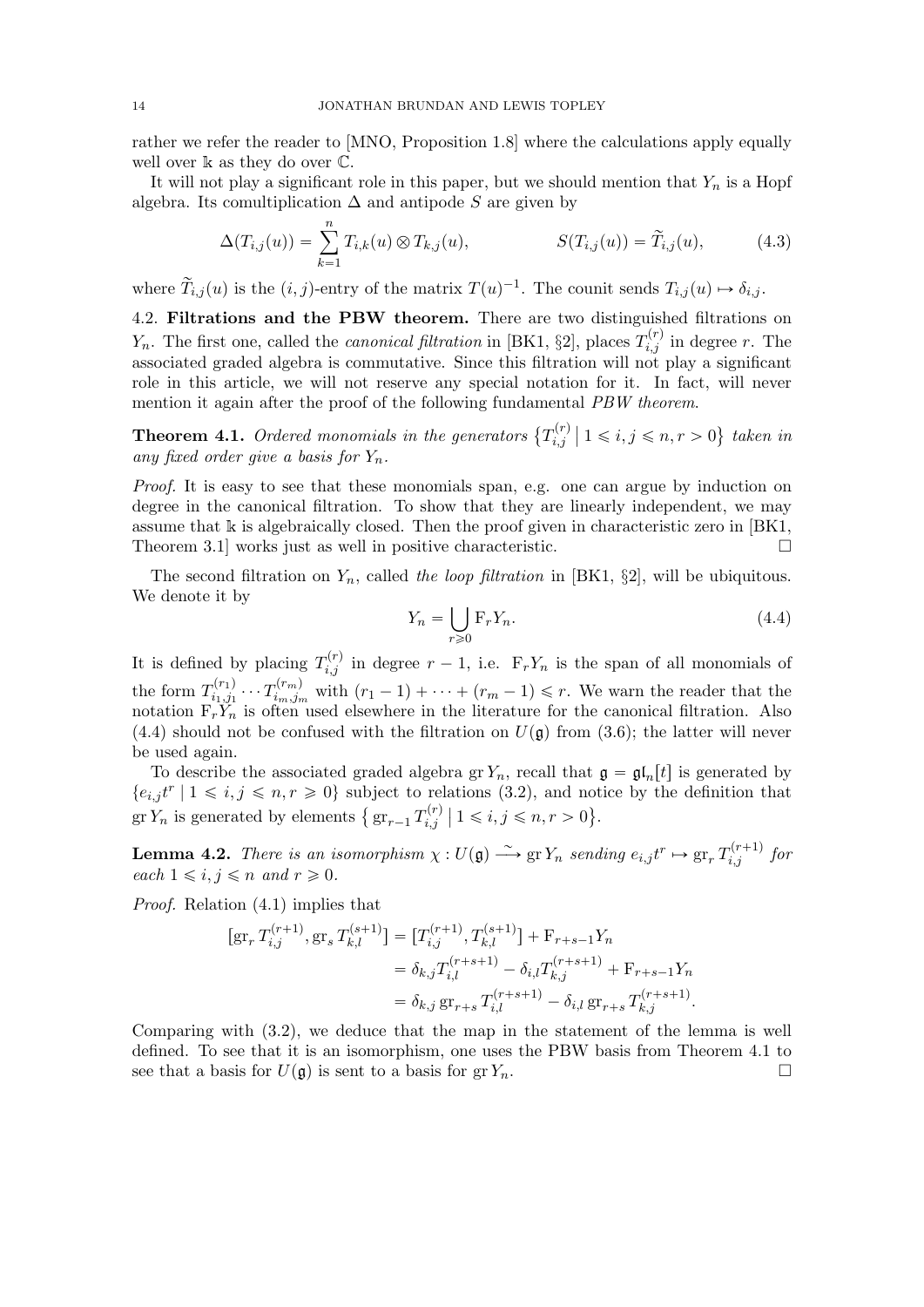rather we refer the reader to [MNO, Proposition 1.8] where the calculations apply equally well over $\Bbbk$ as they do over $\mathbb{C}$.

It will not play a significant role in this paper, but we should mention that $Y_n$ is a Hopf algebra. Its comultiplication $\Delta$ and antipode $S$ are given by

$$\Delta(T_{i,j}(u)) = \sum_{k=1}^{n} T_{i,k}(u) \otimes T_{k,j}(u), \qquad\qquad S(T_{i,j}(u)) = \widetilde{T}_{i,j}(u), \tag{4.3}$$

where $\widetilde{T}_{i,j}(u)$ is the $(i,j)$-entry of the matrix $T(u)^{-1}$. The counit sends $T_{i,j}(u) \mapsto \delta_{i,j}$.

**4.2. Filtrations and the PBW theorem.** There are two distinguished filtrations on $Y_n$. The first one, called the *canonical filtration* in [BK1, §2], places $T_{i,j}^{(r)}$ in degree $r$. The associated graded algebra is commutative. Since this filtration will not play a significant role in this article, we will not reserve any special notation for it. In fact, will never mention it again after the proof of the following fundamental *PBW theorem*.

**Theorem 4.1.** *Ordered monomials in the generators $\{T_{i,j}^{(r)} \mid 1 \leqslant i, j \leqslant n, r > 0\}$ taken in any fixed order give a basis for $Y_n$.*

*Proof.* It is easy to see that these monomials span, e.g. one can argue by induction on degree in the canonical filtration. To show that they are linearly independent, we may assume that $\Bbbk$ is algebraically closed. Then the proof given in characteristic zero in [BK1, Theorem 3.1] works just as well in positive characteristic. $\square$

The second filtration on $Y_n$, called *the loop filtration* in [BK1, §2], will be ubiquitous. We denote it by

$$Y_n = \bigcup_{r \geqslant 0} \mathrm{F}_r Y_n. \tag{4.4}$$

It is defined by placing $T_{i,j}^{(r)}$ in degree $r-1$, i.e. $\mathrm{F}_r Y_n$ is the span of all monomials of the form $T_{i_1,j_1}^{(r_1)} \cdots T_{i_m,j_m}^{(r_m)}$ with $(r_1 - 1) + \cdots + (r_m - 1) \leqslant r$. We warn the reader that the notation $\mathrm{F}_r Y_n$ is often used elsewhere in the literature for the canonical filtration. Also (4.4) should not be confused with the filtration on $U(\mathfrak{g})$ from (3.6); the latter will never be used again.

To describe the associated graded algebra $\mathrm{gr}\, Y_n$, recall that $\mathfrak{g} = \mathfrak{gl}_n[t]$ is generated by $\{e_{i,j}t^r \mid 1 \leqslant i, j \leqslant n, r \geqslant 0\}$ subject to relations (3.2), and notice by the definition that $\mathrm{gr}\, Y_n$ is generated by elements $\{\mathrm{gr}_{r-1} T_{i,j}^{(r)} \mid 1 \leqslant i, j \leqslant n, r > 0\}$.

**Lemma 4.2.** *There is an isomorphism $\chi : U(\mathfrak{g}) \xrightarrow{\sim} \mathrm{gr}\, Y_n$ sending $e_{i,j}t^r \mapsto \mathrm{gr}_r T_{i,j}^{(r+1)}$ for each $1 \leqslant i, j \leqslant n$ and $r \geqslant 0$.*

*Proof.* Relation (4.1) implies that

$$\begin{aligned}
[\mathrm{gr}_r T_{i,j}^{(r+1)}, \mathrm{gr}_s T_{k,l}^{(s+1)}] &= [T_{i,j}^{(r+1)}, T_{k,l}^{(s+1)}] + \mathrm{F}_{r+s-1} Y_n \\
&= \delta_{k,j} T_{i,l}^{(r+s+1)} - \delta_{i,l} T_{k,j}^{(r+s+1)} + \mathrm{F}_{r+s-1} Y_n \\
&= \delta_{k,j}\, \mathrm{gr}_{r+s} T_{i,l}^{(r+s+1)} - \delta_{i,l}\, \mathrm{gr}_{r+s} T_{k,j}^{(r+s+1)}.
\end{aligned}$$

Comparing with (3.2), we deduce that the map in the statement of the lemma is well defined. To see that it is an isomorphism, one uses the PBW basis from Theorem 4.1 to see that a basis for $U(\mathfrak{g})$ is sent to a basis for $\mathrm{gr}\, Y_n$. $\square$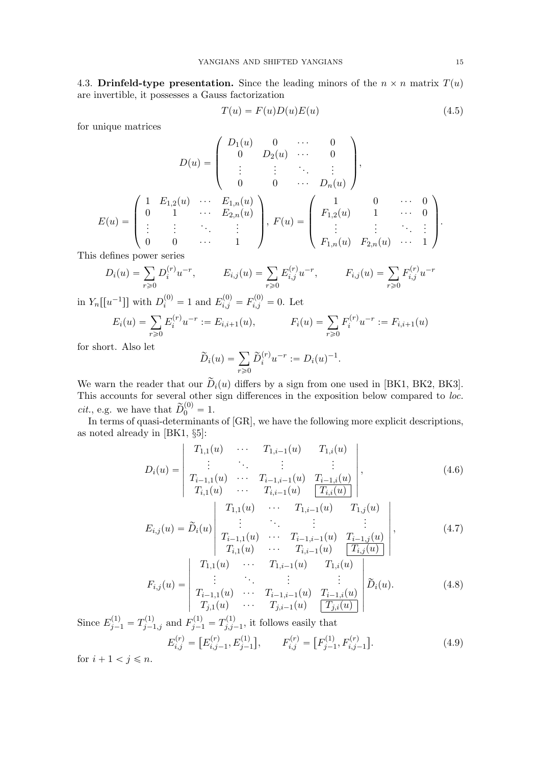4.3. **Drinfeld-type presentation.** Since the leading minors of the $n \times n$ matrix $T(u)$ are invertible, it possesses a Gauss factorization

$$T(u) = F(u)D(u)E(u) \tag{4.5}$$

for unique matrices

$$D(u) = \begin{pmatrix} D_1(u) & 0 & \cdots & 0 \\ 0 & D_2(u) & \cdots & 0 \\ \vdots & \vdots & \ddots & \vdots \\ 0 & 0 & \cdots & D_n(u) \end{pmatrix},$$

$$E(u) = \begin{pmatrix} 1 & E_{1,2}(u) & \cdots & E_{1,n}(u) \\ 0 & 1 & \cdots & E_{2,n}(u) \\ \vdots & \vdots & \ddots & \vdots \\ 0 & 0 & \cdots & 1 \end{pmatrix},\ F(u) = \begin{pmatrix} 1 & 0 & \cdots & 0 \\ F_{1,2}(u) & 1 & \cdots & 0 \\ \vdots & \vdots & \ddots & \vdots \\ F_{1,n}(u) & F_{2,n}(u) & \cdots & 1 \end{pmatrix}.$$

This defines power series

$$D_i(u) = \sum_{r \geqslant 0} D_i^{(r)} u^{-r}, \qquad E_{i,j}(u) = \sum_{r \geqslant 0} E_{i,j}^{(r)} u^{-r}, \qquad F_{i,j}(u) = \sum_{r \geqslant 0} F_{i,j}^{(r)} u^{-r}$$

in $Y_n[[u^{-1}]]$ with $D_i^{(0)} = 1$ and $E_{i,j}^{(0)} = F_{i,j}^{(0)} = 0$. Let

$$E_i(u) = \sum_{r \geqslant 0} E_i^{(r)} u^{-r} := E_{i,i+1}(u), \qquad F_i(u) = \sum_{r \geqslant 0} F_i^{(r)} u^{-r} := F_{i,i+1}(u)$$

for short. Also let

$$\widetilde{D}_i(u) = \sum_{r \geqslant 0} \widetilde{D}_i^{(r)} u^{-r} := D_i(u)^{-1}.$$

We warn the reader that our $\widetilde{D}_i(u)$ differs by a sign from one used in [BK1, BK2, BK3]. This accounts for several other sign differences in the exposition below compared to *loc. cit.*, e.g. we have that $\widetilde{D}_0^{(0)} = 1$.

In terms of quasi-determinants of [GR], we have the following more explicit descriptions, as noted already in [BK1, §5]:

$$D_i(u) = \begin{vmatrix} T_{1,1}(u) & \cdots & T_{1,i-1}(u) & T_{1,i}(u) \\ \vdots & \ddots & \vdots & \vdots \\ T_{i-1,1}(u) & \cdots & T_{i-1,i-1}(u) & T_{i-1,i}(u) \\ T_{i,1}(u) & \cdots & T_{i,i-1}(u) & \boxed{T_{i,i}(u)} \end{vmatrix}, \tag{4.6}$$

$$E_{i,j}(u) = \widetilde{D}_i(u) \begin{vmatrix} T_{1,1}(u) & \cdots & T_{1,i-1}(u) & T_{1,j}(u) \\ \vdots & \ddots & \vdots & \vdots \\ T_{i-1,1}(u) & \cdots & T_{i-1,i-1}(u) & T_{i-1,j}(u) \\ T_{i,1}(u) & \cdots & T_{i,i-1}(u) & \boxed{T_{i,j}(u)} \end{vmatrix}, \tag{4.7}$$

$$F_{i,j}(u) = \begin{vmatrix} T_{1,1}(u) & \cdots & T_{1,i-1}(u) & T_{1,i}(u) \\ \vdots & \ddots & \vdots & \vdots \\ T_{i-1,1}(u) & \cdots & T_{i-1,i-1}(u) & T_{i-1,i}(u) \\ T_{j,1}(u) & \cdots & T_{j,i-1}(u) & \boxed{T_{j,i}(u)} \end{vmatrix} \widetilde{D}_i(u). \tag{4.8}$$

Since $E_{j-1}^{(1)} = T_{j-1,j}^{(1)}$ and $F_{j-1}^{(1)} = T_{j,j-1}^{(1)}$, it follows easily that

$$E_{i,j}^{(r)} = \left[E_{i,j-1}^{(r)}, E_{j-1}^{(1)}\right], \qquad F_{i,j}^{(r)} = \left[F_{j-1}^{(1)}, F_{i,j-1}^{(r)}\right]. \tag{4.9}$$

for $i + 1 < j \leqslant n$.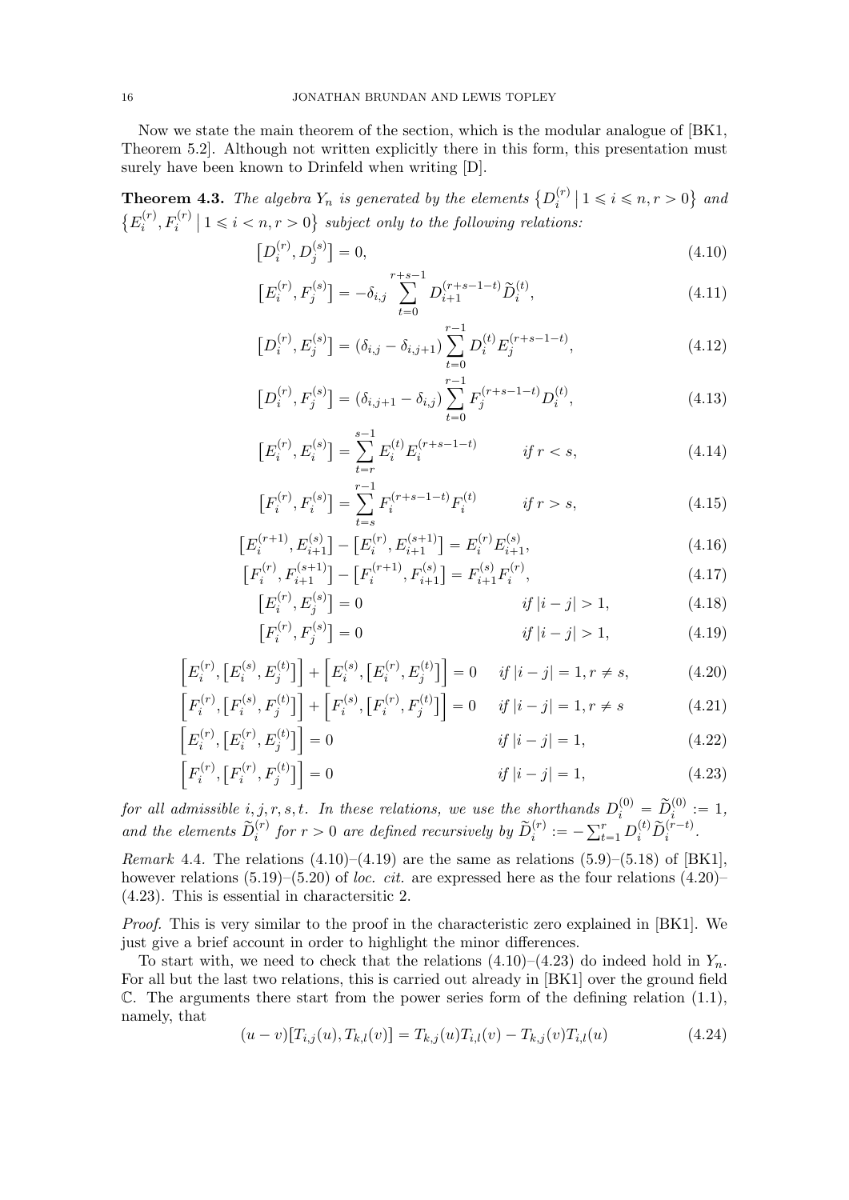Now we state the main theorem of the section, which is the modular analogue of [BK1, Theorem 5.2]. Although not written explicitly there in this form, this presentation must surely have been known to Drinfeld when writing [D].

**Theorem 4.3.** *The algebra $Y_n$ is generated by the elements $\{D_i^{(r)} \mid 1 \leqslant i \leqslant n, r > 0\}$ and $\{E_i^{(r)}, F_i^{(r)} \mid 1 \leqslant i < n, r > 0\}$ subject only to the following relations:*

$$[D_i^{(r)}, D_j^{(s)}] = 0, \tag{4.10}$$

$$[E_i^{(r)}, F_j^{(s)}] = -\delta_{i,j} \sum_{t=0}^{r+s-1} D_{i+1}^{(r+s-1-t)} \widetilde{D}_i^{(t)}, \tag{4.11}$$

$$[D_i^{(r)}, E_j^{(s)}] = (\delta_{i,j} - \delta_{i,j+1}) \sum_{t=0}^{r-1} D_i^{(t)} E_j^{(r+s-1-t)}, \tag{4.12}$$

$$[D_i^{(r)}, F_j^{(s)}] = (\delta_{i,j+1} - \delta_{i,j}) \sum_{t=0}^{r-1} F_j^{(r+s-1-t)} D_i^{(t)}, \tag{4.13}$$

$$[E_i^{(r)}, E_i^{(s)}] = \sum_{t=r}^{s-1} E_i^{(t)} E_i^{(r+s-1-t)} \qquad \text{if } r < s, \tag{4.14}$$

$$[F_i^{(r)}, F_i^{(s)}] = \sum_{t=s}^{r-1} F_i^{(r+s-1-t)} F_i^{(t)} \qquad \text{if } r > s, \tag{4.15}$$

$$[E_i^{(r+1)}, E_{i+1}^{(s)}] - [E_i^{(r)}, E_{i+1}^{(s+1)}] = E_i^{(r)} E_{i+1}^{(s)}, \tag{4.16}$$

$$[F_i^{(r)}, F_{i+1}^{(s+1)}] - [F_i^{(r+1)}, F_{i+1}^{(s)}] = F_{i+1}^{(s)} F_i^{(r)}, \tag{4.17}$$

$$[E_i^{(r)}, E_j^{(s)}] = 0 \qquad \text{if } |i-j| > 1, \tag{4.18}$$

$$[F_i^{(r)}, F_j^{(s)}] = 0 \qquad \text{if } |i-j| > 1, \tag{4.19}$$

$$\Big[E_i^{(r)}, [E_i^{(s)}, E_j^{(t)}]\Big] + \Big[E_i^{(s)}, [E_i^{(r)}, E_j^{(t)}]\Big] = 0 \quad \text{if } |i-j| = 1, r \neq s, \tag{4.20}$$

$$\Big[F_i^{(r)}, [F_i^{(s)}, F_j^{(t)}]\Big] + \Big[F_i^{(s)}, [F_i^{(r)}, F_j^{(t)}]\Big] = 0 \quad \text{if } |i-j| = 1, r \neq s \tag{4.21}$$

$$\Big[E_i^{(r)}, [E_i^{(r)}, E_j^{(t)}]\Big] = 0 \qquad \text{if } |i-j| = 1, \tag{4.22}$$

$$\Big[F_i^{(r)}, [F_i^{(r)}, F_j^{(t)}]\Big] = 0 \qquad \text{if } |i-j| = 1, \tag{4.23}$$

*for all admissible $i, j, r, s, t$. In these relations, we use the shorthands $D_i^{(0)} = \widetilde{D}_i^{(0)} := 1$, and the elements $\widetilde{D}_i^{(r)}$ for $r > 0$ are defined recursively by $\widetilde{D}_i^{(r)} := -\sum_{t=1}^{r} D_i^{(t)} \widetilde{D}_i^{(r-t)}$.*

*Remark* 4.4. The relations (4.10)–(4.19) are the same as relations (5.9)–(5.18) of [BK1], however relations (5.19)–(5.20) of *loc. cit.* are expressed here as the four relations (4.20)–(4.23). This is essential in charactersitic 2.

*Proof.* This is very similar to the proof in the characteristic zero explained in [BK1]. We just give a brief account in order to highlight the minor differences.

To start with, we need to check that the relations (4.10)–(4.23) do indeed hold in $Y_n$. For all but the last two relations, this is carried out already in [BK1] over the ground field $\mathbb{C}$. The arguments there start from the power series form of the defining relation (1.1), namely, that

$$(u - v)[T_{i,j}(u), T_{k,l}(v)] = T_{k,j}(u)T_{i,l}(v) - T_{k,j}(v)T_{i,l}(u) \tag{4.24}$$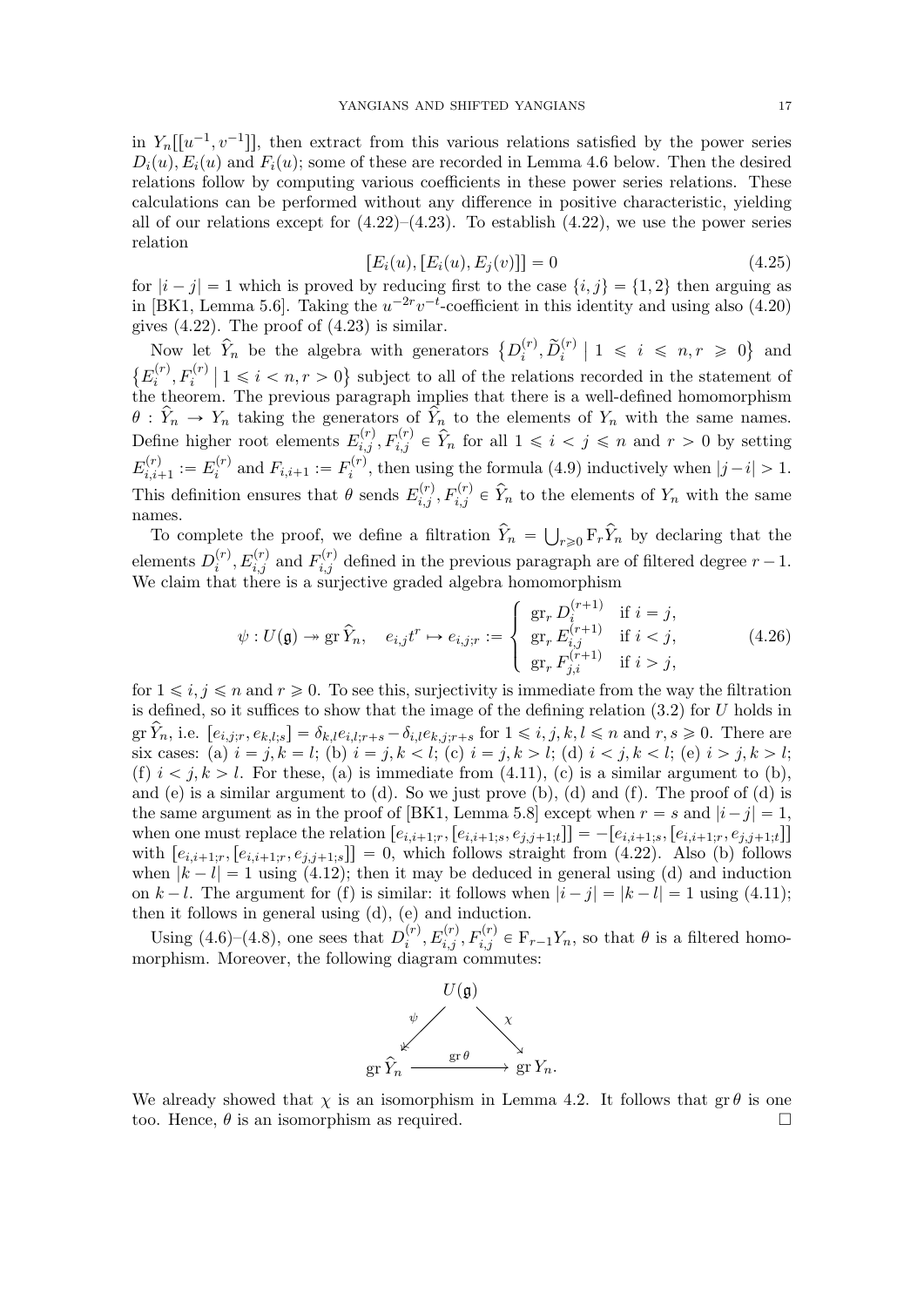in $Y_n[[u^{-1}, v^{-1}]]$, then extract from this various relations satisfied by the power series $D_i(u), E_i(u)$ and $F_i(u)$; some of these are recorded in Lemma 4.6 below. Then the desired relations follow by computing various coefficients in these power series relations. These calculations can be performed without any difference in positive characteristic, yielding all of our relations except for (4.22)–(4.23). To establish (4.22), we use the power series relation

$$[E_i(u), [E_i(u), E_j(v)]] = 0 \tag{4.25}$$

for $|i-j| = 1$ which is proved by reducing first to the case $\{i, j\} = \{1, 2\}$ then arguing as in [BK1, Lemma 5.6]. Taking the $u^{-2r}v^{-t}$-coefficient in this identity and using also (4.20) gives (4.22). The proof of (4.23) is similar.

Now let $\widehat{Y}_n$ be the algebra with generators $\{D_i^{(r)}, \widetilde{D}_i^{(r)} \mid 1 \leqslant i \leqslant n, r \geqslant 0\}$ and $\{E_i^{(r)}, F_i^{(r)} \mid 1 \leqslant i < n, r > 0\}$ subject to all of the relations recorded in the statement of the theorem. The previous paragraph implies that there is a well-defined homomorphism $\theta : \widehat{Y}_n \to Y_n$ taking the generators of $\widehat{Y}_n$ to the elements of $Y_n$ with the same names. Define higher root elements $E_{i,j}^{(r)}, F_{i,j}^{(r)} \in \widehat{Y}_n$ for all $1 \leqslant i < j \leqslant n$ and $r > 0$ by setting $E_{i,i+1}^{(r)} := E_i^{(r)}$ and $F_{i,i+1} := F_i^{(r)}$, then using the formula (4.9) inductively when $|j-i| > 1$. This definition ensures that $\theta$ sends $E_{i,j}^{(r)}, F_{i,j}^{(r)} \in \widehat{Y}_n$ to the elements of $Y_n$ with the same names.

To complete the proof, we define a filtration $\widehat{Y}_n = \bigcup_{r \geqslant 0} \mathrm{F}_r \widehat{Y}_n$ by declaring that the elements $D_i^{(r)}, E_{i,j}^{(r)}$ and $F_{i,j}^{(r)}$ defined in the previous paragraph are of filtered degree $r-1$. We claim that there is a surjective graded algebra homomorphism

$$\psi : U(\mathfrak{g}) \twoheadrightarrow \operatorname{gr} \widehat{Y}_n, \quad e_{i,j}t^r \mapsto e_{i,j;r} := \begin{cases} \operatorname{gr}_r D_i^{(r+1)} & \text{if } i = j, \\ \operatorname{gr}_r E_{i,j}^{(r+1)} & \text{if } i < j, \\ \operatorname{gr}_r F_{j,i}^{(r+1)} & \text{if } i > j, \end{cases} \tag{4.26}$$

for $1 \leqslant i, j \leqslant n$ and $r \geqslant 0$. To see this, surjectivity is immediate from the way the filtration is defined, so it suffices to show that the image of the defining relation (3.2) for $U$ holds in $\operatorname{gr} \widehat{Y}_n$, i.e. $[e_{i,j;r}, e_{k,l;s}] = \delta_{k,l} e_{i,l;r+s} - \delta_{i,l} e_{k,j;r+s}$ for $1 \leqslant i, j, k, l \leqslant n$ and $r, s \geqslant 0$. There are six cases: (a) $i = j, k = l$; (b) $i = j, k < l$; (c) $i = j, k > l$; (d) $i < j, k < l$; (e) $i > j, k > l$; (f) $i < j, k > l$. For these, (a) is immediate from (4.11), (c) is a similar argument to (b), and (e) is a similar argument to (d). So we just prove (b), (d) and (f). The proof of (d) is the same argument as in the proof of [BK1, Lemma 5.8] except when $r = s$ and $|i-j| = 1$, when one must replace the relation $[e_{i,i+1;r}, [e_{i,i+1;s}, e_{j,j+1;t}]] = -[e_{i,i+1;s}, [e_{i,i+1;r}, e_{j,j+1;t}]]$ with $[e_{i,i+1;r}, [e_{i,i+1;r}, e_{j,j+1;s}]] = 0$, which follows straight from (4.22). Also (b) follows when $|k-l| = 1$ using (4.12); then it may be deduced in general using (d) and induction on $k-l$. The argument for (f) is similar: it follows when $|i-j| = |k-l| = 1$ using (4.11); then it follows in general using (d), (e) and induction.

Using (4.6)–(4.8), one sees that $D_i^{(r)}, E_{i,j}^{(r)}, F_{i,j}^{(r)} \in \mathrm{F}_{r-1} Y_n$, so that $\theta$ is a filtered homomorphism. Moreover, the following diagram commutes:

$$\begin{array}{ccc} & U(\mathfrak{g}) & \\ {}^{\psi}\swarrow & & \searrow^{\chi} \\ \operatorname{gr} \widehat{Y}_n & \xrightarrow{\operatorname{gr}\theta} & \operatorname{gr} Y_n. \end{array}$$

We already showed that $\chi$ is an isomorphism in Lemma 4.2. It follows that $\operatorname{gr}\theta$ is one too. Hence, $\theta$ is an isomorphism as required. $\square$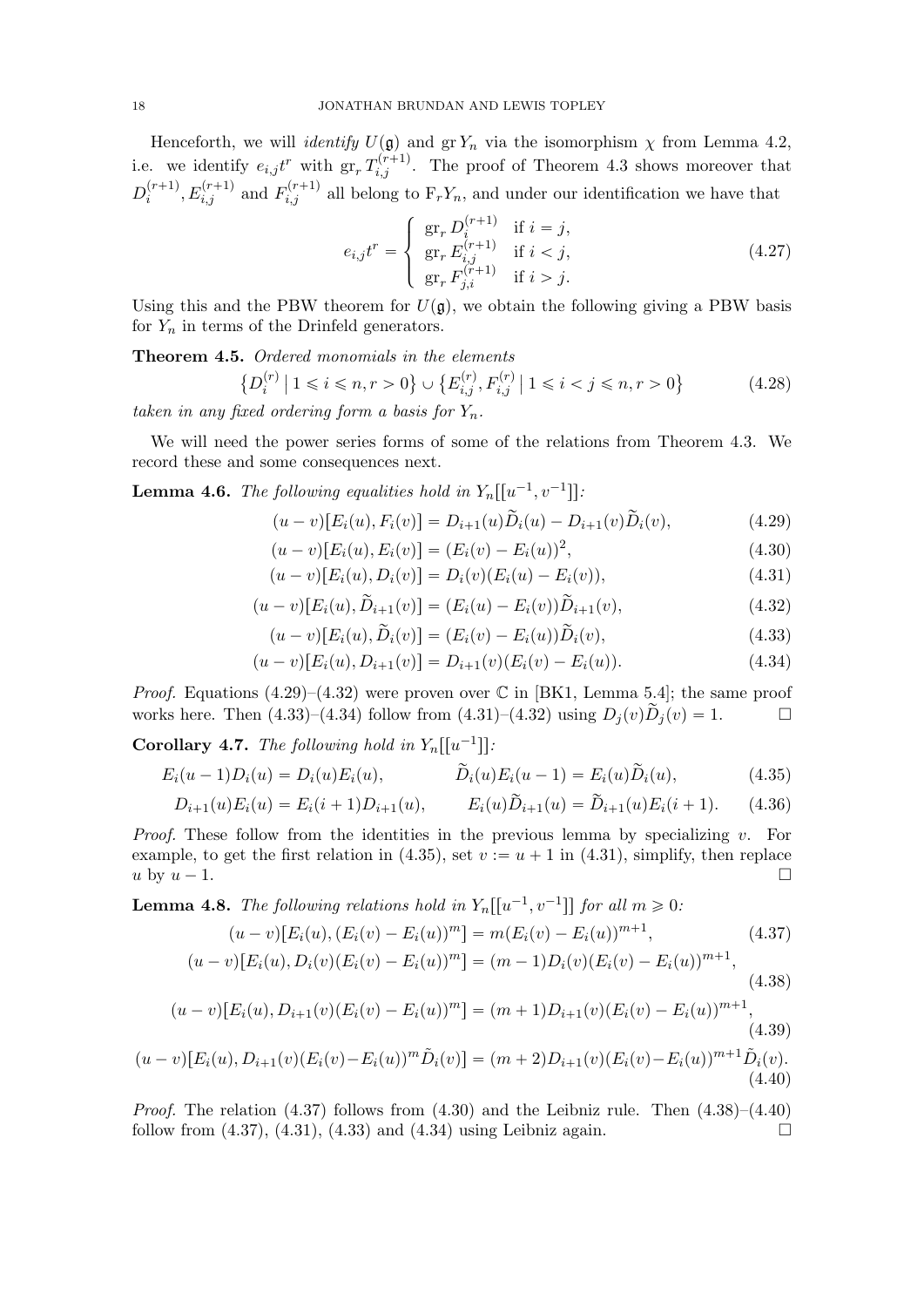Henceforth, we will *identify* $U(\mathfrak{g})$ and $\operatorname{gr} Y_n$ via the isomorphism $\chi$ from Lemma 4.2, i.e. we identify $e_{i,j}t^r$ with $\operatorname{gr}_r T_{i,j}^{(r+1)}$. The proof of Theorem 4.3 shows moreover that $D_i^{(r+1)}, E_{i,j}^{(r+1)}$ and $F_{i,j}^{(r+1)}$ all belong to $\mathrm{F}_r Y_n$, and under our identification we have that

$$e_{i,j}t^r = \begin{cases} \operatorname{gr}_r D_i^{(r+1)} & \text{if } i = j, \\ \operatorname{gr}_r E_{i,j}^{(r+1)} & \text{if } i < j, \\ \operatorname{gr}_r F_{j,i}^{(r+1)} & \text{if } i > j. \end{cases} \tag{4.27}$$

Using this and the PBW theorem for $U(\mathfrak{g})$, we obtain the following giving a PBW basis for $Y_n$ in terms of the Drinfeld generators.

**Theorem 4.5.** *Ordered monomials in the elements*

$$\left\{D_i^{(r)} \mid 1 \leqslant i \leqslant n, r > 0\right\} \cup \left\{E_{i,j}^{(r)}, F_{i,j}^{(r)} \mid 1 \leqslant i < j \leqslant n, r > 0\right\} \tag{4.28}$$

*taken in any fixed ordering form a basis for $Y_n$.*

We will need the power series forms of some of the relations from Theorem 4.3. We record these and some consequences next.

**Lemma 4.6.** *The following equalities hold in $Y_n[[u^{-1}, v^{-1}]]$:*

$$(u - v)[E_i(u), F_i(v)] = D_{i+1}(u)\widetilde{D}_i(u) - D_{i+1}(v)\widetilde{D}_i(v), \tag{4.29}$$

$$(u - v)[E_i(u), E_i(v)] = (E_i(v) - E_i(u))^2, \tag{4.30}$$

$$(u - v)[E_i(u), D_i(v)] = D_i(v)(E_i(u) - E_i(v)), \tag{4.31}$$

$$(u - v)[E_i(u), \widetilde{D}_{i+1}(v)] = (E_i(u) - E_i(v))\widetilde{D}_{i+1}(v), \tag{4.32}$$

$$(u - v)[E_i(u), \widetilde{D}_i(v)] = (E_i(v) - E_i(u))\widetilde{D}_i(v), \tag{4.33}$$

$$(u - v)[E_i(u), D_{i+1}(v)] = D_{i+1}(v)(E_i(v) - E_i(u)). \tag{4.34}$$

*Proof.* Equations (4.29)–(4.32) were proven over $\mathbb{C}$ in [BK1, Lemma 5.4]; the same proof works here. Then (4.33)–(4.34) follow from (4.31)–(4.32) using $D_j(v)\widetilde{D}_j(v) = 1$. $\square$

**Corollary 4.7.** *The following hold in $Y_n[[u^{-1}]]$:*

$$E_i(u-1)D_i(u) = D_i(u)E_i(u), \qquad \widetilde{D}_i(u)E_i(u-1) = E_i(u)\widetilde{D}_i(u), \tag{4.35}$$

$$D_{i+1}(u)E_i(u) = E_i(i+1)D_{i+1}(u), \qquad E_i(u)\widetilde{D}_{i+1}(u) = \widetilde{D}_{i+1}(u)E_i(i+1). \tag{4.36}$$

*Proof.* These follow from the identities in the previous lemma by specializing $v$. For example, to get the first relation in (4.35), set $v := u + 1$ in (4.31), simplify, then replace $u$ by $u - 1$. $\square$

**Lemma 4.8.** *The following relations hold in $Y_n[[u^{-1}, v^{-1}]]$ for all $m \geqslant 0$:*

$$(u - v)[E_i(u), (E_i(v) - E_i(u))^m] = m(E_i(v) - E_i(u))^{m+1}, \tag{4.37}$$

$$(u - v)[E_i(u), D_i(v)(E_i(v) - E_i(u))^m] = (m - 1)D_i(v)(E_i(v) - E_i(u))^{m+1}, \tag{4.38}$$

$$(u - v)[E_i(u), D_{i+1}(v)(E_i(v) - E_i(u))^m] = (m + 1)D_{i+1}(v)(E_i(v) - E_i(u))^{m+1}, \tag{4.39}$$

$$(u - v)[E_i(u), D_{i+1}(v)(E_i(v) - E_i(u))^m \tilde{D}_i(v)] = (m + 2)D_{i+1}(v)(E_i(v) - E_i(u))^{m+1} \tilde{D}_i(v). \tag{4.40}$$

*Proof.* The relation (4.37) follows from (4.30) and the Leibniz rule. Then (4.38)–(4.40) follow from (4.37), (4.31), (4.33) and (4.34) using Leibniz again. $\square$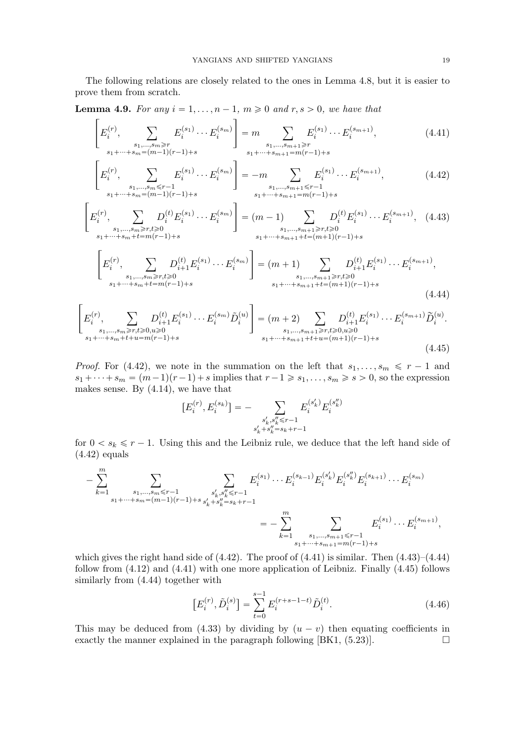The following relations are closely related to the ones in Lemma 4.8, but it is easier to prove them from scratch.

**Lemma 4.9.** *For any $i = 1, \dots, n-1$, $m \geqslant 0$ and $r, s > 0$, we have that*

$$\left[E_i^{(r)}, \sum_{\substack{s_1,\dots,s_m \geqslant r \\ s_1+\cdots+s_m=(m-1)(r-1)+s}} E_i^{(s_1)} \cdots E_i^{(s_m)}\right] = m \sum_{\substack{s_1,\dots,s_{m+1} \geqslant r \\ s_1+\cdots+s_{m+1}=m(r-1)+s}} E_i^{(s_1)} \cdots E_i^{(s_{m+1})}, \tag{4.41}$$

$$\left[E_i^{(r)}, \sum_{\substack{s_1,\dots,s_m \leqslant r-1 \\ s_1+\cdots+s_m=(m-1)(r-1)+s}} E_i^{(s_1)} \cdots E_i^{(s_m)}\right] = -m \sum_{\substack{s_1,\dots,s_{m+1} \leqslant r-1 \\ s_1+\cdots+s_{m+1}=m(r-1)+s}} E_i^{(s_1)} \cdots E_i^{(s_{m+1})}, \tag{4.42}$$

$$\left[E_i^{(r)}, \sum_{\substack{s_1,\dots,s_m \geqslant r, t\geqslant 0 \\ s_1+\cdots+s_m+t=m(r-1)+s}} D_i^{(t)} E_i^{(s_1)} \cdots E_i^{(s_m)}\right] = (m-1) \sum_{\substack{s_1,\dots,s_{m+1} \geqslant r, t \geqslant 0 \\ s_1+\cdots+s_{m+1}+t=(m+1)(r-1)+s}} D_i^{(t)} E_i^{(s_1)} \cdots E_i^{(s_{m+1})}, \tag{4.43}$$

$$\left[E_i^{(r)}, \sum_{\substack{s_1,\dots,s_m \geqslant r, t\geqslant 0 \\ s_1+\cdots+s_m+t=m(r-1)+s}} D_{i+1}^{(t)} E_i^{(s_1)} \cdots E_i^{(s_m)}\right] = (m+1) \sum_{\substack{s_1,\dots,s_{m+1} \geqslant r, t \geqslant 0 \\ s_1+\cdots+s_{m+1}+t=(m+1)(r-1)+s}} D_{i+1}^{(t)} E_i^{(s_1)} \cdots E_i^{(s_{m+1})}, \tag{4.44}$$

$$\left[E_i^{(r)}, \sum_{\substack{s_1,\dots,s_m \geqslant r, t\geqslant 0, u \geqslant 0 \\ s_1+\cdots+s_m+t+u=m(r-1)+s}} D_{i+1}^{(t)} E_i^{(s_1)} \cdots E_i^{(s_m)} \tilde{D}_i^{(u)}\right] = (m+2) \sum_{\substack{s_1,\dots,s_{m+1} \geqslant r, t \geqslant 0, u\geqslant 0 \\ s_1+\cdots+s_{m+1}+t+u=(m+1)(r-1)+s}} D_{i+1}^{(t)} E_i^{(s_1)} \cdots E_i^{(s_{m+1})} \widetilde{D}_i^{(u)}. \tag{4.45}$$

*Proof.* For (4.42), we note in the summation on the left that $s_1, \dots, s_m \leqslant r-1$ and $s_1 + \cdots + s_m = (m-1)(r-1) + s$ implies that $r - 1 \geqslant s_1, \dots, s_m \geqslant s > 0$, so the expression makes sense. By (4.14), we have that

$$[E_i^{(r)}, E_i^{(s_k)}] = - \sum_{\substack{s_k', s_k'' \leqslant r-1 \\ s_k'+s_k''=s_k+r-1}} E_i^{(s_k')} E_i^{(s_k'')}$$

for $0 < s_k \leqslant r-1$. Using this and the Leibniz rule, we deduce that the left hand side of (4.42) equals

$$-\sum_{k=1}^m \sum_{\substack{s_1,\dots,s_m \leqslant r-1 \\ s_1+\cdots+s_m=(m-1)(r-1)+s}} \sum_{\substack{s_k', s_k'' \leqslant r-1 \\ s_k'+s_k''=s_k+r-1}} E_i^{(s_1)} \cdots E_i^{(s_{k-1})} E_i^{(s_k')} E_i^{(s_k'')} E_i^{(s_{k+1})} \cdots E_i^{(s_m)}$$
$$= -\sum_{k=1}^m \sum_{\substack{s_1,\dots,s_{m+1} \leqslant r-1 \\ s_1+\cdots+s_{m+1}=m(r-1)+s}} E_i^{(s_1)} \cdots E_i^{(s_{m+1})},$$

which gives the right hand side of (4.42). The proof of (4.41) is similar. Then (4.43)–(4.44) follow from (4.12) and (4.41) with one more application of Leibniz. Finally (4.45) follows similarly from (4.44) together with

$$\left[E_i^{(r)}, \tilde{D}_i^{(s)}\right] = \sum_{t=0}^{s-1} E_i^{(r+s-1-t)} \tilde{D}_i^{(t)}. \tag{4.46}$$

This may be deduced from (4.33) by dividing by $(u - v)$ then equating coefficients in exactly the manner explained in the paragraph following [BK1, (5.23)]. $\square$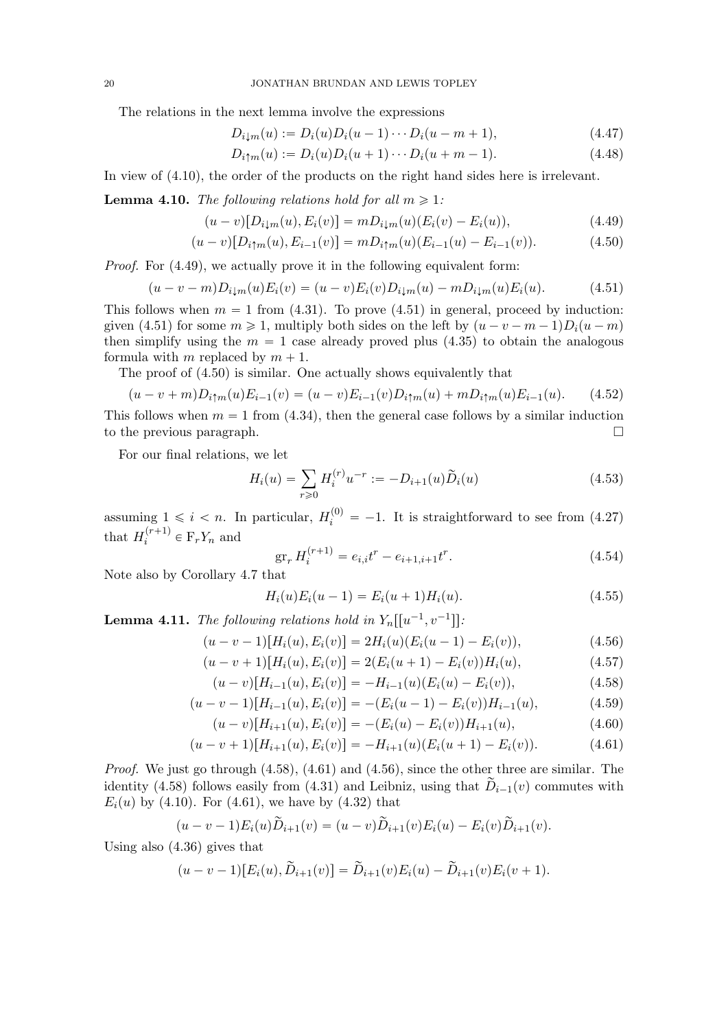The relations in the next lemma involve the expressions

$$D_{i\downarrow m}(u) := D_i(u)D_i(u-1)\cdots D_i(u-m+1), \tag{4.47}$$

$$D_{i\uparrow m}(u) := D_i(u)D_i(u+1)\cdots D_i(u+m-1). \tag{4.48}$$

In view of (4.10), the order of the products on the right hand sides here is irrelevant.

**Lemma 4.10.** *The following relations hold for all $m \geqslant 1$:*

$$(u-v)[D_{i\downarrow m}(u), E_i(v)] = mD_{i\downarrow m}(u)(E_i(v) - E_i(u)), \tag{4.49}$$

$$(u-v)[D_{i\uparrow m}(u), E_{i-1}(v)] = mD_{i\uparrow m}(u)(E_{i-1}(u) - E_{i-1}(v)). \tag{4.50}$$

*Proof.* For (4.49), we actually prove it in the following equivalent form:

$$(u-v-m)D_{i\downarrow m}(u)E_i(v) = (u-v)E_i(v)D_{i\downarrow m}(u) - mD_{i\downarrow m}(u)E_i(u). \tag{4.51}$$

This follows when $m = 1$ from (4.31). To prove (4.51) in general, proceed by induction: given (4.51) for some $m \geqslant 1$, multiply both sides on the left by $(u-v-m-1)D_i(u-m)$ then simplify using the $m = 1$ case already proved plus (4.35) to obtain the analogous formula with $m$ replaced by $m+1$.

The proof of (4.50) is similar. One actually shows equivalently that

$$(u-v+m)D_{i\uparrow m}(u)E_{i-1}(v) = (u-v)E_{i-1}(v)D_{i\uparrow m}(u) + mD_{i\uparrow m}(u)E_{i-1}(u). \tag{4.52}$$

This follows when $m = 1$ from (4.34), then the general case follows by a similar induction to the previous paragraph. $\square$

For our final relations, we let

$$H_i(u) = \sum_{r \geqslant 0} H_i^{(r)} u^{-r} := -D_{i+1}(u)\widetilde{D}_i(u) \tag{4.53}$$

assuming $1 \leqslant i < n$. In particular, $H_i^{(0)} = -1$. It is straightforward to see from (4.27) that $H_i^{(r+1)} \in \mathrm{F}_r Y_n$ and

$$\mathrm{gr}_r\, H_i^{(r+1)} = e_{i,i}t^r - e_{i+1,i+1}t^r. \tag{4.54}$$

Note also by Corollary 4.7 that

$$H_i(u)E_i(u-1) = E_i(u+1)H_i(u). \tag{4.55}$$

**Lemma 4.11.** *The following relations hold in $Y_n[[u^{-1}, v^{-1}]]$:*

$$(u-v-1)[H_i(u), E_i(v)] = 2H_i(u)(E_i(u-1) - E_i(v)), \tag{4.56}$$

$$(u-v+1)[H_i(u), E_i(v)] = 2(E_i(u+1) - E_i(v))H_i(u), \tag{4.57}$$

$$(u-v)[H_{i-1}(u), E_i(v)] = -H_{i-1}(u)(E_i(u) - E_i(v)), \tag{4.58}$$

$$(u-v-1)[H_{i-1}(u), E_i(v)] = -(E_i(u-1) - E_i(v))H_{i-1}(u), \tag{4.59}$$

$$(u-v)[H_{i+1}(u), E_i(v)] = -(E_i(u) - E_i(v))H_{i+1}(u), \tag{4.60}$$

$$(u-v+1)[H_{i+1}(u), E_i(v)] = -H_{i+1}(u)(E_i(u+1) - E_i(v)). \tag{4.61}$$

*Proof.* We just go through (4.58), (4.61) and (4.56), since the other three are similar. The identity (4.58) follows easily from (4.31) and Leibniz, using that $\widetilde{D}_{i-1}(v)$ commutes with $E_i(u)$ by (4.10). For (4.61), we have by (4.32) that

$$(u-v-1)E_i(u)\widetilde{D}_{i+1}(v) = (u-v)\widetilde{D}_{i+1}(v)E_i(u) - E_i(v)\widetilde{D}_{i+1}(v).$$

Using also (4.36) gives that

$$(u-v-1)[E_i(u), \widetilde{D}_{i+1}(v)] = \widetilde{D}_{i+1}(v)E_i(u) - \widetilde{D}_{i+1}(v)E_i(v+1).$$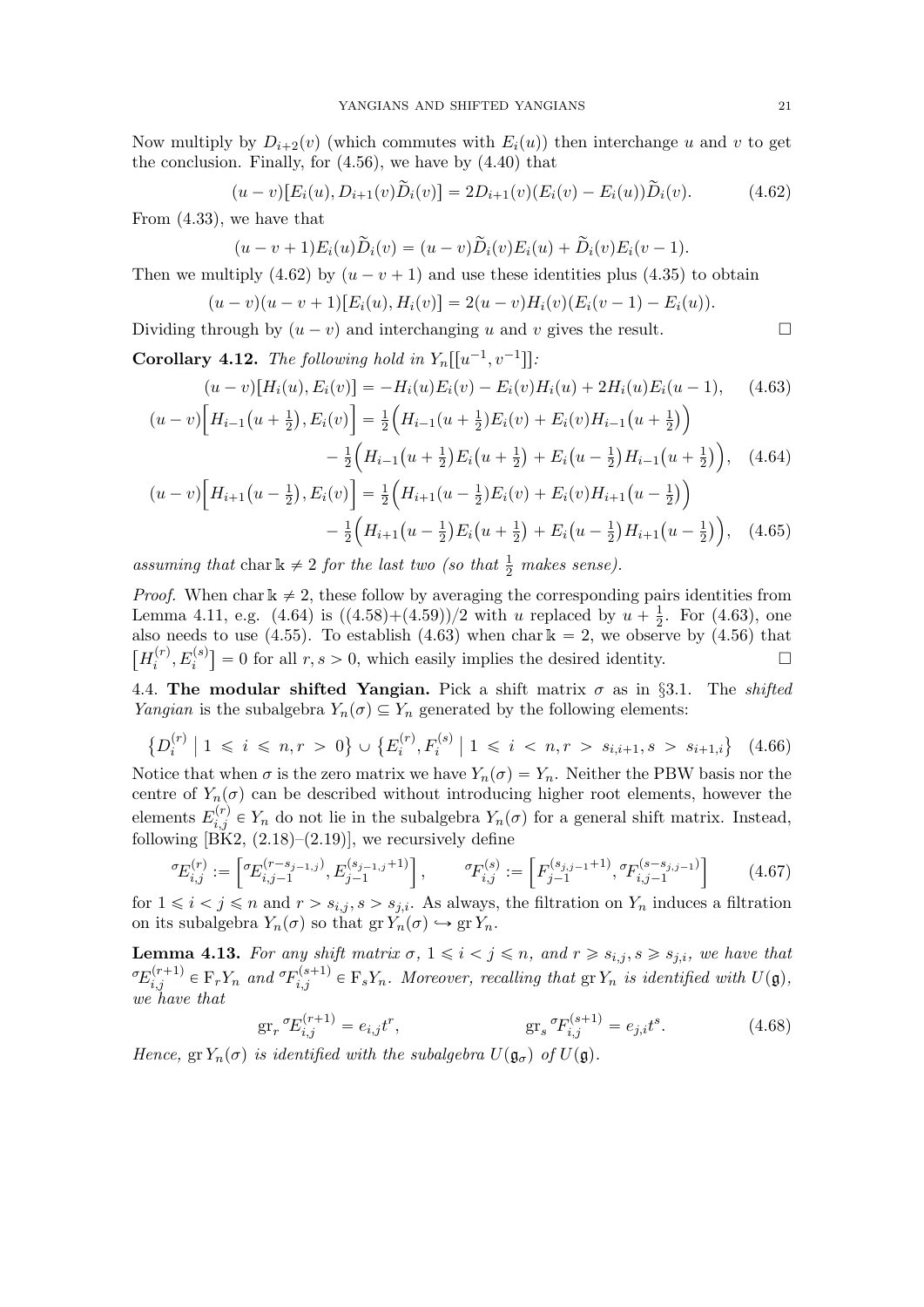Now multiply by $D_{i+2}(v)$ (which commutes with $E_i(u)$) then interchange $u$ and $v$ to get the conclusion. Finally, for (4.56), we have by (4.40) that

$$(u-v)[E_i(u), D_{i+1}(v)\widetilde{D}_i(v)] = 2D_{i+1}(v)(E_i(v) - E_i(u))\widetilde{D}_i(v). \tag{4.62}$$

From (4.33), we have that

$$(u-v+1)E_i(u)\widetilde{D}_i(v) = (u-v)\widetilde{D}_i(v)E_i(u) + \widetilde{D}_i(v)E_i(v-1).$$

Then we multiply (4.62) by $(u-v+1)$ and use these identities plus (4.35) to obtain

$$(u-v)(u-v+1)[E_i(u), H_i(v)] = 2(u-v)H_i(v)(E_i(v-1) - E_i(u)).$$

Dividing through by $(u-v)$ and interchanging $u$ and $v$ gives the result. $\square$

**Corollary 4.12.** *The following hold in* $Y_n[[u^{-1}, v^{-1}]]$*:*

$$(u-v)[H_i(u), E_i(v)] = -H_i(u)E_i(v) - E_i(v)H_i(u) + 2H_i(u)E_i(u-1), \tag{4.63}$$

$$\begin{aligned}(u-v)\Big[H_{i-1}\big(u+\tfrac{1}{2}\big), E_i(v)\Big] &= \tfrac{1}{2}\Big(H_{i-1}(u+\tfrac{1}{2})E_i(v) + E_i(v)H_{i-1}\big(u+\tfrac{1}{2}\big)\Big) \\ &\quad - \tfrac{1}{2}\Big(H_{i-1}\big(u+\tfrac{1}{2}\big)E_i\big(u+\tfrac{1}{2}\big) + E_i\big(u-\tfrac{1}{2}\big)H_{i-1}\big(u+\tfrac{1}{2}\big)\Big),\end{aligned} \tag{4.64}$$

$$\begin{aligned}(u-v)\Big[H_{i+1}\big(u-\tfrac{1}{2}\big), E_i(v)\Big] &= \tfrac{1}{2}\Big(H_{i+1}(u-\tfrac{1}{2})E_i(v) + E_i(v)H_{i+1}\big(u-\tfrac{1}{2}\big)\Big) \\ &\quad - \tfrac{1}{2}\Big(H_{i+1}\big(u-\tfrac{1}{2}\big)E_i\big(u+\tfrac{1}{2}\big) + E_i\big(u-\tfrac{1}{2}\big)H_{i+1}\big(u-\tfrac{1}{2}\big)\Big),\end{aligned} \tag{4.65}$$

*assuming that* $\operatorname{char}\Bbbk \neq 2$ *for the last two (so that* $\frac{1}{2}$ *makes sense).*

*Proof.* When $\operatorname{char}\Bbbk \neq 2$, these follow by averaging the corresponding pairs identities from Lemma 4.11, e.g. (4.64) is $((4.58)+(4.59))/2$ with $u$ replaced by $u+\frac{1}{2}$. For (4.63), one also needs to use (4.55). To establish (4.63) when $\operatorname{char}\Bbbk = 2$, we observe by (4.56) that $\big[H_i^{(r)}, E_i^{(s)}\big] = 0$ for all $r, s > 0$, which easily implies the desired identity. $\square$

4.4. **The modular shifted Yangian.** Pick a shift matrix $\sigma$ as in §3.1. The *shifted Yangian* is the subalgebra $Y_n(\sigma) \subseteq Y_n$ generated by the following elements:

$$\big\{D_i^{(r)} \mid 1 \leqslant i \leqslant n, r > 0\big\} \cup \big\{E_i^{(r)}, F_i^{(s)} \mid 1 \leqslant i < n, r > s_{i,i+1}, s > s_{i+1,i}\big\} \tag{4.66}$$

Notice that when $\sigma$ is the zero matrix we have $Y_n(\sigma) = Y_n$. Neither the PBW basis nor the centre of $Y_n(\sigma)$ can be described without introducing higher root elements, however the elements $E_{i,j}^{(r)} \in Y_n$ do not lie in the subalgebra $Y_n(\sigma)$ for a general shift matrix. Instead, following [BK2, (2.18)–(2.19)], we recursively define

$${}^{\sigma}E_{i,j}^{(r)} := \Big[{}^{\sigma}E_{i,j-1}^{(r-s_{j-1,j})}, E_{j-1}^{(s_{j-1,j}+1)}\Big], \qquad {}^{\sigma}F_{i,j}^{(s)} := \Big[F_{j-1}^{(s_{j,j-1}+1)}, {}^{\sigma}F_{i,j-1}^{(s-s_{j,j-1})}\Big] \tag{4.67}$$

for $1 \leqslant i < j \leqslant n$ and $r > s_{i,j}, s > s_{j,i}$. As always, the filtration on $Y_n$ induces a filtration on its subalgebra $Y_n(\sigma)$ so that $\operatorname{gr} Y_n(\sigma) \hookrightarrow \operatorname{gr} Y_n$.

**Lemma 4.13.** *For any shift matrix* $\sigma$, $1 \leqslant i < j \leqslant n$, *and* $r \geqslant s_{i,j}, s \geqslant s_{j,i}$, *we have that* ${}^{\sigma}E_{i,j}^{(r+1)} \in \mathrm{F}_r Y_n$ *and* ${}^{\sigma}F_{i,j}^{(s+1)} \in \mathrm{F}_s Y_n$. *Moreover, recalling that* $\operatorname{gr} Y_n$ *is identified with* $U(\mathfrak{g})$*, we have that*

$$\operatorname{gr}_r {}^{\sigma}E_{i,j}^{(r+1)} = e_{i,j}t^r, \qquad \operatorname{gr}_s {}^{\sigma}F_{i,j}^{(s+1)} = e_{j,i}t^s. \tag{4.68}$$

*Hence,* $\operatorname{gr} Y_n(\sigma)$ *is identified with the subalgebra* $U(\mathfrak{g}_\sigma)$ *of* $U(\mathfrak{g})$.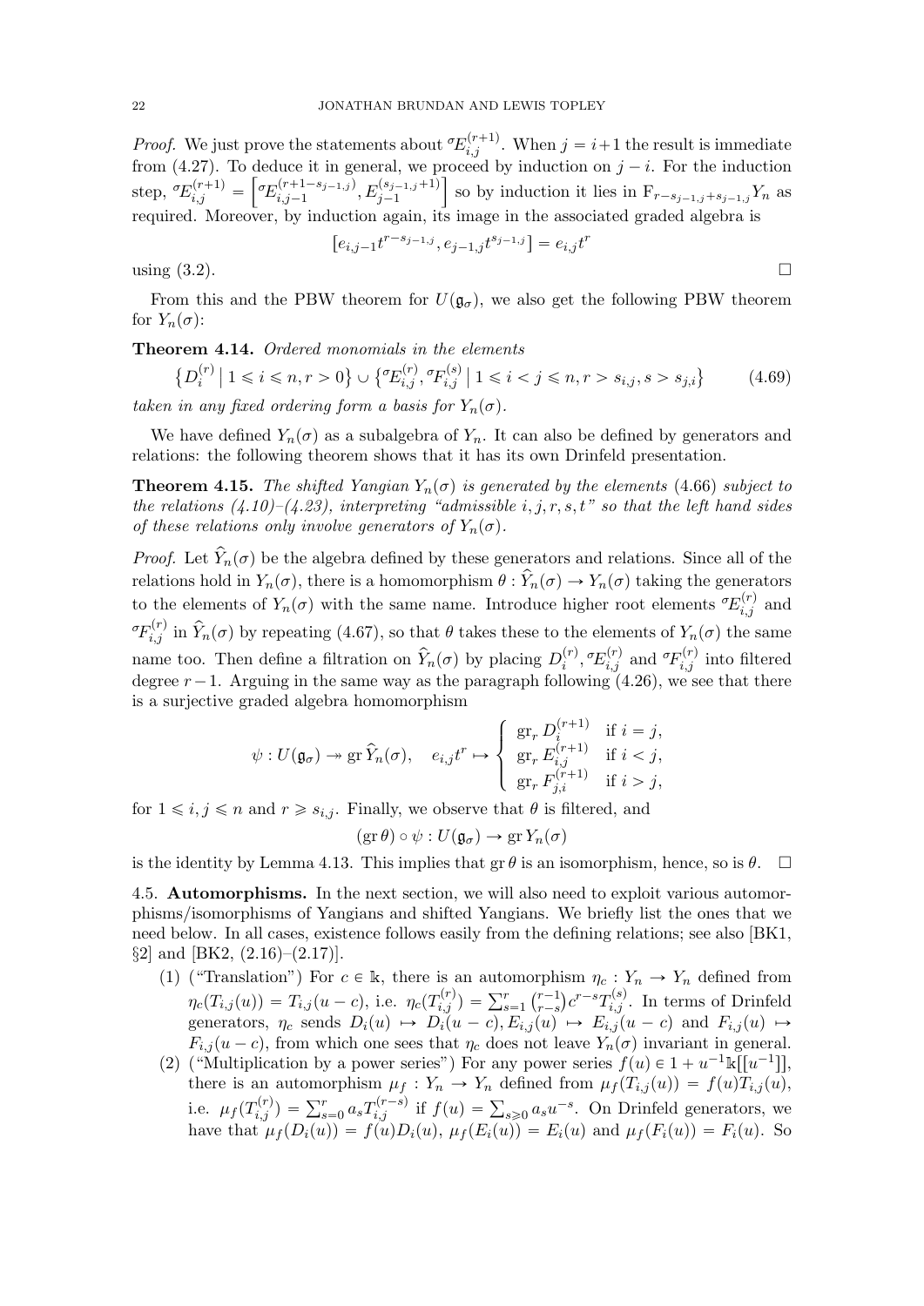*Proof.* We just prove the statements about ${}^\sigma E_{i,j}^{(r+1)}$. When $j = i+1$ the result is immediate from (4.27). To deduce it in general, we proceed by induction on $j-i$. For the induction step, ${}^\sigma E_{i,j}^{(r+1)} = \left[{}^\sigma E_{i,j-1}^{(r+1-s_{j-1,j})}, E_{j-1}^{(s_{j-1,j}+1)}\right]$ so by induction it lies in $\mathrm{F}_{r-s_{j-1,j}+s_{j-1,j}} Y_n$ as required. Moreover, by induction again, its image in the associated graded algebra is

$$[e_{i,j-1}t^{r-s_{j-1,j}}, e_{j-1,j}t^{s_{j-1,j}}] = e_{i,j}t^r$$

using (3.2). $\square$

From this and the PBW theorem for $U(\mathfrak{g}_\sigma)$, we also get the following PBW theorem for $Y_n(\sigma)$:

**Theorem 4.14.** *Ordered monomials in the elements*

$$\left\{D_i^{(r)} \,\middle|\, 1 \leqslant i \leqslant n, r > 0\right\} \cup \left\{{}^\sigma E_{i,j}^{(r)}, {}^\sigma F_{i,j}^{(s)} \,\middle|\, 1 \leqslant i < j \leqslant n, r > s_{i,j}, s > s_{j,i}\right\} \tag{4.69}$$

*taken in any fixed ordering form a basis for* $Y_n(\sigma)$.

We have defined $Y_n(\sigma)$ as a subalgebra of $Y_n$. It can also be defined by generators and relations: the following theorem shows that it has its own Drinfeld presentation.

**Theorem 4.15.** *The shifted Yangian $Y_n(\sigma)$ is generated by the elements* (4.66) *subject to the relations (4.10)–(4.23), interpreting "admissible $i, j, r, s, t$" so that the left hand sides of these relations only involve generators of $Y_n(\sigma)$.*

*Proof.* Let $\widehat{Y}_n(\sigma)$ be the algebra defined by these generators and relations. Since all of the relations hold in $Y_n(\sigma)$, there is a homomorphism $\theta : \widehat{Y}_n(\sigma) \to Y_n(\sigma)$ taking the generators to the elements of $Y_n(\sigma)$ with the same name. Introduce higher root elements ${}^\sigma E_{i,j}^{(r)}$ and ${}^\sigma F_{i,j}^{(r)}$ in $\widehat{Y}_n(\sigma)$ by repeating (4.67), so that $\theta$ takes these to the elements of $Y_n(\sigma)$ the same name too. Then define a filtration on $\widehat{Y}_n(\sigma)$ by placing $D_i^{(r)}, {}^\sigma E_{i,j}^{(r)}$ and ${}^\sigma F_{i,j}^{(r)}$ into filtered degree $r-1$. Arguing in the same way as the paragraph following (4.26), we see that there is a surjective graded algebra homomorphism

$$\psi : U(\mathfrak{g}_\sigma) \twoheadrightarrow \operatorname{gr} \widehat{Y}_n(\sigma), \quad e_{i,j}t^r \mapsto \begin{cases} \operatorname{gr}_r D_i^{(r+1)} & \text{if } i = j, \\ \operatorname{gr}_r E_{i,j}^{(r+1)} & \text{if } i < j, \\ \operatorname{gr}_r F_{j,i}^{(r+1)} & \text{if } i > j, \end{cases}$$

for $1 \leqslant i, j \leqslant n$ and $r \geqslant s_{i,j}$. Finally, we observe that $\theta$ is filtered, and

$$(\operatorname{gr} \theta) \circ \psi : U(\mathfrak{g}_\sigma) \to \operatorname{gr} Y_n(\sigma)$$

is the identity by Lemma 4.13. This implies that $\operatorname{gr}\theta$ is an isomorphism, hence, so is $\theta$. $\square$

4.5. **Automorphisms.** In the next section, we will also need to exploit various automorphisms/isomorphisms of Yangians and shifted Yangians. We briefly list the ones that we need below. In all cases, existence follows easily from the defining relations; see also [BK1, §2] and [BK2, (2.16)–(2.17)].

1. ("Translation") For $c \in \Bbbk$, there is an automorphism $\eta_c : Y_n \to Y_n$ defined from $\eta_c(T_{i,j}(u)) = T_{i,j}(u-c)$, i.e. $\eta_c(T_{i,j}^{(r)}) = \sum_{s=1}^r \binom{r-1}{r-s} c^{r-s} T_{i,j}^{(s)}$. In terms of Drinfeld generators, $\eta_c$ sends $D_i(u) \mapsto D_i(u-c), E_{i,j}(u) \mapsto E_{i,j}(u-c)$ and $F_{i,j}(u) \mapsto F_{i,j}(u-c)$, from which one sees that $\eta_c$ does not leave $Y_n(\sigma)$ invariant in general.
2. ("Multiplication by a power series") For any power series $f(u) \in 1 + u^{-1}\Bbbk[[u^{-1}]]$, there is an automorphism $\mu_f : Y_n \to Y_n$ defined from $\mu_f(T_{i,j}(u)) = f(u)T_{i,j}(u)$, i.e. $\mu_f(T_{i,j}^{(r)}) = \sum_{s=0}^r a_s T_{i,j}^{(r-s)}$ if $f(u) = \sum_{s \geqslant 0} a_s u^{-s}$. On Drinfeld generators, we have that $\mu_f(D_i(u)) = f(u)D_i(u)$, $\mu_f(E_i(u)) = E_i(u)$ and $\mu_f(F_i(u)) = F_i(u)$. So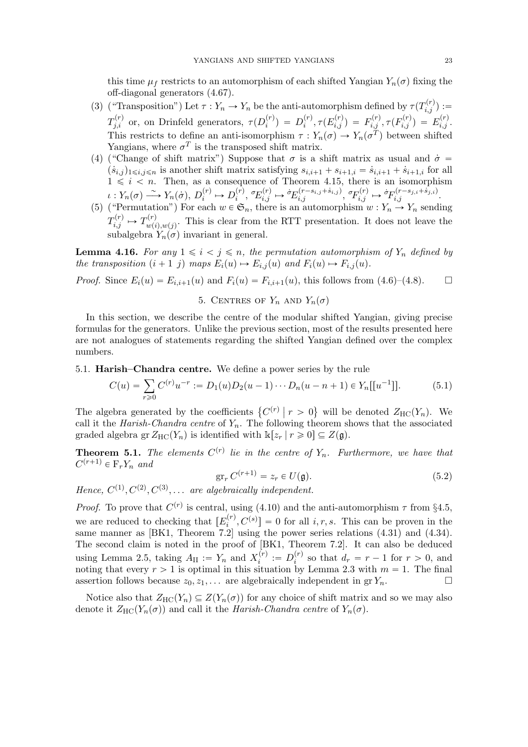this time $\mu_f$ restricts to an automorphism of each shifted Yangian $Y_n(\sigma)$ fixing the off-diagonal generators (4.67).

(3) ("Transposition") Let $\tau : Y_n \to Y_n$ be the anti-automorphism defined by $\tau(T_{i,j}^{(r)}) := T_{j,i}^{(r)}$ or, on Drinfeld generators, $\tau(D_i^{(r)}) = D_i^{(r)}, \tau(E_{i,j}^{(r)}) = F_{i,j}^{(r)}, \tau(F_{i,j}^{(r)}) = E_{i,j}^{(r)}$. This restricts to define an anti-isomorphism $\tau : Y_n(\sigma) \to Y_n(\sigma^T)$ between shifted Yangians, where $\sigma^T$ is the transposed shift matrix.

(4) ("Change of shift matrix") Suppose that $\sigma$ is a shift matrix as usual and $\dot{\sigma} = (\dot{s}_{i,j})_{1 \leqslant i,j \leqslant n}$ is another shift matrix satisfying $s_{i,i+1} + s_{i+1,i} = \dot{s}_{i,i+1} + \dot{s}_{i+1,i}$ for all $1 \leqslant i < n$. Then, as a consequence of Theorem 4.15, there is an isomorphism $\iota : Y_n(\sigma) \xrightarrow{\sim} Y_n(\dot{\sigma})$, $D_i^{(r)} \mapsto D_i^{(r)}$, ${}^{\sigma}E_{i,j}^{(r)} \mapsto {}^{\dot{\sigma}}E_{i,j}^{(r-s_{i,j}+\dot{s}_{i,j})}$, ${}^{\sigma}F_{i,j}^{(r)} \mapsto {}^{\dot{\sigma}}F_{i,j}^{(r-s_{j,i}+\dot{s}_{j,i})}$.

(5) ("Permutation") For each $w \in \mathfrak{S}_n$, there is an automorphism $w : Y_n \to Y_n$ sending $T_{i,j}^{(r)} \mapsto T_{w(i),w(j)}^{(r)}$. This is clear from the RTT presentation. It does not leave the subalgebra $Y_n(\sigma)$ invariant in general.

**Lemma 4.16.** *For any $1 \leqslant i < j \leqslant n$, the permutation automorphism of $Y_n$ defined by the transposition $(i+1\ j)$ maps $E_i(u) \mapsto E_{i,j}(u)$ and $F_i(u) \mapsto F_{i,j}(u)$.*

*Proof.* Since $E_i(u) = E_{i,i+1}(u)$ and $F_i(u) = F_{i,i+1}(u)$, this follows from (4.6)–(4.8). $\square$

## 5. Centres of $Y_n$ and $Y_n(\sigma)$

In this section, we describe the centre of the modular shifted Yangian, giving precise formulas for the generators. Unlike the previous section, most of the results presented here are not analogues of statements regarding the shifted Yangian defined over the complex numbers.

### 5.1. Harish–Chandra centre.

We define a power series by the rule

$$C(u) = \sum_{r \geqslant 0} C^{(r)} u^{-r} := D_1(u) D_2(u-1) \cdots D_n(u-n+1) \in Y_n[[u^{-1}]]. \tag{5.1}$$

The algebra generated by the coefficients $\{C^{(r)} \mid r > 0\}$ will be denoted $Z_{\mathrm{HC}}(Y_n)$. We call it the *Harish-Chandra centre* of $Y_n$. The following theorem shows that the associated graded algebra $\operatorname{gr} Z_{\mathrm{HC}}(Y_n)$ is identified with $\Bbbk[z_r \mid r \geqslant 0] \subseteq Z(\mathfrak{g})$.

**Theorem 5.1.** *The elements $C^{(r)}$ lie in the centre of $Y_n$. Furthermore, we have that $C^{(r+1)} \in \mathrm{F}_r Y_n$ and*

$$\operatorname{gr}_r C^{(r+1)} = z_r \in U(\mathfrak{g}). \tag{5.2}$$

*Hence, $C^{(1)}, C^{(2)}, C^{(3)}, \ldots$ are algebraically independent.*

*Proof.* To prove that $C^{(r)}$ is central, using (4.10) and the anti-automorphism $\tau$ from §4.5, we are reduced to checking that $[E_i^{(r)}, C^{(s)}] = 0$ for all $i, r, s$. This can be proven in the same manner as [BK1, Theorem 7.2] using the power series relations (4.31) and (4.34). The second claim is noted in the proof of [BK1, Theorem 7.2]. It can also be deduced using Lemma 2.5, taking $A_{\mathrm{II}} := Y_n$ and $X_i^{(r)} := D_i^{(r)}$ so that $d_r = r - 1$ for $r > 0$, and noting that every $r > 1$ is optimal in this situation by Lemma 2.3 with $m = 1$. The final assertion follows because $z_0, z_1, \ldots$ are algebraically independent in $\operatorname{gr} Y_n$. $\square$

Notice also that $Z_{\mathrm{HC}}(Y_n) \subseteq Z(Y_n(\sigma))$ for any choice of shift matrix and so we may also denote it $Z_{\mathrm{HC}}(Y_n(\sigma))$ and call it the *Harish-Chandra centre* of $Y_n(\sigma)$.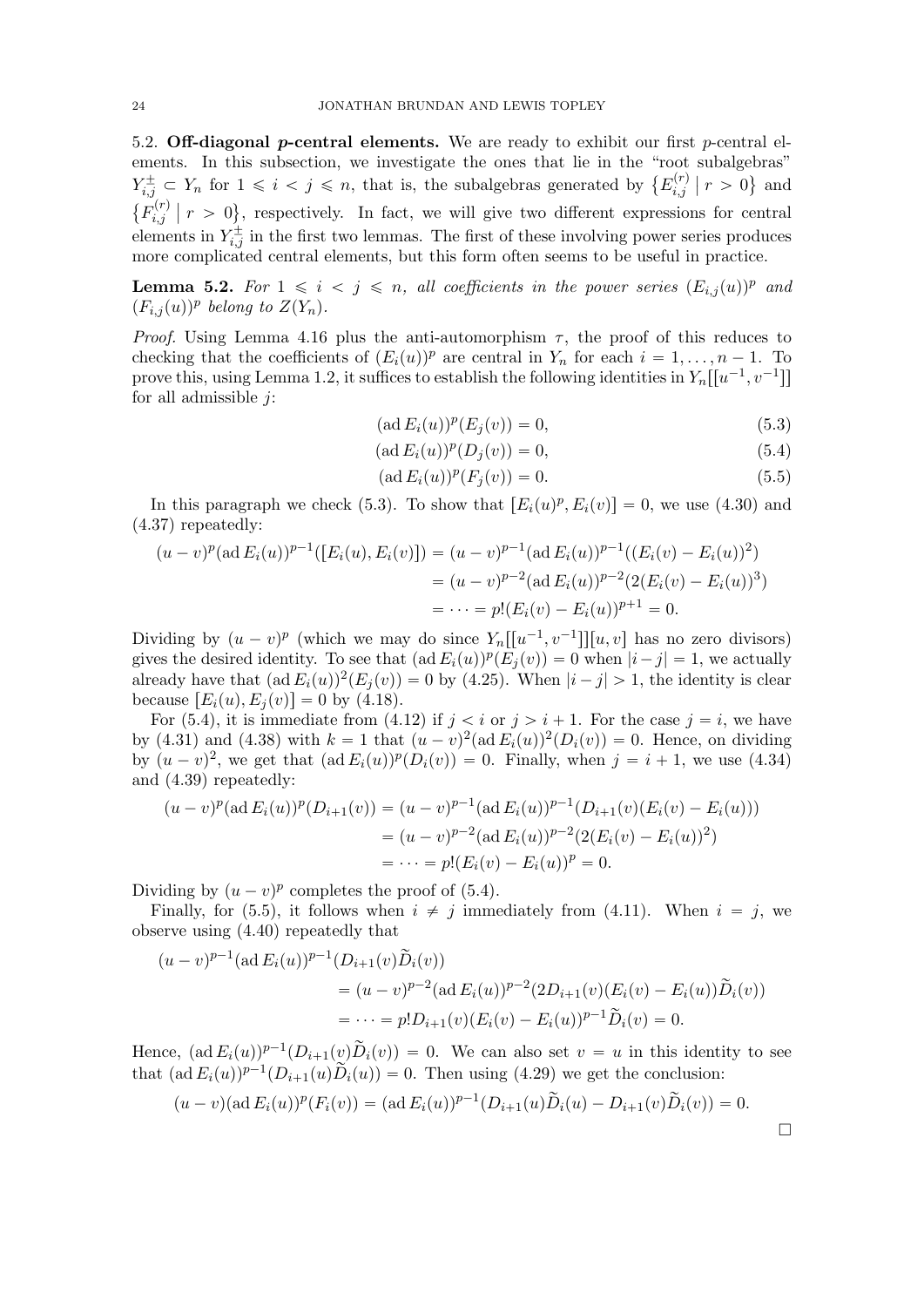## 5.2. **Off-diagonal $p$-central elements.**

We are ready to exhibit our first $p$-central elements. In this subsection, we investigate the ones that lie in the "root subalgebras" $Y_{i,j}^{\pm} \subset Y_n$ for $1 \leqslant i < j \leqslant n$, that is, the subalgebras generated by $\{E_{i,j}^{(r)} \mid r > 0\}$ and $\{F_{i,j}^{(r)} \mid r > 0\}$, respectively. In fact, we will give two different expressions for central elements in $Y_{i,j}^{\pm}$ in the first two lemmas. The first of these involving power series produces more complicated central elements, but this form often seems to be useful in practice.

**Lemma 5.2.** *For $1 \leqslant i < j \leqslant n$, all coefficients in the power series $(E_{i,j}(u))^p$ and $(F_{i,j}(u))^p$ belong to $Z(Y_n)$.*

*Proof.* Using Lemma 4.16 plus the anti-automorphism $\tau$, the proof of this reduces to checking that the coefficients of $(E_i(u))^p$ are central in $Y_n$ for each $i = 1, \dots, n-1$. To prove this, using Lemma 1.2, it suffices to establish the following identities in $Y_n[[u^{-1}, v^{-1}]]$ for all admissible $j$:

$$(\operatorname{ad} E_i(u))^p(E_j(v)) = 0, \tag{5.3}$$

$$(\operatorname{ad} E_i(u))^p(D_j(v)) = 0, \tag{5.4}$$

$$(\operatorname{ad} E_i(u))^p(F_j(v)) = 0. \tag{5.5}$$

In this paragraph we check (5.3). To show that $[E_i(u)^p, E_i(v)] = 0$, we use (4.30) and (4.37) repeatedly:

$$\begin{aligned}
(u-v)^p(\operatorname{ad} E_i(u))^{p-1}([E_i(u), E_i(v)]) &= (u-v)^{p-1}(\operatorname{ad} E_i(u))^{p-1}((E_i(v) - E_i(u))^2) \\
&= (u-v)^{p-2}(\operatorname{ad} E_i(u))^{p-2}(2(E_i(v) - E_i(u))^3) \\
&= \dots = p!(E_i(v) - E_i(u))^{p+1} = 0.
\end{aligned}$$

Dividing by $(u-v)^p$ (which we may do since $Y_n[[u^{-1}, v^{-1}]][u, v]$ has no zero divisors) gives the desired identity. To see that $(\operatorname{ad} E_i(u))^p(E_j(v)) = 0$ when $|i-j| = 1$, we actually already have that $(\operatorname{ad} E_i(u))^2(E_j(v)) = 0$ by (4.25). When $|i-j| > 1$, the identity is clear because $[E_i(u), E_j(v)] = 0$ by (4.18).

For (5.4), it is immediate from (4.12) if $j < i$ or $j > i+1$. For the case $j = i$, we have by (4.31) and (4.38) with $k = 1$ that $(u-v)^2(\operatorname{ad} E_i(u))^2(D_i(v)) = 0$. Hence, on dividing by $(u-v)^2$, we get that $(\operatorname{ad} E_i(u))^p(D_i(v)) = 0$. Finally, when $j = i+1$, we use (4.34) and (4.39) repeatedly:

$$\begin{aligned}
(u-v)^p(\operatorname{ad} E_i(u))^p(D_{i+1}(v)) &= (u-v)^{p-1}(\operatorname{ad} E_i(u))^{p-1}(D_{i+1}(v)(E_i(v) - E_i(u))) \\
&= (u-v)^{p-2}(\operatorname{ad} E_i(u))^{p-2}(2(E_i(v) - E_i(u))^2) \\
&= \dots = p!(E_i(v) - E_i(u))^p = 0.
\end{aligned}$$

Dividing by $(u-v)^p$ completes the proof of (5.4).

Finally, for (5.5), it follows when $i \neq j$ immediately from (4.11). When $i = j$, we observe using (4.40) repeatedly that

$$\begin{aligned}
&(u-v)^{p-1}(\operatorname{ad} E_i(u))^{p-1}(D_{i+1}(v)\widetilde{D}_i(v)) \\
&\qquad = (u-v)^{p-2}(\operatorname{ad} E_i(u))^{p-2}(2D_{i+1}(v)(E_i(v) - E_i(u))\widetilde{D}_i(v)) \\
&\qquad = \dots = p!D_{i+1}(v)(E_i(v) - E_i(u))^{p-1}\widetilde{D}_i(v) = 0.
\end{aligned}$$

Hence, $(\operatorname{ad} E_i(u))^{p-1}(D_{i+1}(v)\widetilde{D}_i(v)) = 0$. We can also set $v = u$ in this identity to see that $(\operatorname{ad} E_i(u))^{p-1}(D_{i+1}(u)\widetilde{D}_i(u)) = 0$. Then using (4.29) we get the conclusion:

$$(u-v)(\operatorname{ad} E_i(u))^p(F_i(v)) = (\operatorname{ad} E_i(u))^{p-1}(D_{i+1}(u)\widetilde{D}_i(u) - D_{i+1}(v)\widetilde{D}_i(v)) = 0.$$

$\square$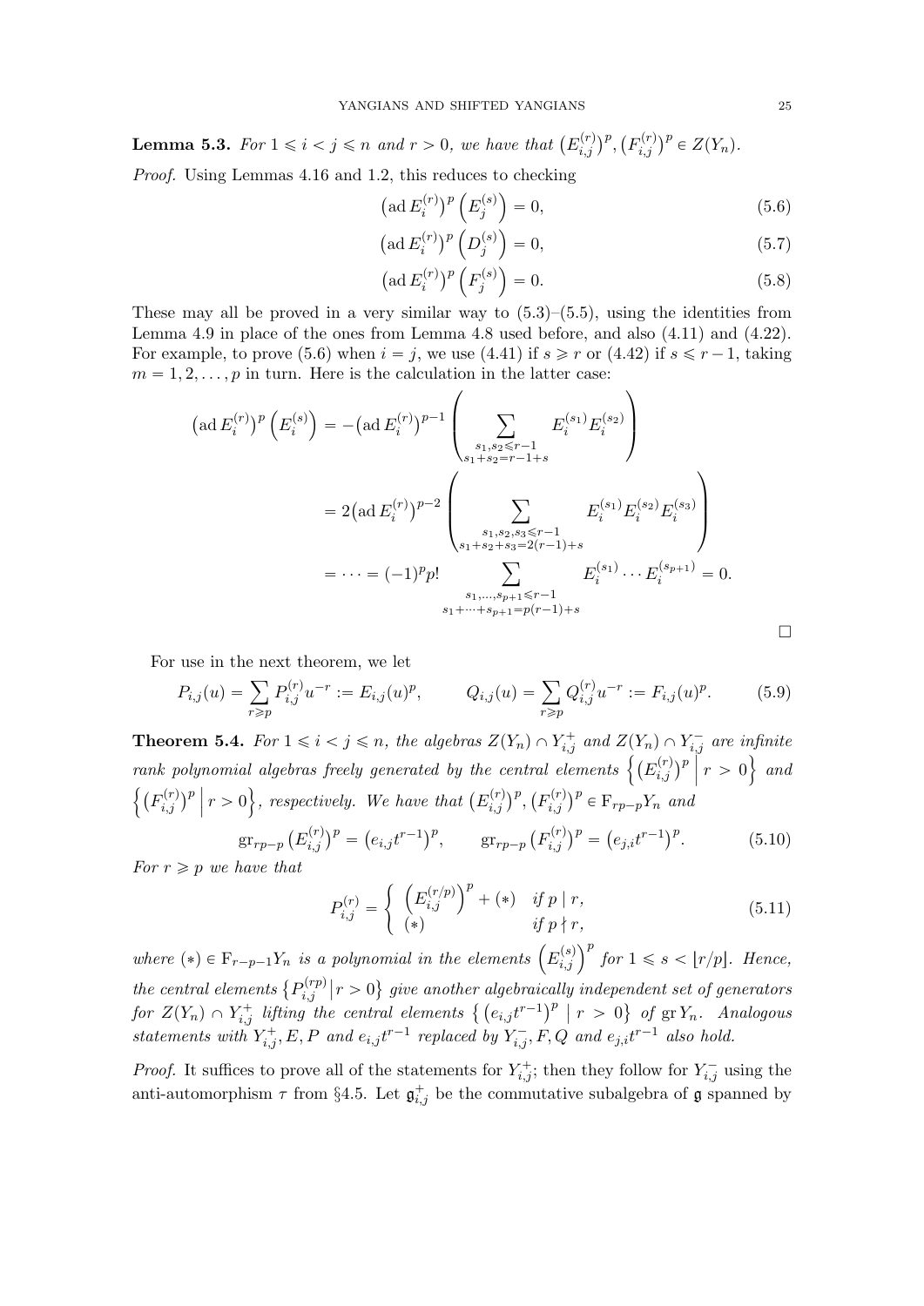**Lemma 5.3.** *For $1 \leqslant i < j \leqslant n$ and $r > 0$, we have that $\big(E_{i,j}^{(r)}\big)^p, \big(F_{i,j}^{(r)}\big)^p \in Z(Y_n)$.*

*Proof.* Using Lemmas 4.16 and 1.2, this reduces to checking

$$\big(\operatorname{ad} E_i^{(r)}\big)^p \left(E_j^{(s)}\right) = 0, \tag{5.6}$$

$$\big(\operatorname{ad} E_i^{(r)}\big)^p \left(D_j^{(s)}\right) = 0, \tag{5.7}$$

$$\big(\operatorname{ad} E_i^{(r)}\big)^p \left(F_j^{(s)}\right) = 0. \tag{5.8}$$

These may all be proved in a very similar way to (5.3)–(5.5), using the identities from Lemma 4.9 in place of the ones from Lemma 4.8 used before, and also (4.11) and (4.22). For example, to prove (5.6) when $i = j$, we use (4.41) if $s \geqslant r$ or (4.42) if $s \leqslant r-1$, taking $m = 1, 2, \dots, p$ in turn. Here is the calculation in the latter case:

$$\begin{aligned}
\big(\operatorname{ad} E_i^{(r)}\big)^p \left(E_i^{(s)}\right) &= -\big(\operatorname{ad} E_i^{(r)}\big)^{p-1} \left( \sum_{\substack{s_1, s_2 \leqslant r-1 \\ s_1 + s_2 = r-1+s}} E_i^{(s_1)} E_i^{(s_2)} \right) \\
&= 2\big(\operatorname{ad} E_i^{(r)}\big)^{p-2} \left( \sum_{\substack{s_1, s_2, s_3 \leqslant r-1 \\ s_1 + s_2 + s_3 = 2(r-1)+s}} E_i^{(s_1)} E_i^{(s_2)} E_i^{(s_3)} \right) \\
&= \cdots = (-1)^p p! \sum_{\substack{s_1, \dots, s_{p+1} \leqslant r-1 \\ s_1 + \dots + s_{p+1} = p(r-1)+s}} E_i^{(s_1)} \cdots E_i^{(s_{p+1})} = 0.
\end{aligned}$$

$\square$

For use in the next theorem, we let

$$P_{i,j}(u) = \sum_{r \geqslant p} P_{i,j}^{(r)} u^{-r} := E_{i,j}(u)^p, \qquad Q_{i,j}(u) = \sum_{r \geqslant p} Q_{i,j}^{(r)} u^{-r} := F_{i,j}(u)^p. \tag{5.9}$$

**Theorem 5.4.** *For $1 \leqslant i < j \leqslant n$, the algebras $Z(Y_n) \cap Y_{i,j}^+$ and $Z(Y_n) \cap Y_{i,j}^-$ are infinite rank polynomial algebras freely generated by the central elements $\left\{ \big(E_{i,j}^{(r)}\big)^p \,\middle|\, r > 0 \right\}$ and $\left\{ \big(F_{i,j}^{(r)}\big)^p \,\middle|\, r > 0 \right\}$, respectively. We have that $\big(E_{i,j}^{(r)}\big)^p, \big(F_{i,j}^{(r)}\big)^p \in \mathrm{F}_{rp-p} Y_n$ and*

$$\operatorname{gr}_{rp-p} \big(E_{i,j}^{(r)}\big)^p = \big(e_{i,j} t^{r-1}\big)^p, \qquad \operatorname{gr}_{rp-p} \big(F_{i,j}^{(r)}\big)^p = \big(e_{j,i} t^{r-1}\big)^p. \tag{5.10}$$

*For $r \geqslant p$ we have that*

$$P_{i,j}^{(r)} = \begin{cases} \left(E_{i,j}^{(r/p)}\right)^p + (*) & \text{if } p \mid r, \\ (*) & \text{if } p \nmid r, \end{cases} \tag{5.11}$$

*where $(*) \in \mathrm{F}_{r-p-1} Y_n$ is a polynomial in the elements $\left(E_{i,j}^{(s)}\right)^p$ for $1 \leqslant s < \lfloor r/p \rfloor$. Hence, the central elements $\left\{ P_{i,j}^{(rp)} \middle| r > 0 \right\}$ give another algebraically independent set of generators for $Z(Y_n) \cap Y_{i,j}^+$ lifting the central elements $\left\{ \big(e_{i,j} t^{r-1}\big)^p \mid r > 0 \right\}$ of $\operatorname{gr} Y_n$. Analogous statements with $Y_{i,j}^+, E, P$ and $e_{i,j} t^{r-1}$ replaced by $Y_{i,j}^-, F, Q$ and $e_{j,i} t^{r-1}$ also hold.*

*Proof.* It suffices to prove all of the statements for $Y_{i,j}^+$; then they follow for $Y_{i,j}^-$ using the anti-automorphism $\tau$ from §4.5. Let $\mathfrak{g}_{i,j}^+$ be the commutative subalgebra of $\mathfrak{g}$ spanned by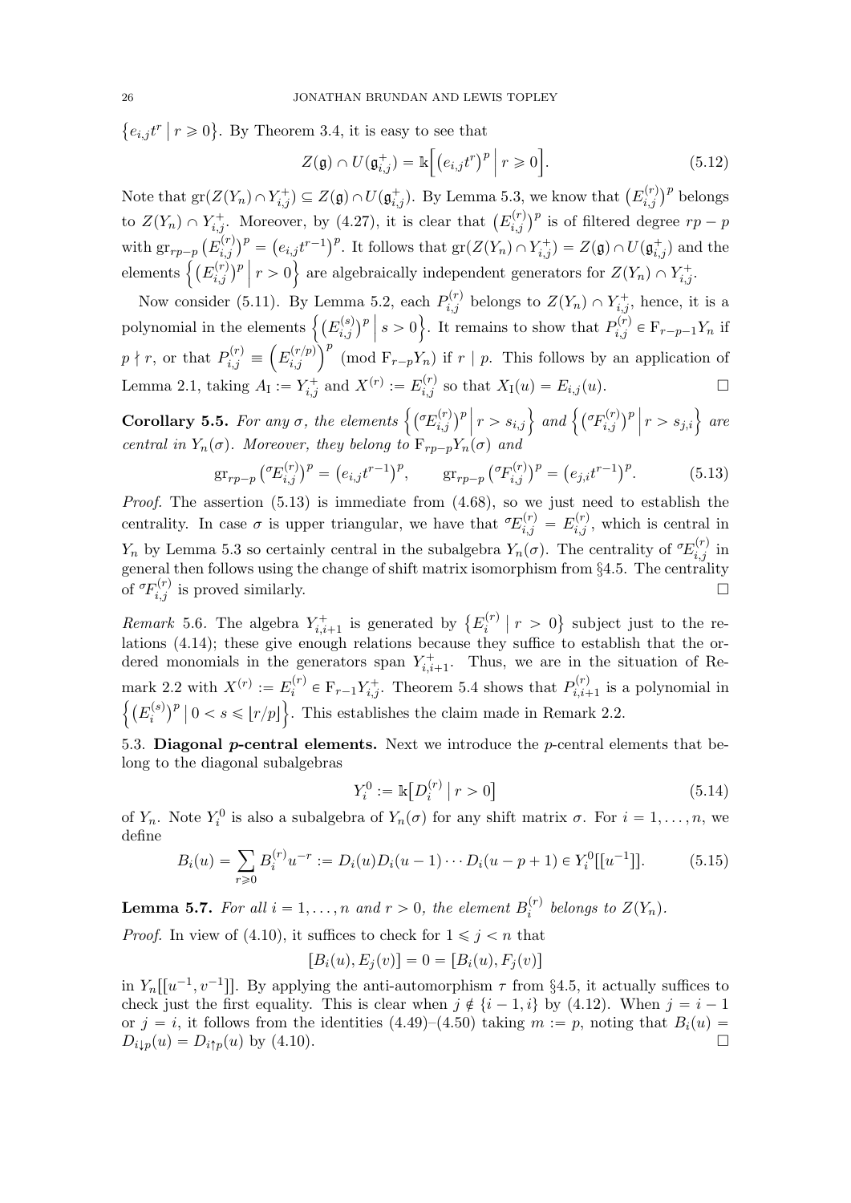$\{e_{i,j}t^r \mid r \geqslant 0\}$. By Theorem 3.4, it is easy to see that

$$Z(\mathfrak{g}) \cap U(\mathfrak{g}^+_{i,j}) = \Bbbk\Big[\big(e_{i,j}t^r\big)^p \,\Big|\, r \geqslant 0\Big]. \tag{5.12}$$

Note that $\mathrm{gr}(Z(Y_n) \cap Y^+_{i,j}) \subseteq Z(\mathfrak{g}) \cap U(\mathfrak{g}^+_{i,j})$. By Lemma 5.3, we know that $\big(E^{(r)}_{i,j}\big)^p$ belongs to $Z(Y_n) \cap Y^+_{i,j}$. Moreover, by (4.27), it is clear that $\big(E^{(r)}_{i,j}\big)^p$ is of filtered degree $rp - p$ with $\mathrm{gr}_{rp-p}\big(E^{(r)}_{i,j}\big)^p = \big(e_{i,j}t^{r-1}\big)^p$. It follows that $\mathrm{gr}(Z(Y_n) \cap Y^+_{i,j}) = Z(\mathfrak{g}) \cap U(\mathfrak{g}^+_{i,j})$ and the elements $\Big\{\big(E^{(r)}_{i,j}\big)^p \,\Big|\, r > 0\Big\}$ are algebraically independent generators for $Z(Y_n) \cap Y^+_{i,j}$.

Now consider (5.11). By Lemma 5.2, each $P^{(r)}_{i,j}$ belongs to $Z(Y_n) \cap Y^+_{i,j}$, hence, it is a polynomial in the elements $\Big\{\big(E^{(s)}_{i,j}\big)^p \,\Big|\, s > 0\Big\}$. It remains to show that $P^{(r)}_{i,j} \in \mathrm{F}_{r-p-1}Y_n$ if $p \nmid r$, or that $P^{(r)}_{i,j} \equiv \Big(E^{(r/p)}_{i,j}\Big)^p \pmod{\mathrm{F}_{r-p}Y_n}$ if $r \mid p$. This follows by an application of Lemma 2.1, taking $A_{\mathrm{I}} := Y^+_{i,j}$ and $X^{(r)} := E^{(r)}_{i,j}$ so that $X_{\mathrm{I}}(u) = E_{i,j}(u)$. $\square$

**Corollary 5.5.** *For any $\sigma$, the elements $\Big\{\big({}^\sigma E^{(r)}_{i,j}\big)^p \,\Big|\, r > s_{i,j}\Big\}$ and $\Big\{\big({}^\sigma F^{(r)}_{i,j}\big)^p \,\Big|\, r > s_{j,i}\Big\}$ are central in $Y_n(\sigma)$. Moreover, they belong to $\mathrm{F}_{rp-p}Y_n(\sigma)$ and*

$$\mathrm{gr}_{rp-p}\big({}^\sigma E^{(r)}_{i,j}\big)^p = \big(e_{i,j}t^{r-1}\big)^p, \qquad \mathrm{gr}_{rp-p}\big({}^\sigma F^{(r)}_{i,j}\big)^p = \big(e_{j,i}t^{r-1}\big)^p. \tag{5.13}$$

*Proof.* The assertion (5.13) is immediate from (4.68), so we just need to establish the centrality. In case $\sigma$ is upper triangular, we have that ${}^\sigma E^{(r)}_{i,j} = E^{(r)}_{i,j}$, which is central in $Y_n$ by Lemma 5.3 so certainly central in the subalgebra $Y_n(\sigma)$. The centrality of ${}^\sigma E^{(r)}_{i,j}$ in general then follows using the change of shift matrix isomorphism from §4.5. The centrality of ${}^\sigma F^{(r)}_{i,j}$ is proved similarly. $\square$

*Remark* 5.6. The algebra $Y^+_{i,i+1}$ is generated by $\big\{E^{(r)}_i \mid r > 0\big\}$ subject just to the relations (4.14); these give enough relations because they suffice to establish that the ordered monomials in the generators span $Y^+_{i,i+1}$. Thus, we are in the situation of Remark 2.2 with $X^{(r)} := E^{(r)}_i \in \mathrm{F}_{r-1}Y^+_{i,j}$. Theorem 5.4 shows that $P^{(r)}_{i,i+1}$ is a polynomial in $\Big\{\big(E^{(s)}_i\big)^p \mid 0 < s \leqslant \lfloor r/p \rfloor\Big\}$. This establishes the claim made in Remark 2.2.

### 5.3. Diagonal $p$-central elements.

Next we introduce the $p$-central elements that belong to the diagonal subalgebras

$$Y^0_i := \Bbbk\big[D^{(r)}_i \mid r > 0\big] \tag{5.14}$$

of $Y_n$. Note $Y^0_i$ is also a subalgebra of $Y_n(\sigma)$ for any shift matrix $\sigma$. For $i = 1, \dots, n$, we define

$$B_i(u) = \sum_{r \geqslant 0} B^{(r)}_i u^{-r} := D_i(u)D_i(u-1)\cdots D_i(u-p+1) \in Y^0_i[[u^{-1}]]. \tag{5.15}$$

**Lemma 5.7.** *For all $i = 1, \dots, n$ and $r > 0$, the element $B^{(r)}_i$ belongs to $Z(Y_n)$.*

*Proof.* In view of (4.10), it suffices to check for $1 \leqslant j < n$ that

$$[B_i(u), E_j(v)] = 0 = [B_i(u), F_j(v)]$$

in $Y_n[[u^{-1}, v^{-1}]]$. By applying the anti-automorphism $\tau$ from §4.5, it actually suffices to check just the first equality. This is clear when $j \notin \{i-1, i\}$ by (4.12). When $j = i-1$ or $j = i$, it follows from the identities (4.49)–(4.50) taking $m := p$, noting that $B_i(u) = D_{i\downarrow p}(u) = D_{i\uparrow p}(u)$ by (4.10). $\square$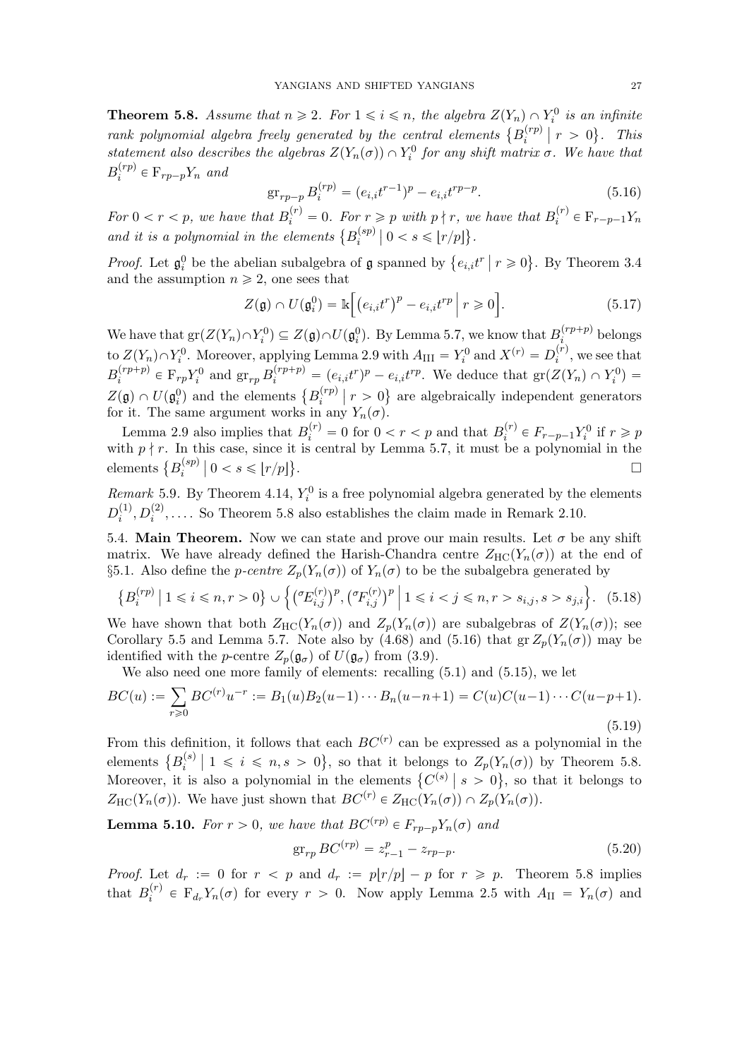**Theorem 5.8.** *Assume that $n \geqslant 2$. For $1 \leqslant i \leqslant n$, the algebra $Z(Y_n) \cap Y_i^0$ is an infinite rank polynomial algebra freely generated by the central elements $\{B_i^{(rp)} \mid r > 0\}$. This statement also describes the algebras $Z(Y_n(\sigma)) \cap Y_i^0$ for any shift matrix $\sigma$. We have that $B_i^{(rp)} \in \mathrm{F}_{rp-p} Y_n$ and*

$$\mathrm{gr}_{rp-p} B_i^{(rp)} = (e_{i,i}t^{r-1})^p - e_{i,i}t^{rp-p}. \tag{5.16}$$

*For $0 < r < p$, we have that $B_i^{(r)} = 0$. For $r \geqslant p$ with $p \nmid r$, we have that $B_i^{(r)} \in \mathrm{F}_{r-p-1} Y_n$ and it is a polynomial in the elements $\{B_i^{(sp)} \mid 0 < s \leqslant \lfloor r/p \rfloor\}$.*

*Proof.* Let $\mathfrak{g}_i^0$ be the abelian subalgebra of $\mathfrak{g}$ spanned by $\{e_{i,i}t^r \mid r \geqslant 0\}$. By Theorem 3.4 and the assumption $n \geqslant 2$, one sees that

$$Z(\mathfrak{g}) \cap U(\mathfrak{g}_i^0) = \mathbb{k}\Big[\big(e_{i,i}t^r\big)^p - e_{i,i}t^{rp} \;\Big|\; r \geqslant 0\Big]. \tag{5.17}$$

We have that $\mathrm{gr}(Z(Y_n) \cap Y_i^0) \subseteq Z(\mathfrak{g}) \cap U(\mathfrak{g}_i^0)$. By Lemma 5.7, we know that $B_i^{(rp+p)}$ belongs to $Z(Y_n) \cap Y_i^0$. Moreover, applying Lemma 2.9 with $A_{\mathrm{III}} = Y_i^0$ and $X^{(r)} = D_i^{(r)}$, we see that $B_i^{(rp+p)} \in \mathrm{F}_{rp} Y_i^0$ and $\mathrm{gr}_{rp} B_i^{(rp+p)} = (e_{i,i}t^r)^p - e_{i,i}t^{rp}$. We deduce that $\mathrm{gr}(Z(Y_n) \cap Y_i^0) = Z(\mathfrak{g}) \cap U(\mathfrak{g}_i^0)$ and the elements $\{B_i^{(rp)} \mid r > 0\}$ are algebraically independent generators for it. The same argument works in any $Y_n(\sigma)$.

Lemma 2.9 also implies that $B_i^{(r)} = 0$ for $0 < r < p$ and that $B_i^{(r)} \in F_{r-p-1} Y_i^0$ if $r \geqslant p$ with $p \nmid r$. In this case, since it is central by Lemma 5.7, it must be a polynomial in the elements $\{B_i^{(sp)} \mid 0 < s \leqslant \lfloor r/p \rfloor\}$. $\square$

*Remark* 5.9. By Theorem 4.14, $Y_i^0$ is a free polynomial algebra generated by the elements $D_i^{(1)}, D_i^{(2)}, \dots$. So Theorem 5.8 also establishes the claim made in Remark 2.10.

5.4. **Main Theorem.** Now we can state and prove our main results. Let $\sigma$ be any shift matrix. We have already defined the Harish-Chandra centre $Z_{\mathrm{HC}}(Y_n(\sigma))$ at the end of §5.1. Also define the *p-centre* $Z_p(Y_n(\sigma))$ of $Y_n(\sigma)$ to be the subalgebra generated by

$$\big\{B_i^{(rp)} \mid 1 \leqslant i \leqslant n, r > 0\big\} \cup \Big\{\big({}^\sigma E_{i,j}^{(r)}\big)^p, \big({}^\sigma F_{i,j}^{(r)}\big)^p \;\Big|\; 1 \leqslant i < j \leqslant n, r > s_{i,j}, s > s_{j,i}\Big\}. \tag{5.18}$$

We have shown that both $Z_{\mathrm{HC}}(Y_n(\sigma))$ and $Z_p(Y_n(\sigma))$ are subalgebras of $Z(Y_n(\sigma))$; see Corollary 5.5 and Lemma 5.7. Note also by (4.68) and (5.16) that $\mathrm{gr}\, Z_p(Y_n(\sigma))$ may be identified with the $p$-centre $Z_p(\mathfrak{g}_\sigma)$ of $U(\mathfrak{g}_\sigma)$ from (3.9).

We also need one more family of elements: recalling (5.1) and (5.15), we let

$$BC(u) := \sum_{r \geqslant 0} BC^{(r)} u^{-r} := B_1(u) B_2(u-1) \cdots B_n(u-n+1) = C(u) C(u-1) \cdots C(u-p+1). \tag{5.19}$$

From this definition, it follows that each $BC^{(r)}$ can be expressed as a polynomial in the elements $\{B_i^{(s)} \mid 1 \leqslant i \leqslant n, s > 0\}$, so that it belongs to $Z_p(Y_n(\sigma))$ by Theorem 5.8. Moreover, it is also a polynomial in the elements $\{C^{(s)} \mid s > 0\}$, so that it belongs to $Z_{\mathrm{HC}}(Y_n(\sigma))$. We have just shown that $BC^{(r)} \in Z_{\mathrm{HC}}(Y_n(\sigma)) \cap Z_p(Y_n(\sigma))$.

**Lemma 5.10.** *For $r > 0$, we have that $BC^{(rp)} \in F_{rp-p} Y_n(\sigma)$ and*

$$\mathrm{gr}_{rp} BC^{(rp)} = z_{r-1}^p - z_{rp-p}. \tag{5.20}$$

*Proof.* Let $d_r := 0$ for $r < p$ and $d_r := p\lfloor r/p \rfloor - p$ for $r \geqslant p$. Theorem 5.8 implies that $B_i^{(r)} \in \mathrm{F}_{d_r} Y_n(\sigma)$ for every $r > 0$. Now apply Lemma 2.5 with $A_{\mathrm{II}} = Y_n(\sigma)$ and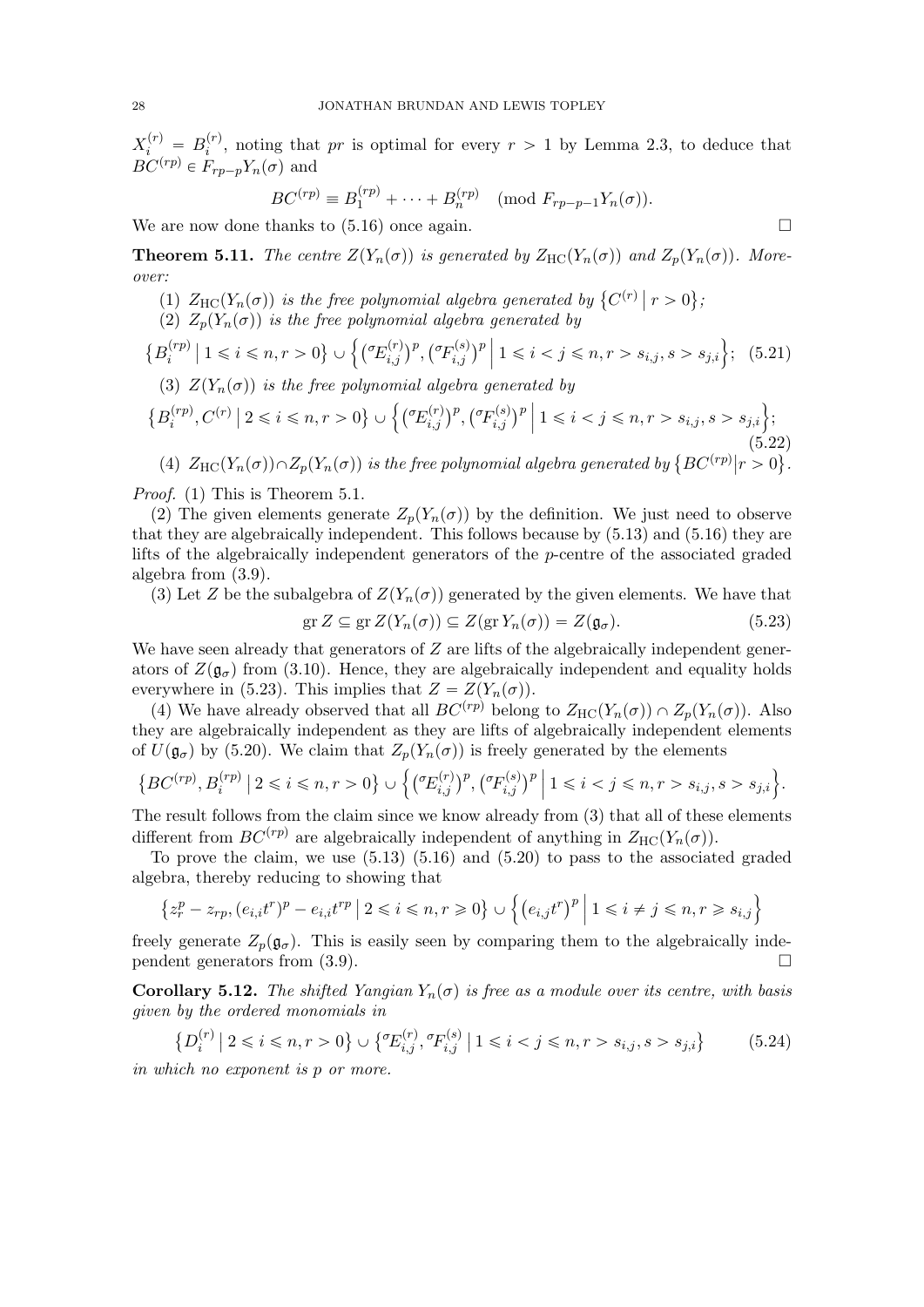$X_i^{(r)} = B_i^{(r)}$, noting that $pr$ is optimal for every $r > 1$ by Lemma 2.3, to deduce that $BC^{(rp)} \in F_{rp-p} Y_n(\sigma)$ and

$$BC^{(rp)} \equiv B_1^{(rp)} + \cdots + B_n^{(rp)} \pmod{F_{rp-p-1} Y_n(\sigma)}.$$

We are now done thanks to (5.16) once again. □

**Theorem 5.11.** *The centre $Z(Y_n(\sigma))$ is generated by $Z_{\mathrm{HC}}(Y_n(\sigma))$ and $Z_p(Y_n(\sigma))$. Moreover:*

(1) *$Z_{\mathrm{HC}}(Y_n(\sigma))$ is the free polynomial algebra generated by $\{C^{(r)} \mid r > 0\}$;*

(2) *$Z_p(Y_n(\sigma))$ is the free polynomial algebra generated by*

$$\{B_i^{(rp)} \mid 1 \leqslant i \leqslant n, r > 0\} \cup \left\{ ({}^{\sigma}E_{i,j}^{(r)})^p, ({}^{\sigma}F_{i,j}^{(s)})^p \;\middle|\; 1 \leqslant i < j \leqslant n, r > s_{i,j}, s > s_{j,i} \right\}; \quad (5.21)$$

(3) *$Z(Y_n(\sigma))$ is the free polynomial algebra generated by*

$$\{B_i^{(rp)}, C^{(r)} \mid 2 \leqslant i \leqslant n, r > 0\} \cup \left\{ ({}^{\sigma}E_{i,j}^{(r)})^p, ({}^{\sigma}F_{i,j}^{(s)})^p \;\middle|\; 1 \leqslant i < j \leqslant n, r > s_{i,j}, s > s_{j,i} \right\}; \quad (5.22)$$

(4) *$Z_{\mathrm{HC}}(Y_n(\sigma)) \cap Z_p(Y_n(\sigma))$ is the free polynomial algebra generated by $\{BC^{(rp)} | r > 0\}$.*

*Proof.* (1) This is Theorem 5.1.

(2) The given elements generate $Z_p(Y_n(\sigma))$ by the definition. We just need to observe that they are algebraically independent. This follows because by (5.13) and (5.16) they are lifts of the algebraically independent generators of the $p$-centre of the associated graded algebra from (3.9).

(3) Let $Z$ be the subalgebra of $Z(Y_n(\sigma))$ generated by the given elements. We have that

$$\operatorname{gr} Z \subseteq \operatorname{gr} Z(Y_n(\sigma)) \subseteq Z(\operatorname{gr} Y_n(\sigma)) = Z(\mathfrak{g}_\sigma). \quad (5.23)$$

We have seen already that generators of $Z$ are lifts of the algebraically independent generators of $Z(\mathfrak{g}_\sigma)$ from (3.10). Hence, they are algebraically independent and equality holds everywhere in (5.23). This implies that $Z = Z(Y_n(\sigma))$.

(4) We have already observed that all $BC^{(rp)}$ belong to $Z_{\mathrm{HC}}(Y_n(\sigma)) \cap Z_p(Y_n(\sigma))$. Also they are algebraically independent as they are lifts of algebraically independent elements of $U(\mathfrak{g}_\sigma)$ by (5.20). We claim that $Z_p(Y_n(\sigma))$ is freely generated by the elements

$$\{BC^{(rp)}, B_i^{(rp)} \mid 2 \leqslant i \leqslant n, r > 0\} \cup \left\{ ({}^{\sigma}E_{i,j}^{(r)})^p, ({}^{\sigma}F_{i,j}^{(s)})^p \;\middle|\; 1 \leqslant i < j \leqslant n, r > s_{i,j}, s > s_{j,i} \right\}.$$

The result follows from the claim since we know already from (3) that all of these elements different from $BC^{(rp)}$ are algebraically independent of anything in $Z_{\mathrm{HC}}(Y_n(\sigma))$.

To prove the claim, we use (5.13) (5.16) and (5.20) to pass to the associated graded algebra, thereby reducing to showing that

$$\{z_r^p - z_{rp}, (e_{i,i}t^r)^p - e_{i,i}t^{rp} \mid 2 \leqslant i \leqslant n, r \geqslant 0\} \cup \left\{ (e_{i,j}t^r)^p \;\middle|\; 1 \leqslant i \neq j \leqslant n, r \geqslant s_{i,j} \right\}$$

freely generate $Z_p(\mathfrak{g}_\sigma)$. This is easily seen by comparing them to the algebraically independent generators from (3.9). □

**Corollary 5.12.** *The shifted Yangian $Y_n(\sigma)$ is free as a module over its centre, with basis given by the ordered monomials in*

$$\{D_i^{(r)} \mid 2 \leqslant i \leqslant n, r > 0\} \cup \{{}^{\sigma}E_{i,j}^{(r)}, {}^{\sigma}F_{i,j}^{(s)} \mid 1 \leqslant i < j \leqslant n, r > s_{i,j}, s > s_{j,i}\} \quad (5.24)$$

*in which no exponent is $p$ or more.*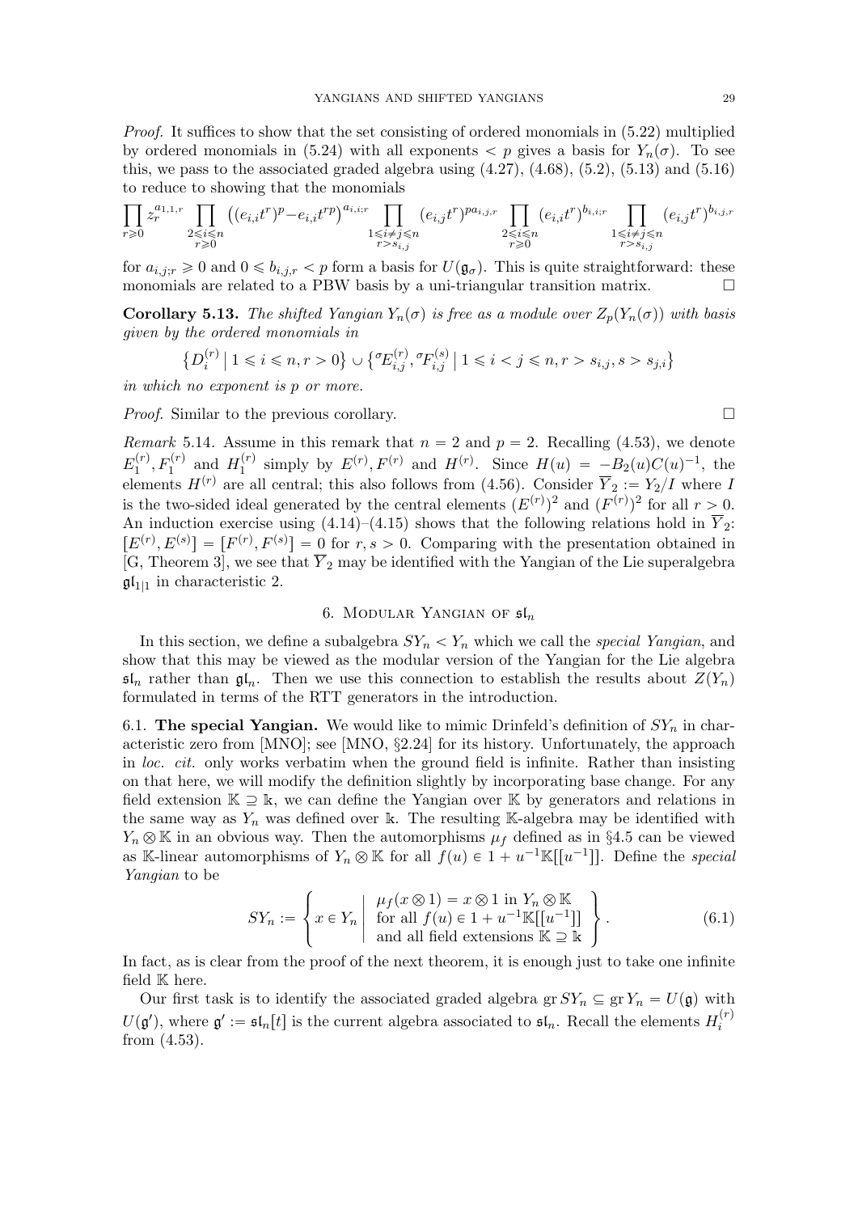*Proof.* It suffices to show that the set consisting of ordered monomials in (5.22) multiplied by ordered monomials in (5.24) with all exponents $< p$ gives a basis for $Y_n(\sigma)$. To see this, we pass to the associated graded algebra using (4.27), (4.68), (5.2), (5.13) and (5.16) to reduce to showing that the monomials

$$\prod_{r\geqslant 0} z_r^{a_{1,1,r}} \prod_{\substack{2\leqslant i\leqslant n\\ r\geqslant 0}} \left((e_{i,i}t^r)^p - e_{i,i}t^{rp}\right)^{a_{i,i;r}} \prod_{\substack{1\leqslant i\neq j\leqslant n\\ r>s_{i,j}}} (e_{i,j}t^r)^{pa_{i,j,r}} \prod_{\substack{2\leqslant i\leqslant n\\ r\geqslant 0}} (e_{i,i}t^r)^{b_{i,i;r}} \prod_{\substack{1\leqslant i\neq j\leqslant n\\ r>s_{i,j}}} (e_{i,j}t^r)^{b_{i,j,r}}$$

for $a_{i,j;r} \geqslant 0$ and $0 \leqslant b_{i,j,r} < p$ form a basis for $U(\mathfrak{g}_\sigma)$. This is quite straightforward: these monomials are related to a PBW basis by a uni-triangular transition matrix. □

**Corollary 5.13.** *The shifted Yangian $Y_n(\sigma)$ is free as a module over $Z_p(Y_n(\sigma))$ with basis given by the ordered monomials in*

$$\left\{D_i^{(r)} \mid 1 \leqslant i \leqslant n, r > 0\right\} \cup \left\{{}^\sigma E_{i,j}^{(r)}, {}^\sigma F_{i,j}^{(s)} \mid 1 \leqslant i < j \leqslant n, r > s_{i,j}, s > s_{j,i}\right\}$$

*in which no exponent is $p$ or more.*

*Proof.* Similar to the previous corollary. □

*Remark* 5.14. Assume in this remark that $n = 2$ and $p = 2$. Recalling (4.53), we denote $E_1^{(r)}, F_1^{(r)}$ and $H_1^{(r)}$ simply by $E^{(r)}, F^{(r)}$ and $H^{(r)}$. Since $H(u) = -B_2(u)C(u)^{-1}$, the elements $H^{(r)}$ are all central; this also follows from (4.56). Consider $\overline{Y}_2 := Y_2/I$ where $I$ is the two-sided ideal generated by the central elements $(E^{(r)})^2$ and $(F^{(r)})^2$ for all $r > 0$. An induction exercise using (4.14)–(4.15) shows that the following relations hold in $\overline{Y}_2$: $[E^{(r)}, E^{(s)}] = [F^{(r)}, F^{(s)}] = 0$ for $r, s > 0$. Comparing with the presentation obtained in [G, Theorem 3], we see that $\overline{Y}_2$ may be identified with the Yangian of the Lie superalgebra $\mathfrak{gl}_{1|1}$ in characteristic 2.

## 6. Modular Yangian of $\mathfrak{sl}_n$

In this section, we define a subalgebra $SY_n < Y_n$ which we call the *special Yangian*, and show that this may be viewed as the modular version of the Yangian for the Lie algebra $\mathfrak{sl}_n$ rather than $\mathfrak{gl}_n$. Then we use this connection to establish the results about $Z(Y_n)$ formulated in terms of the RTT generators in the introduction.

6.1. **The special Yangian.** We would like to mimic Drinfeld's definition of $SY_n$ in characteristic zero from [MNO]; see [MNO, §2.24] for its history. Unfortunately, the approach in *loc. cit.* only works verbatim when the ground field is infinite. Rather than insisting on that here, we will modify the definition slightly by incorporating base change. For any field extension $\mathbb{K} \supseteq \Bbbk$, we can define the Yangian over $\mathbb{K}$ by generators and relations in the same way as $Y_n$ was defined over $\Bbbk$. The resulting $\mathbb{K}$-algebra may be identified with $Y_n \otimes \mathbb{K}$ in an obvious way. Then the automorphisms $\mu_f$ defined as in §4.5 can be viewed as $\mathbb{K}$-linear automorphisms of $Y_n \otimes \mathbb{K}$ for all $f(u) \in 1 + u^{-1}\mathbb{K}[[u^{-1}]]$. Define the *special Yangian* to be

$$SY_n := \left\{ x \in Y_n \;\middle|\; \begin{array}{l} \mu_f(x \otimes 1) = x \otimes 1 \text{ in } Y_n \otimes \mathbb{K} \\ \text{for all } f(u) \in 1 + u^{-1}\mathbb{K}[[u^{-1}]] \\ \text{and all field extensions } \mathbb{K} \supseteq \Bbbk \end{array} \right\}. \tag{6.1}$$

In fact, as is clear from the proof of the next theorem, it is enough just to take one infinite field $\mathbb{K}$ here.

Our first task is to identify the associated graded algebra $\operatorname{gr} SY_n \subseteq \operatorname{gr} Y_n = U(\mathfrak{g})$ with $U(\mathfrak{g}')$, where $\mathfrak{g}' := \mathfrak{sl}_n[t]$ is the current algebra associated to $\mathfrak{sl}_n$. Recall the elements $H_i^{(r)}$ from (4.53).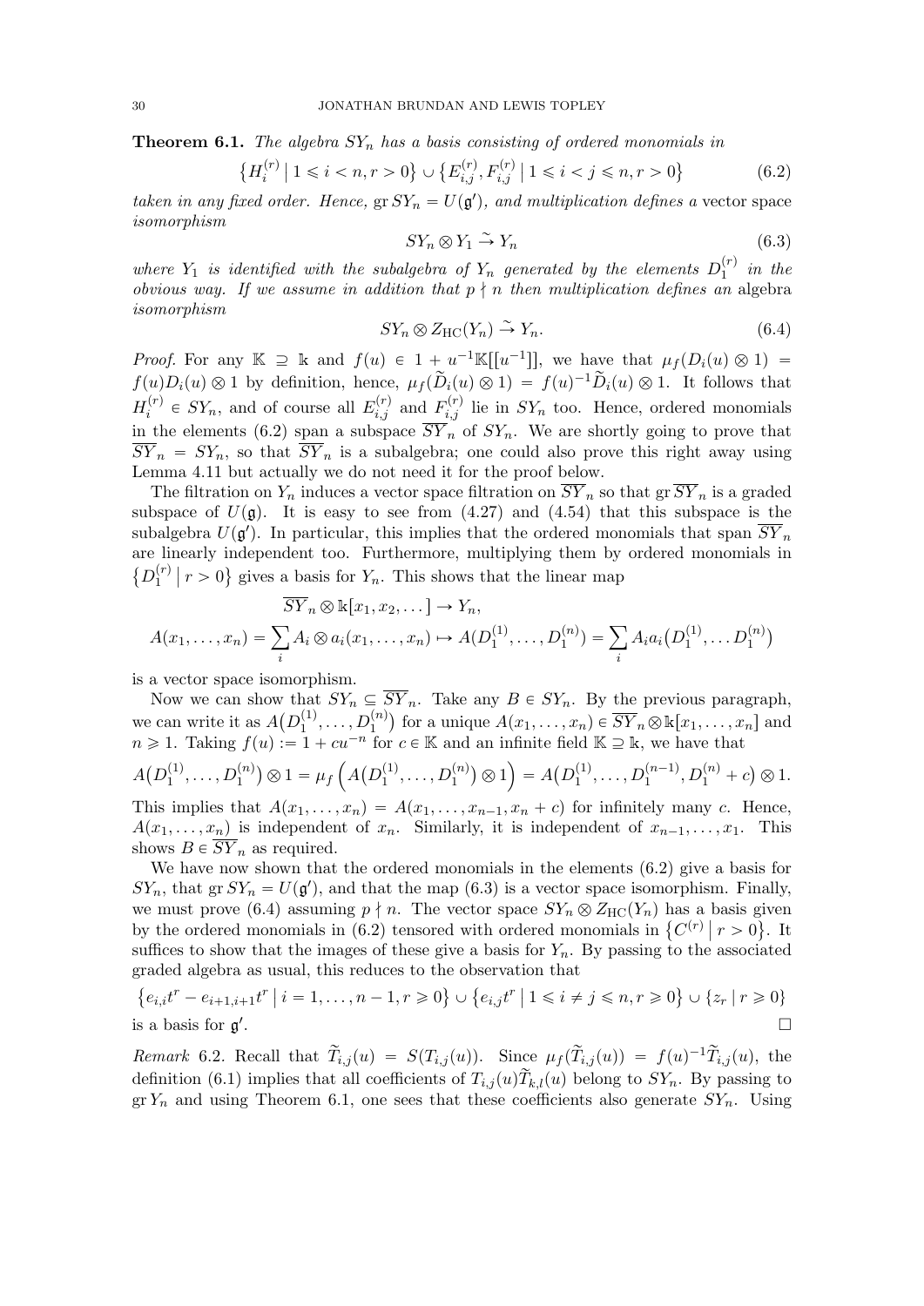**Theorem 6.1.** *The algebra $SY_n$ has a basis consisting of ordered monomials in*

$$\left\{H_i^{(r)} \mid 1 \leqslant i < n, r > 0\right\} \cup \left\{E_{i,j}^{(r)}, F_{i,j}^{(r)} \mid 1 \leqslant i < j \leqslant n, r > 0\right\} \tag{6.2}$$

*taken in any fixed order. Hence, $\operatorname{gr} SY_n = U(\mathfrak{g}')$, and multiplication defines a* vector space *isomorphism*

$$SY_n \otimes Y_1 \xrightarrow{\sim} Y_n \tag{6.3}$$

*where $Y_1$ is identified with the subalgebra of $Y_n$ generated by the elements $D_1^{(r)}$ in the obvious way. If we assume in addition that $p \nmid n$ then multiplication defines an* algebra *isomorphism*

$$SY_n \otimes Z_{\mathrm{HC}}(Y_n) \xrightarrow{\sim} Y_n. \tag{6.4}$$

*Proof.* For any $\mathbb{K} \supseteq \Bbbk$ and $f(u) \in 1 + u^{-1}\mathbb{K}[[u^{-1}]]$, we have that $\mu_f(D_i(u) \otimes 1) = f(u)D_i(u) \otimes 1$ by definition, hence, $\mu_f(\widetilde{D}_i(u) \otimes 1) = f(u)^{-1}\widetilde{D}_i(u) \otimes 1$. It follows that $H_i^{(r)} \in SY_n$, and of course all $E_{i,j}^{(r)}$ and $F_{i,j}^{(r)}$ lie in $SY_n$ too. Hence, ordered monomials in the elements (6.2) span a subspace $\overline{SY}_n$ of $SY_n$. We are shortly going to prove that $\overline{SY}_n = SY_n$, so that $\overline{SY}_n$ is a subalgebra; one could also prove this right away using Lemma 4.11 but actually we do not need it for the proof below.

The filtration on $Y_n$ induces a vector space filtration on $\overline{SY}_n$ so that $\operatorname{gr} \overline{SY}_n$ is a graded subspace of $U(\mathfrak{g})$. It is easy to see from (4.27) and (4.54) that this subspace is the subalgebra $U(\mathfrak{g}')$. In particular, this implies that the ordered monomials that span $\overline{SY}_n$ are linearly independent too. Furthermore, multiplying them by ordered monomials in $\left\{D_1^{(r)} \mid r > 0\right\}$ gives a basis for $Y_n$. This shows that the linear map

$$\overline{SY}_n \otimes \Bbbk[x_1, x_2, \dots] \to Y_n,$$
$$A(x_1, \dots, x_n) = \sum_i A_i \otimes a_i(x_1, \dots, x_n) \mapsto A(D_1^{(1)}, \dots, D_1^{(n)}) = \sum_i A_i a_i\big(D_1^{(1)}, \dots D_1^{(n)}\big)$$

is a vector space isomorphism.

Now we can show that $SY_n \subseteq \overline{SY}_n$. Take any $B \in SY_n$. By the previous paragraph, we can write it as $A\big(D_1^{(1)}, \dots, D_1^{(n)}\big)$ for a unique $A(x_1, \dots, x_n) \in \overline{SY}_n \otimes \Bbbk[x_1, \dots, x_n]$ and $n \geqslant 1$. Taking $f(u) := 1 + cu^{-n}$ for $c \in \mathbb{K}$ and an infinite field $\mathbb{K} \supseteq \Bbbk$, we have that

$$A\big(D_1^{(1)}, \dots, D_1^{(n)}\big) \otimes 1 = \mu_f\left(A\big(D_1^{(1)}, \dots, D_1^{(n)}\big) \otimes 1\right) = A\big(D_1^{(1)}, \dots, D_1^{(n-1)}, D_1^{(n)} + c\big) \otimes 1.$$

This implies that $A(x_1, \dots, x_n) = A(x_1, \dots, x_{n-1}, x_n + c)$ for infinitely many $c$. Hence, $A(x_1, \dots, x_n)$ is independent of $x_n$. Similarly, it is independent of $x_{n-1}, \dots, x_1$. This shows $B \in \overline{SY}_n$ as required.

We have now shown that the ordered monomials in the elements (6.2) give a basis for $SY_n$, that $\operatorname{gr} SY_n = U(\mathfrak{g}')$, and that the map (6.3) is a vector space isomorphism. Finally, we must prove (6.4) assuming $p \nmid n$. The vector space $SY_n \otimes Z_{\mathrm{HC}}(Y_n)$ has a basis given by the ordered monomials in (6.2) tensored with ordered monomials in $\left\{C^{(r)} \mid r > 0\right\}$. It suffices to show that the images of these give a basis for $Y_n$. By passing to the associated graded algebra as usual, this reduces to the observation that

$$\left\{e_{i,i}t^r - e_{i+1,i+1}t^r \mid i = 1, \dots, n-1, r \geqslant 0\right\} \cup \left\{e_{i,j}t^r \mid 1 \leqslant i \neq j \leqslant n, r \geqslant 0\right\} \cup \left\{z_r \mid r \geqslant 0\right\}$$

is a basis for $\mathfrak{g}'$. $\square$

*Remark* 6.2. Recall that $\widetilde{T}_{i,j}(u) = S(T_{i,j}(u))$. Since $\mu_f(\widetilde{T}_{i,j}(u)) = f(u)^{-1}\widetilde{T}_{i,j}(u)$, the definition (6.1) implies that all coefficients of $T_{i,j}(u)\widetilde{T}_{k,l}(u)$ belong to $SY_n$. By passing to $\operatorname{gr} Y_n$ and using Theorem 6.1, one sees that these coefficients also generate $SY_n$. Using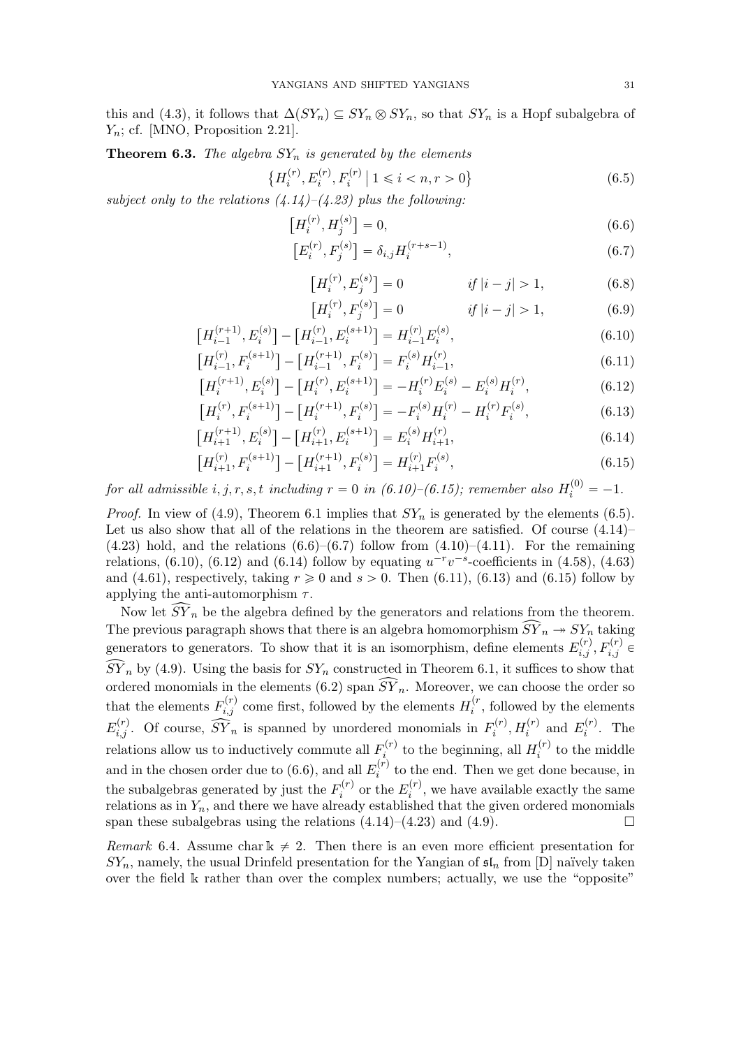this and (4.3), it follows that $\Delta(SY_n) \subseteq SY_n \otimes SY_n$, so that $SY_n$ is a Hopf subalgebra of $Y_n$; cf. [MNO, Proposition 2.21].

**Theorem 6.3.** *The algebra $SY_n$ is generated by the elements*

$$\left\{ H_i^{(r)}, E_i^{(r)}, F_i^{(r)} \mid 1 \leqslant i < n, r > 0 \right\} \tag{6.5}$$

*subject only to the relations (4.14)–(4.23) plus the following:*

$$\left[H_i^{(r)}, H_j^{(s)}\right] = 0, \tag{6.6}$$

$$\left[E_i^{(r)}, F_j^{(s)}\right] = \delta_{i,j} H_i^{(r+s-1)}, \tag{6.7}$$

$$\left[H_i^{(r)}, E_j^{(s)}\right] = 0 \qquad \text{if } |i-j| > 1, \tag{6.8}$$

$$\left[H_i^{(r)}, F_j^{(s)}\right] = 0 \qquad \text{if } |i-j| > 1, \tag{6.9}$$

$$\left[H_{i-1}^{(r+1)}, E_i^{(s)}\right] - \left[H_{i-1}^{(r)}, E_i^{(s+1)}\right] = H_{i-1}^{(r)} E_i^{(s)}, \tag{6.10}$$

$$\left[H_{i-1}^{(r)}, F_i^{(s+1)}\right] - \left[H_{i-1}^{(r+1)}, F_i^{(s)}\right] = F_i^{(s)} H_{i-1}^{(r)}, \tag{6.11}$$

$$\left[H_i^{(r+1)}, E_i^{(s)}\right] - \left[H_i^{(r)}, E_i^{(s+1)}\right] = -H_i^{(r)} E_i^{(s)} - E_i^{(s)} H_i^{(r)}, \tag{6.12}$$

$$\left[H_i^{(r)}, F_i^{(s+1)}\right] - \left[H_i^{(r+1)}, F_i^{(s)}\right] = -F_i^{(s)} H_i^{(r)} - H_i^{(r)} F_i^{(s)}, \tag{6.13}$$

$$\left[H_{i+1}^{(r+1)}, E_i^{(s)}\right] - \left[H_{i+1}^{(r)}, E_i^{(s+1)}\right] = E_i^{(s)} H_{i+1}^{(r)}, \tag{6.14}$$

$$\left[H_{i+1}^{(r)}, F_i^{(s+1)}\right] - \left[H_{i+1}^{(r+1)}, F_i^{(s)}\right] = H_{i+1}^{(r)} F_i^{(s)}, \tag{6.15}$$

*for all admissible $i, j, r, s, t$ including $r = 0$ in (6.10)–(6.15); remember also $H_i^{(0)} = -1$.*

*Proof.* In view of (4.9), Theorem 6.1 implies that $SY_n$ is generated by the elements (6.5). Let us also show that all of the relations in the theorem are satisfied. Of course (4.14)–(4.23) hold, and the relations (6.6)–(6.7) follow from (4.10)–(4.11). For the remaining relations, (6.10), (6.12) and (6.14) follow by equating $u^{-r}v^{-s}$-coefficients in (4.58), (4.63) and (4.61), respectively, taking $r \geqslant 0$ and $s > 0$. Then (6.11), (6.13) and (6.15) follow by applying the anti-automorphism $\tau$.

Now let $\widehat{SY}_n$ be the algebra defined by the generators and relations from the theorem. The previous paragraph shows that there is an algebra homomorphism $\widehat{SY}_n \twoheadrightarrow SY_n$ taking generators to generators. To show that it is an isomorphism, define elements $E_{i,j}^{(r)}, F_{i,j}^{(r)} \in \widehat{SY}_n$ by (4.9). Using the basis for $SY_n$ constructed in Theorem 6.1, it suffices to show that ordered monomials in the elements (6.2) span $\widehat{SY}_n$. Moreover, we can choose the order so that the elements $F_{i,j}^{(r)}$ come first, followed by the elements $H_i^{(r}$, followed by the elements $E_{i,j}^{(r)}$. Of course, $\widehat{SY}_n$ is spanned by unordered monomials in $F_i^{(r)}, H_i^{(r)}$ and $E_i^{(r)}$. The relations allow us to inductively commute all $F_i^{(r)}$ to the beginning, all $H_i^{(r)}$ to the middle and in the chosen order due to (6.6), and all $E_i^{(r)}$ to the end. Then we get done because, in the subalgebras generated by just the $F_i^{(r)}$ or the $E_i^{(r)}$, we have available exactly the same relations as in $Y_n$, and there we have already established that the given ordered monomials span these subalgebras using the relations (4.14)–(4.23) and (4.9). □

*Remark* 6.4. Assume char $\Bbbk \neq 2$. Then there is an even more efficient presentation for $SY_n$, namely, the usual Drinfeld presentation for the Yangian of $\mathfrak{sl}_n$ from [D] naïvely taken over the field $\Bbbk$ rather than over the complex numbers; actually, we use the "opposite"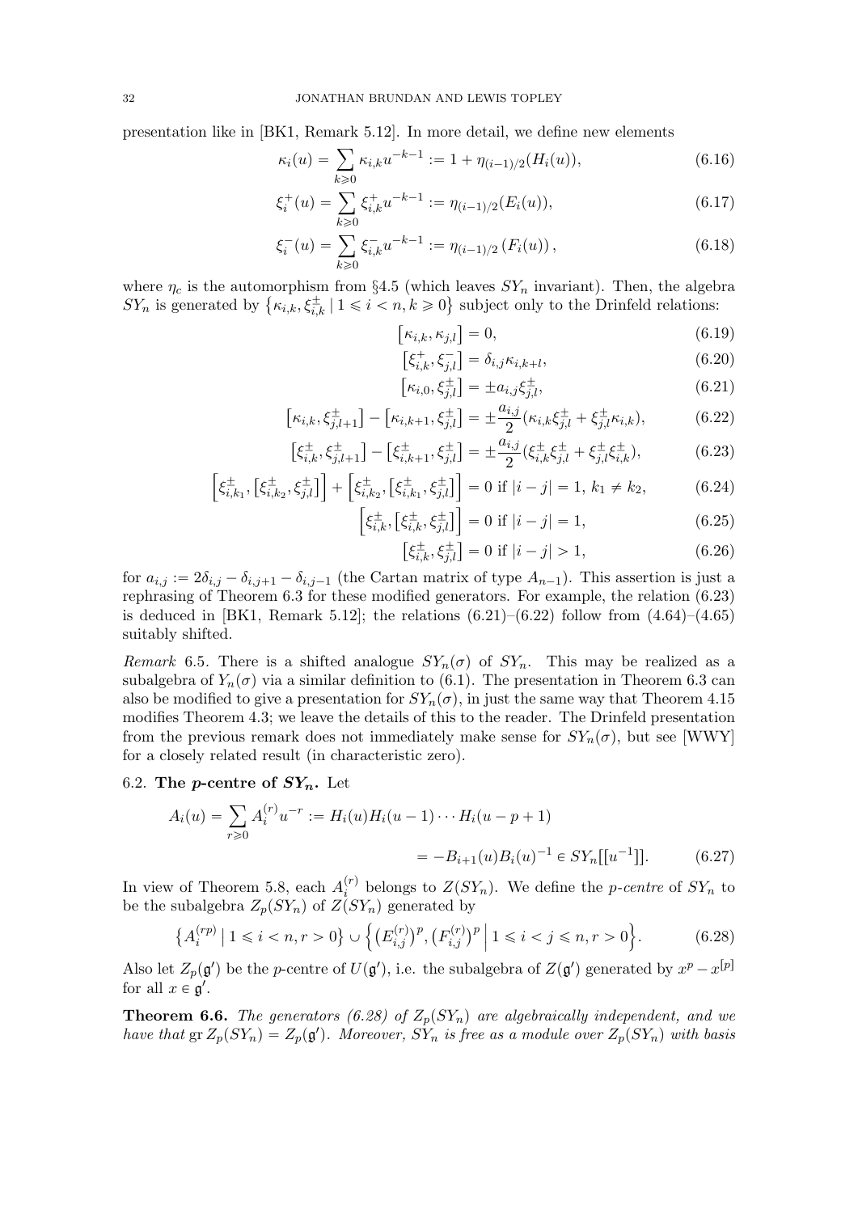presentation like in [BK1, Remark 5.12]. In more detail, we define new elements

$$\kappa_i(u) = \sum_{k\geqslant 0} \kappa_{i,k} u^{-k-1} := 1 + \eta_{(i-1)/2}(H_i(u)), \tag{6.16}$$

$$\xi_i^+(u) = \sum_{k\geqslant 0} \xi_{i,k}^+ u^{-k-1} := \eta_{(i-1)/2}(E_i(u)), \tag{6.17}$$

$$\xi_i^-(u) = \sum_{k\geqslant 0} \xi_{i,k}^- u^{-k-1} := \eta_{(i-1)/2}\left(F_i(u)\right), \tag{6.18}$$

where $\eta_c$ is the automorphism from §4.5 (which leaves $SY_n$ invariant). Then, the algebra $SY_n$ is generated by $\left\{\kappa_{i,k}, \xi_{i,k}^{\pm} \mid 1 \leqslant i < n, k \geqslant 0\right\}$ subject only to the Drinfeld relations:

$$\left[\kappa_{i,k}, \kappa_{j,l}\right] = 0, \tag{6.19}$$

$$\left[\xi_{i,k}^+, \xi_{j,l}^-\right] = \delta_{i,j}\kappa_{i,k+l}, \tag{6.20}$$

$$\left[\kappa_{i,0}, \xi_{j,l}^{\pm}\right] = \pm a_{i,j}\xi_{j,l}^{\pm}, \tag{6.21}$$

$$\left[\kappa_{i,k}, \xi_{j,l+1}^{\pm}\right] - \left[\kappa_{i,k+1}, \xi_{j,l}^{\pm}\right] = \pm\frac{a_{i,j}}{2}(\kappa_{i,k}\xi_{j,l}^{\pm} + \xi_{j,l}^{\pm}\kappa_{i,k}), \tag{6.22}$$

$$\left[\xi_{i,k}^{\pm}, \xi_{j,l+1}^{\pm}\right] - \left[\xi_{i,k+1}^{\pm}, \xi_{j,l}^{\pm}\right] = \pm\frac{a_{i,j}}{2}(\xi_{i,k}^{\pm}\xi_{j,l}^{\pm} + \xi_{j,l}^{\pm}\xi_{i,k}^{\pm}), \tag{6.23}$$

$$\left[\xi_{i,k_1}^{\pm}, \left[\xi_{i,k_2}^{\pm}, \xi_{j,l}^{\pm}\right]\right] + \left[\xi_{i,k_2}^{\pm}, \left[\xi_{i,k_1}^{\pm}, \xi_{j,l}^{\pm}\right]\right] = 0 \text{ if } |i-j| = 1,\ k_1 \neq k_2, \tag{6.24}$$

$$\left[\xi_{i,k}^{\pm}, \left[\xi_{i,k}^{\pm}, \xi_{j,l}^{\pm}\right]\right] = 0 \text{ if } |i-j| = 1, \tag{6.25}$$

$$\left[\xi_{i,k}^{\pm}, \xi_{j,l}^{\pm}\right] = 0 \text{ if } |i-j| > 1, \tag{6.26}$$

for $a_{i,j} := 2\delta_{i,j} - \delta_{i,j+1} - \delta_{i,j-1}$ (the Cartan matrix of type $A_{n-1}$). This assertion is just a rephrasing of Theorem 6.3 for these modified generators. For example, the relation (6.23) is deduced in [BK1, Remark 5.12]; the relations (6.21)–(6.22) follow from (4.64)–(4.65) suitably shifted.

*Remark* 6.5. There is a shifted analogue $SY_n(\sigma)$ of $SY_n$. This may be realized as a subalgebra of $Y_n(\sigma)$ via a similar definition to (6.1). The presentation in Theorem 6.3 can also be modified to give a presentation for $SY_n(\sigma)$, in just the same way that Theorem 4.15 modifies Theorem 4.3; we leave the details of this to the reader. The Drinfeld presentation from the previous remark does not immediately make sense for $SY_n(\sigma)$, but see [WWY] for a closely related result (in characteristic zero).

### 6.2. The $p$-centre of $SY_n$.

Let

$$A_i(u) = \sum_{r\geqslant 0} A_i^{(r)} u^{-r} := H_i(u)H_i(u-1)\cdots H_i(u-p+1)$$
$$= -B_{i+1}(u)B_i(u)^{-1} \in SY_n[[u^{-1}]]. \tag{6.27}$$

In view of Theorem 5.8, each $A_i^{(r)}$ belongs to $Z(SY_n)$. We define the *p-centre* of $SY_n$ to be the subalgebra $Z_p(SY_n)$ of $Z(SY_n)$ generated by

$$\left\{A_i^{(rp)} \mid 1 \leqslant i < n, r > 0\right\} \cup \left\{\left(E_{i,j}^{(r)}\right)^p, \left(F_{i,j}^{(r)}\right)^p \,\middle|\, 1 \leqslant i < j \leqslant n, r > 0\right\}. \tag{6.28}$$

Also let $Z_p(\mathfrak{g}')$ be the $p$-centre of $U(\mathfrak{g}')$, i.e. the subalgebra of $Z(\mathfrak{g}')$ generated by $x^p - x^{[p]}$ for all $x \in \mathfrak{g}'$.

**Theorem 6.6.** *The generators (6.28) of $Z_p(SY_n)$ are algebraically independent, and we have that $\operatorname{gr} Z_p(SY_n) = Z_p(\mathfrak{g}')$. Moreover, $SY_n$ is free as a module over $Z_p(SY_n)$ with basis*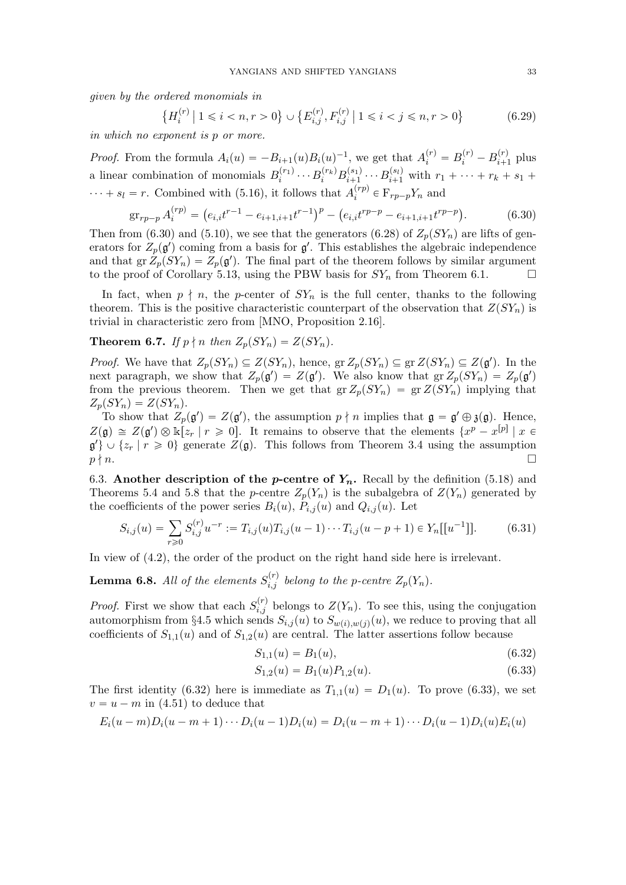*given by the ordered monomials in*

$$\left\{H_i^{(r)} \mid 1 \leqslant i < n, r > 0\right\} \cup \left\{E_{i,j}^{(r)}, F_{i,j}^{(r)} \mid 1 \leqslant i < j \leqslant n, r > 0\right\} \tag{6.29}$$

*in which no exponent is $p$ or more.*

*Proof.* From the formula $A_i(u) = -B_{i+1}(u)B_i(u)^{-1}$, we get that $A_i^{(r)} = B_i^{(r)} - B_{i+1}^{(r)}$ plus a linear combination of monomials $B_i^{(r_1)} \cdots B_i^{(r_k)} B_{i+1}^{(s_1)} \cdots B_{i+1}^{(s_l)}$ with $r_1 + \cdots + r_k + s_1 + \cdots + s_l = r$. Combined with (5.16), it follows that $A_i^{(rp)} \in \mathrm{F}_{rp-p} Y_n$ and

$$\mathrm{gr}_{rp-p} A_i^{(rp)} = \left(e_{i,i} t^{r-1} - e_{i+1,i+1} t^{r-1}\right)^p - \left(e_{i,i} t^{rp-p} - e_{i+1,i+1} t^{rp-p}\right). \tag{6.30}$$

Then from (6.30) and (5.10), we see that the generators (6.28) of $Z_p(SY_n)$ are lifts of generators for $Z_p(\mathfrak{g}')$ coming from a basis for $\mathfrak{g}'$. This establishes the algebraic independence and that $\mathrm{gr}\, Z_p(SY_n) = Z_p(\mathfrak{g}')$. The final part of the theorem follows by similar argument to the proof of Corollary 5.13, using the PBW basis for $SY_n$ from Theorem 6.1. $\square$

In fact, when $p \nmid n$, the $p$-center of $SY_n$ is the full center, thanks to the following theorem. This is the positive characteristic counterpart of the observation that $Z(SY_n)$ is trivial in characteristic zero from [MNO, Proposition 2.16].

**Theorem 6.7.** *If $p \nmid n$ then $Z_p(SY_n) = Z(SY_n)$.*

*Proof.* We have that $Z_p(SY_n) \subseteq Z(SY_n)$, hence, $\mathrm{gr}\, Z_p(SY_n) \subseteq \mathrm{gr}\, Z(SY_n) \subseteq Z(\mathfrak{g}')$. In the next paragraph, we show that $Z_p(\mathfrak{g}') = Z(\mathfrak{g}')$. We also know that $\mathrm{gr}\, Z_p(SY_n) = Z_p(\mathfrak{g}')$ from the previous theorem. Then we get that $\mathrm{gr}\, Z_p(SY_n) = \mathrm{gr}\, Z(SY_n)$ implying that $Z_p(SY_n) = Z(SY_n)$.

To show that $Z_p(\mathfrak{g}') = Z(\mathfrak{g}')$, the assumption $p \nmid n$ implies that $\mathfrak{g} = \mathfrak{g}' \oplus \mathfrak{z}(\mathfrak{g})$. Hence, $Z(\mathfrak{g}) \cong Z(\mathfrak{g}') \otimes \mathbb{k}[z_r \mid r \geqslant 0]$. It remains to observe that the elements $\{x^p - x^{[p]} \mid x \in \mathfrak{g}'\} \cup \{z_r \mid r \geqslant 0\}$ generate $Z(\mathfrak{g})$. This follows from Theorem 3.4 using the assumption $p \nmid n$. $\square$

### 6.3. Another description of the $p$-centre of $Y_n$.

Recall by the definition (5.18) and Theorems 5.4 and 5.8 that the $p$-centre $Z_p(Y_n)$ is the subalgebra of $Z(Y_n)$ generated by the coefficients of the power series $B_i(u)$, $P_{i,j}(u)$ and $Q_{i,j}(u)$. Let

$$S_{i,j}(u) = \sum_{r \geqslant 0} S_{i,j}^{(r)} u^{-r} := T_{i,j}(u) T_{i,j}(u-1) \cdots T_{i,j}(u-p+1) \in Y_n[[u^{-1}]]. \tag{6.31}$$

In view of (4.2), the order of the product on the right hand side here is irrelevant.

**Lemma 6.8.** *All of the elements $S_{i,j}^{(r)}$ belong to the $p$-centre $Z_p(Y_n)$.*

*Proof.* First we show that each $S_{i,j}^{(r)}$ belongs to $Z(Y_n)$. To see this, using the conjugation automorphism from §4.5 which sends $S_{i,j}(u)$ to $S_{w(i),w(j)}(u)$, we reduce to proving that all coefficients of $S_{1,1}(u)$ and of $S_{1,2}(u)$ are central. The latter assertions follow because

$$S_{1,1}(u) = B_1(u), \tag{6.32}$$

$$S_{1,2}(u) = B_1(u) P_{1,2}(u). \tag{6.33}$$

The first identity (6.32) here is immediate as $T_{1,1}(u) = D_1(u)$. To prove (6.33), we set $v = u - m$ in (4.51) to deduce that

$$E_i(u-m) D_i(u-m+1) \cdots D_i(u-1) D_i(u) = D_i(u-m+1) \cdots D_i(u-1) D_i(u) E_i(u)$$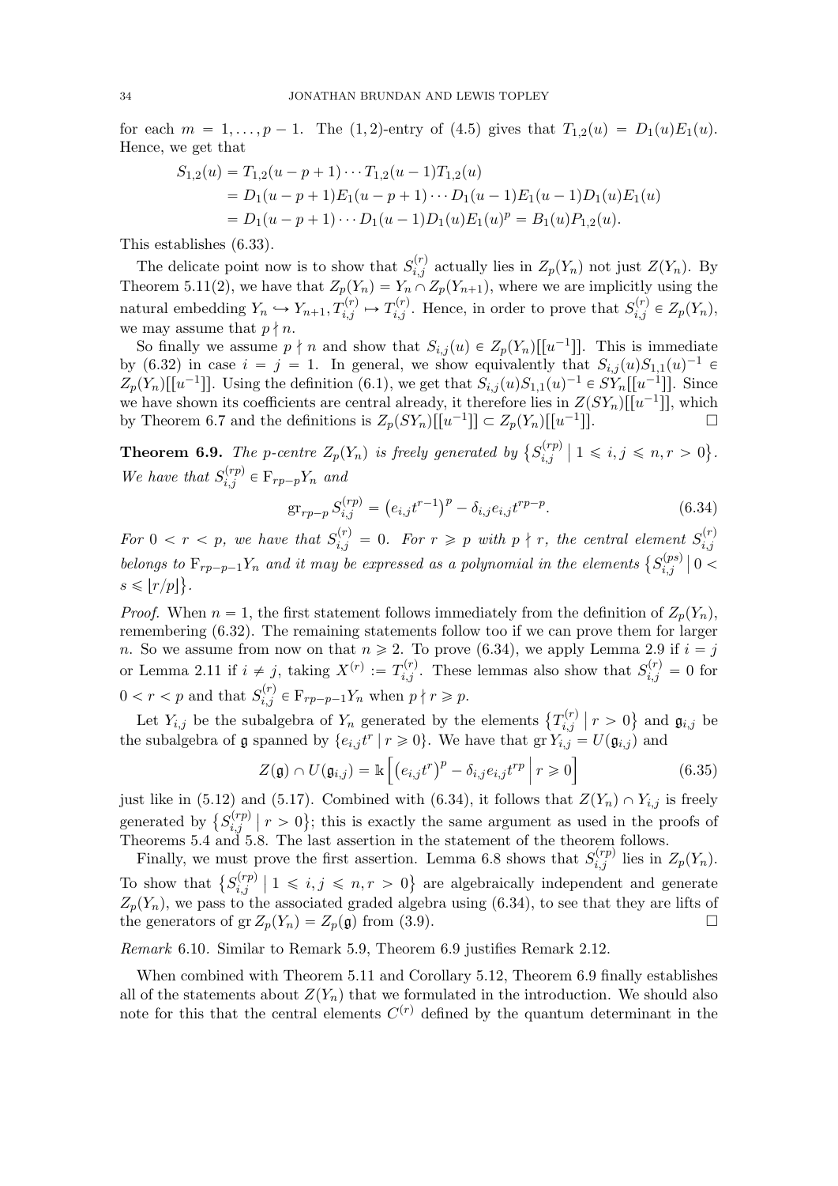for each $m = 1, \dots, p-1$. The $(1,2)$-entry of (4.5) gives that $T_{1,2}(u) = D_1(u)E_1(u)$. Hence, we get that

$$
\begin{aligned}
S_{1,2}(u) &= T_{1,2}(u-p+1)\cdots T_{1,2}(u-1)T_{1,2}(u) \\
&= D_1(u-p+1)E_1(u-p+1)\cdots D_1(u-1)E_1(u-1)D_1(u)E_1(u) \\
&= D_1(u-p+1)\cdots D_1(u-1)D_1(u)E_1(u)^p = B_1(u)P_{1,2}(u).
\end{aligned}
$$

This establishes (6.33).

The delicate point now is to show that $S_{i,j}^{(r)}$ actually lies in $Z_p(Y_n)$ not just $Z(Y_n)$. By Theorem 5.11(2), we have that $Z_p(Y_n) = Y_n \cap Z_p(Y_{n+1})$, where we are implicitly using the natural embedding $Y_n \hookrightarrow Y_{n+1}, T_{i,j}^{(r)} \mapsto T_{i,j}^{(r)}$. Hence, in order to prove that $S_{i,j}^{(r)} \in Z_p(Y_n)$, we may assume that $p \nmid n$.

So finally we assume $p \nmid n$ and show that $S_{i,j}(u) \in Z_p(Y_n)[[u^{-1}]]$. This is immediate by (6.32) in case $i = j = 1$. In general, we show equivalently that $S_{i,j}(u)S_{1,1}(u)^{-1} \in Z_p(Y_n)[[u^{-1}]]$. Using the definition (6.1), we get that $S_{i,j}(u)S_{1,1}(u)^{-1} \in SY_n[[u^{-1}]]$. Since we have shown its coefficients are central already, it therefore lies in $Z(SY_n)[[u^{-1}]]$, which by Theorem 6.7 and the definitions is $Z_p(SY_n)[[u^{-1}]] \subset Z_p(Y_n)[[u^{-1}]]$. $\square$

**Theorem 6.9.** *The $p$-centre $Z_p(Y_n)$ is freely generated by $\{S_{i,j}^{(rp)} \mid 1 \leqslant i,j \leqslant n, r > 0\}$. We have that $S_{i,j}^{(rp)} \in \mathrm{F}_{rp-p}Y_n$ and*

$$
\mathrm{gr}_{rp-p}\, S_{i,j}^{(rp)} = \left(e_{i,j}t^{r-1}\right)^p - \delta_{i,j}e_{i,j}t^{rp-p}. \tag{6.34}
$$

*For $0 < r < p$, we have that $S_{i,j}^{(r)} = 0$. For $r \geqslant p$ with $p \nmid r$, the central element $S_{i,j}^{(r)}$ belongs to $\mathrm{F}_{rp-p-1}Y_n$ and it may be expressed as a polynomial in the elements $\{S_{i,j}^{(ps)} \mid 0 < s \leqslant \lfloor r/p \rfloor\}$.*

*Proof.* When $n = 1$, the first statement follows immediately from the definition of $Z_p(Y_n)$, remembering (6.32). The remaining statements follow too if we can prove them for larger $n$. So we assume from now on that $n \geqslant 2$. To prove (6.34), we apply Lemma 2.9 if $i = j$ or Lemma 2.11 if $i \neq j$, taking $X^{(r)} := T_{i,j}^{(r)}$. These lemmas also show that $S_{i,j}^{(r)} = 0$ for $0 < r < p$ and that $S_{i,j}^{(r)} \in \mathrm{F}_{rp-p-1}Y_n$ when $p \nmid r \geqslant p$.

Let $Y_{i,j}$ be the subalgebra of $Y_n$ generated by the elements $\{T_{i,j}^{(r)} \mid r > 0\}$ and $\mathfrak{g}_{i,j}$ be the subalgebra of $\mathfrak{g}$ spanned by $\{e_{i,j}t^r \mid r \geqslant 0\}$. We have that $\mathrm{gr}\, Y_{i,j} = U(\mathfrak{g}_{i,j})$ and

$$
Z(\mathfrak{g}) \cap U(\mathfrak{g}_{i,j}) = \mathbb{k}\left[\left(e_{i,j}t^r\right)^p - \delta_{i,j}e_{i,j}t^{rp} \,\Big|\, r \geqslant 0\right] \tag{6.35}
$$

just like in (5.12) and (5.17). Combined with (6.34), it follows that $Z(Y_n) \cap Y_{i,j}$ is freely generated by $\{S_{i,j}^{(rp)} \mid r > 0\}$; this is exactly the same argument as used in the proofs of Theorems 5.4 and 5.8. The last assertion in the statement of the theorem follows.

Finally, we must prove the first assertion. Lemma 6.8 shows that $S_{i,j}^{(rp)}$ lies in $Z_p(Y_n)$. To show that $\{S_{i,j}^{(rp)} \mid 1 \leqslant i,j \leqslant n, r > 0\}$ are algebraically independent and generate $Z_p(Y_n)$, we pass to the associated graded algebra using (6.34), to see that they are lifts of the generators of $\mathrm{gr}\, Z_p(Y_n) = Z_p(\mathfrak{g})$ from (3.9). $\square$

*Remark* 6.10. Similar to Remark 5.9, Theorem 6.9 justifies Remark 2.12.

When combined with Theorem 5.11 and Corollary 5.12, Theorem 6.9 finally establishes all of the statements about $Z(Y_n)$ that we formulated in the introduction. We should also note for this that the central elements $C^{(r)}$ defined by the quantum determinant in the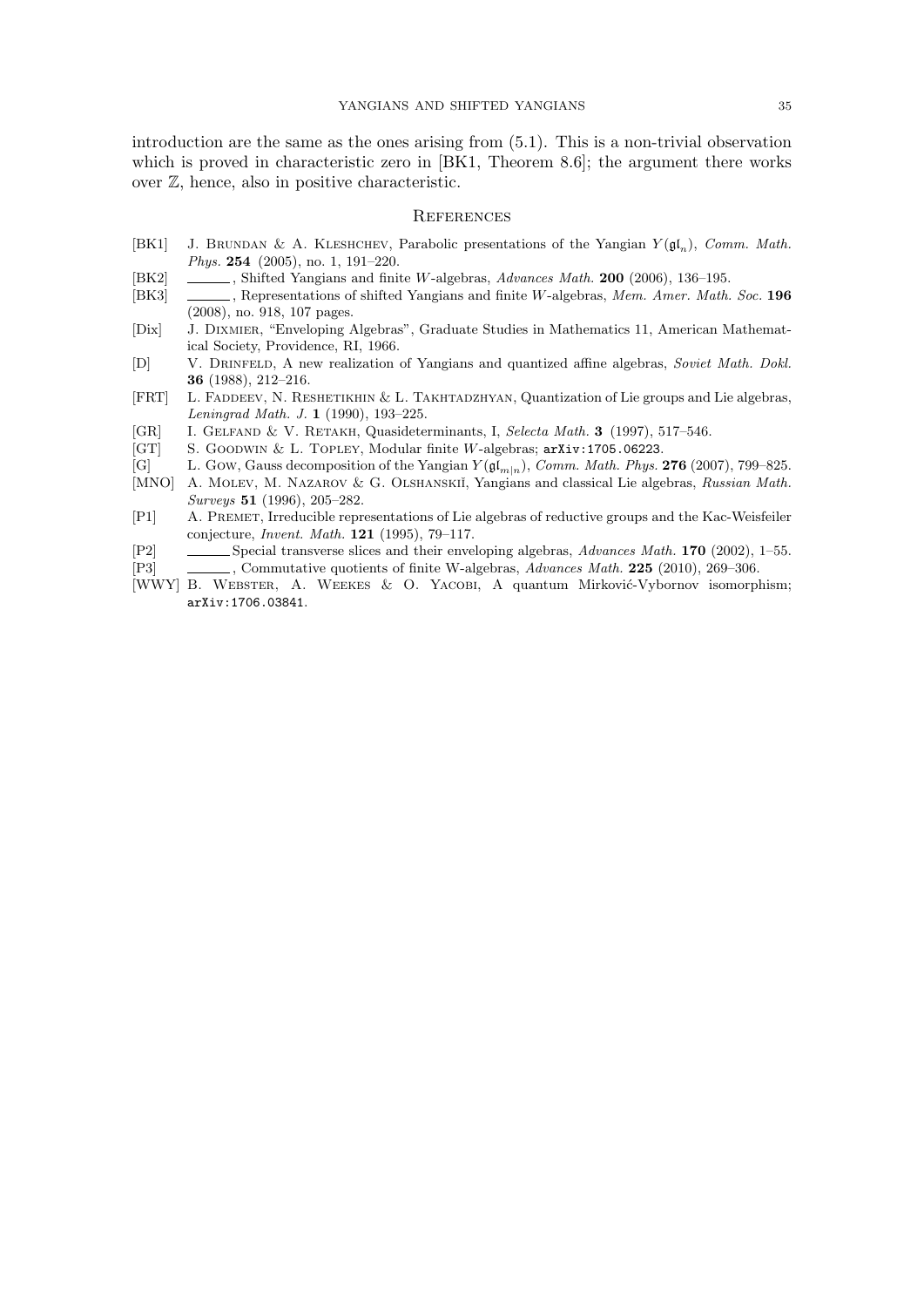introduction are the same as the ones arising from (5.1). This is a non-trivial observation which is proved in characteristic zero in [BK1, Theorem 8.6]; the argument there works over $\mathbb{Z}$, hence, also in positive characteristic.

## References

- [BK1] J. Brundan & A. Kleshchev, Parabolic presentations of the Yangian $Y(\mathfrak{gl}_n)$, *Comm. Math. Phys.* **254** (2005), no. 1, 191–220.
- [BK2] ______, Shifted Yangians and finite $W$-algebras, *Advances Math.* **200** (2006), 136–195.
- [BK3] ______, Representations of shifted Yangians and finite $W$-algebras, *Mem. Amer. Math. Soc.* **196** (2008), no. 918, 107 pages.
- [Dix] J. Dixmier, "Enveloping Algebras", Graduate Studies in Mathematics 11, American Mathematical Society, Providence, RI, 1966.
- [D] V. Drinfeld, A new realization of Yangians and quantized affine algebras, *Soviet Math. Dokl.* **36** (1988), 212–216.
- [FRT] L. Faddeev, N. Reshetikhin & L. Takhtadzhyan, Quantization of Lie groups and Lie algebras, *Leningrad Math. J.* **1** (1990), 193–225.
- [GR] I. Gelfand & V. Retakh, Quasideterminants, I, *Selecta Math.* **3** (1997), 517–546.
- [GT] S. Goodwin & L. Topley, Modular finite $W$-algebras; `arXiv:1705.06223`.
- [G] L. Gow, Gauss decomposition of the Yangian $Y(\mathfrak{gl}_{m|n})$, *Comm. Math. Phys.* **276** (2007), 799–825.
- [MNO] A. Molev, M. Nazarov & G. Olshanskiĭ, Yangians and classical Lie algebras, *Russian Math. Surveys* **51** (1996), 205–282.
- [P1] A. Premet, Irreducible representations of Lie algebras of reductive groups and the Kac-Weisfeiler conjecture, *Invent. Math.* **121** (1995), 79–117.
- [P2] ______ Special transverse slices and their enveloping algebras, *Advances Math.* **170** (2002), 1–55.
- [P3] ______, Commutative quotients of finite W-algebras, *Advances Math.* **225** (2010), 269–306.
- [WWY] B. Webster, A. Weekes & O. Yacobi, A quantum Mirković-Vybornov isomorphism; `arXiv:1706.03841`.